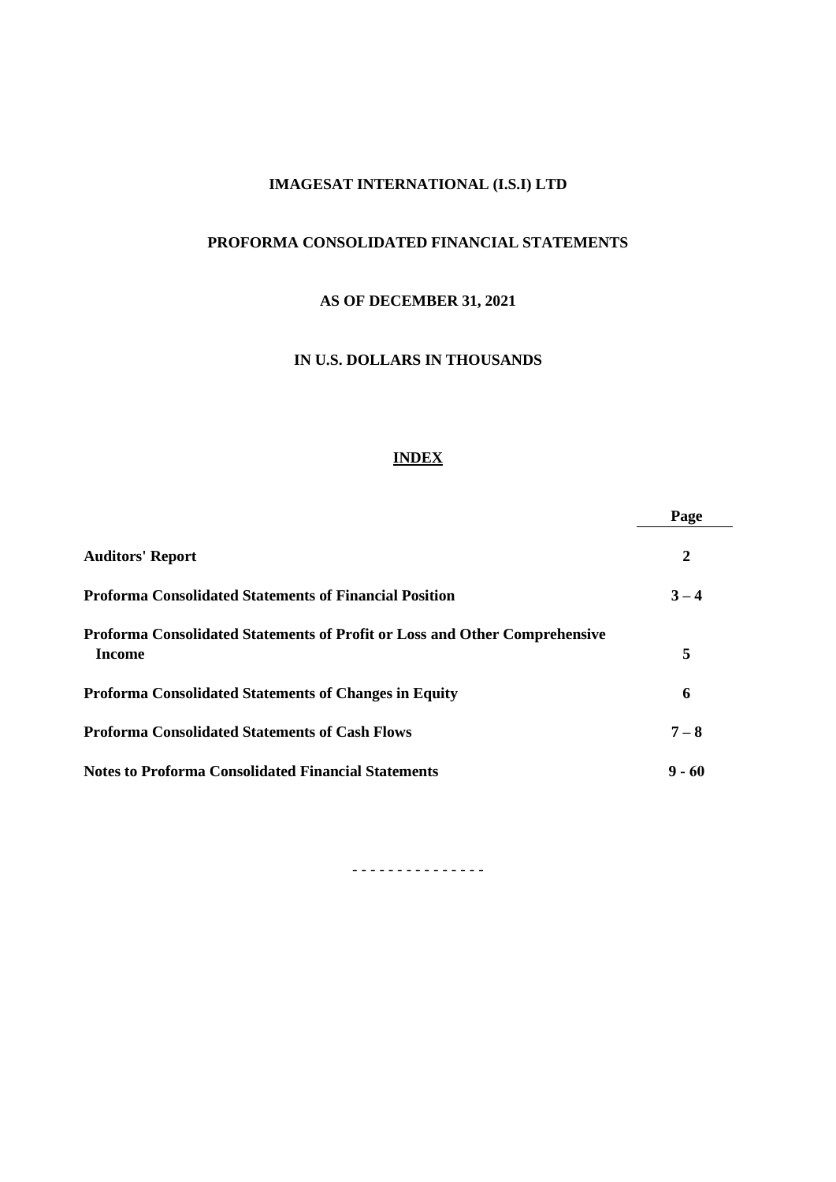# IMAGESAT INTERNATIONAL (I.S.I) LTD

## PROFORMA CONSOLIDATED FINANCIAL STATEMENTS

## AS OF DECEMBER 31, 2021

## IN U.S. DOLLARS IN THOUSANDS

**INDEX**

| | Page |
|---|---|
| **Auditors' Report** | **2** |
| **Proforma Consolidated Statements of Financial Position** | **3 – 4** |
| **Proforma Consolidated Statements of Profit or Loss and Other Comprehensive Income** | **5** |
| **Proforma Consolidated Statements of Changes in Equity** | **6** |
| **Proforma Consolidated Statements of Cash Flows** | **7 – 8** |
| **Notes to Proforma Consolidated Financial Statements** | **9 - 60** |

- - - - - - - - - - - - - - -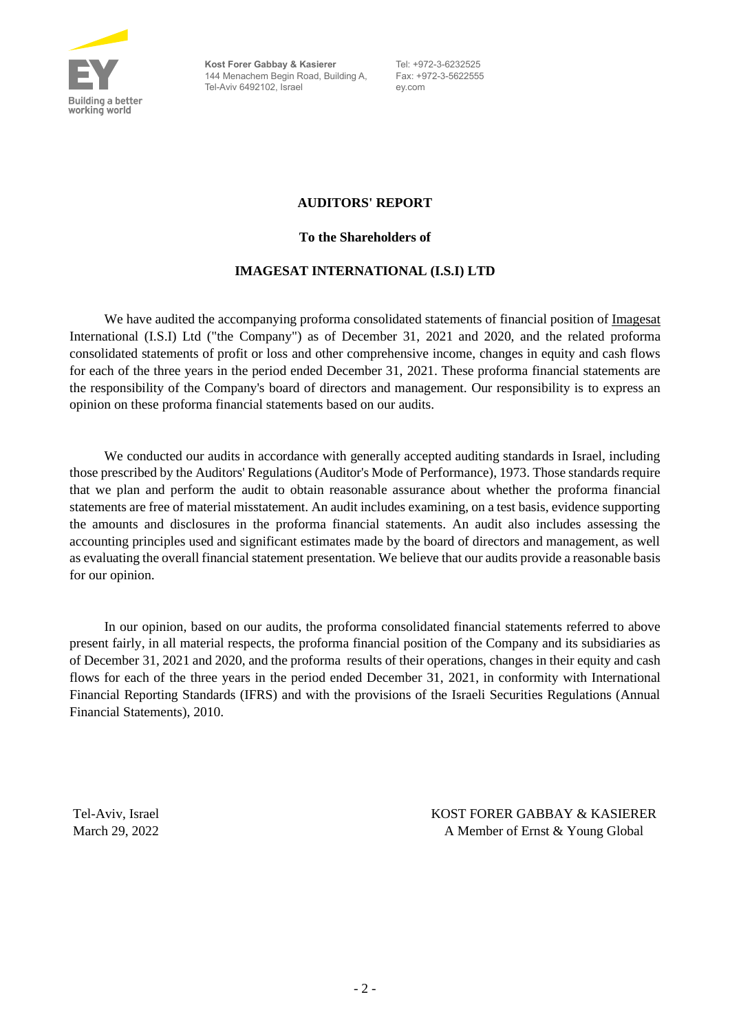Kost Forer Gabbay & Kasierer
144 Menachem Begin Road, Building A,
Tel-Aviv 6492102, Israel

Tel: +972-3-6232525
Fax: +972-3-5622555
ey.com

**AUDITORS' REPORT**

**To the Shareholders of**

**IMAGESAT INTERNATIONAL (I.S.I) LTD**

We have audited the accompanying proforma consolidated statements of financial position of Imagesat International (I.S.I) Ltd ("the Company") as of December 31, 2021 and 2020, and the related proforma consolidated statements of profit or loss and other comprehensive income, changes in equity and cash flows for each of the three years in the period ended December 31, 2021. These proforma financial statements are the responsibility of the Company's board of directors and management. Our responsibility is to express an opinion on these proforma financial statements based on our audits.

We conducted our audits in accordance with generally accepted auditing standards in Israel, including those prescribed by the Auditors' Regulations (Auditor's Mode of Performance), 1973. Those standards require that we plan and perform the audit to obtain reasonable assurance about whether the proforma financial statements are free of material misstatement. An audit includes examining, on a test basis, evidence supporting the amounts and disclosures in the proforma financial statements. An audit also includes assessing the accounting principles used and significant estimates made by the board of directors and management, as well as evaluating the overall financial statement presentation. We believe that our audits provide a reasonable basis for our opinion.

In our opinion, based on our audits, the proforma consolidated financial statements referred to above present fairly, in all material respects, the proforma financial position of the Company and its subsidiaries as of December 31, 2021 and 2020, and the proforma results of their operations, changes in their equity and cash flows for each of the three years in the period ended December 31, 2021, in conformity with International Financial Reporting Standards (IFRS) and with the provisions of the Israeli Securities Regulations (Annual Financial Statements), 2010.

Tel-Aviv, Israel
March 29, 2022

KOST FORER GABBAY & KASIERER
A Member of Ernst & Young Global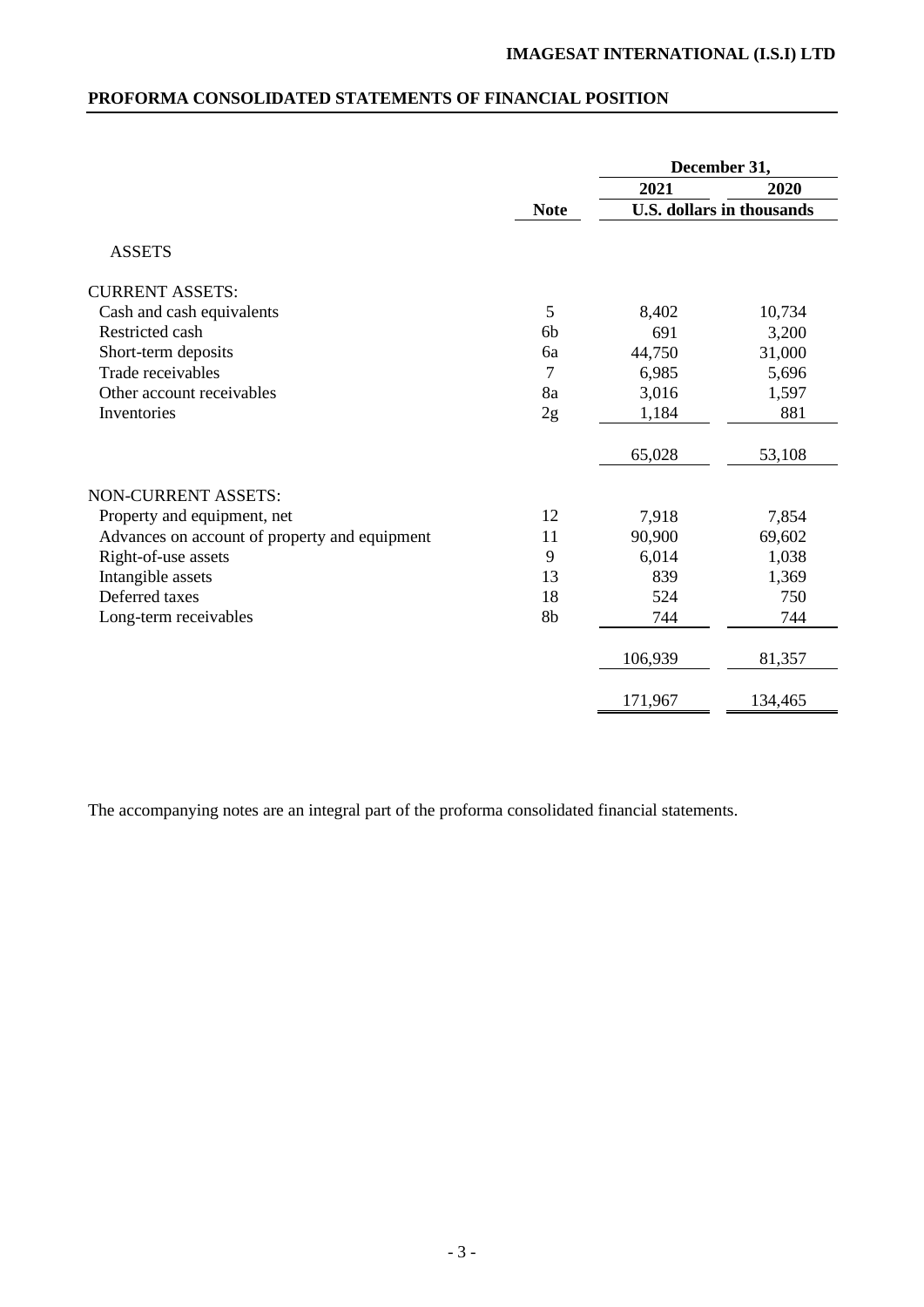IMAGESAT INTERNATIONAL (I.S.I) LTD

## PROFORMA CONSOLIDATED STATEMENTS OF FINANCIAL POSITION

| | | December 31, | |
|---|---|---|---|
| | | 2021 | 2020 |
| | Note | U.S. dollars in thousands | |
| ASSETS | | | |
| CURRENT ASSETS: | | | |
| Cash and cash equivalents | 5 | 8,402 | 10,734 |
| Restricted cash | 6b | 691 | 3,200 |
| Short-term deposits | 6a | 44,750 | 31,000 |
| Trade receivables | 7 | 6,985 | 5,696 |
| Other account receivables | 8a | 3,016 | 1,597 |
| Inventories | 2g | 1,184 | 881 |
| | | 65,028 | 53,108 |
| NON-CURRENT ASSETS: | | | |
| Property and equipment, net | 12 | 7,918 | 7,854 |
| Advances on account of property and equipment | 11 | 90,900 | 69,602 |
| Right-of-use assets | 9 | 6,014 | 1,038 |
| Intangible assets | 13 | 839 | 1,369 |
| Deferred taxes | 18 | 524 | 750 |
| Long-term receivables | 8b | 744 | 744 |
| | | 106,939 | 81,357 |
| | | 171,967 | 134,465 |

The accompanying notes are an integral part of the proforma consolidated financial statements.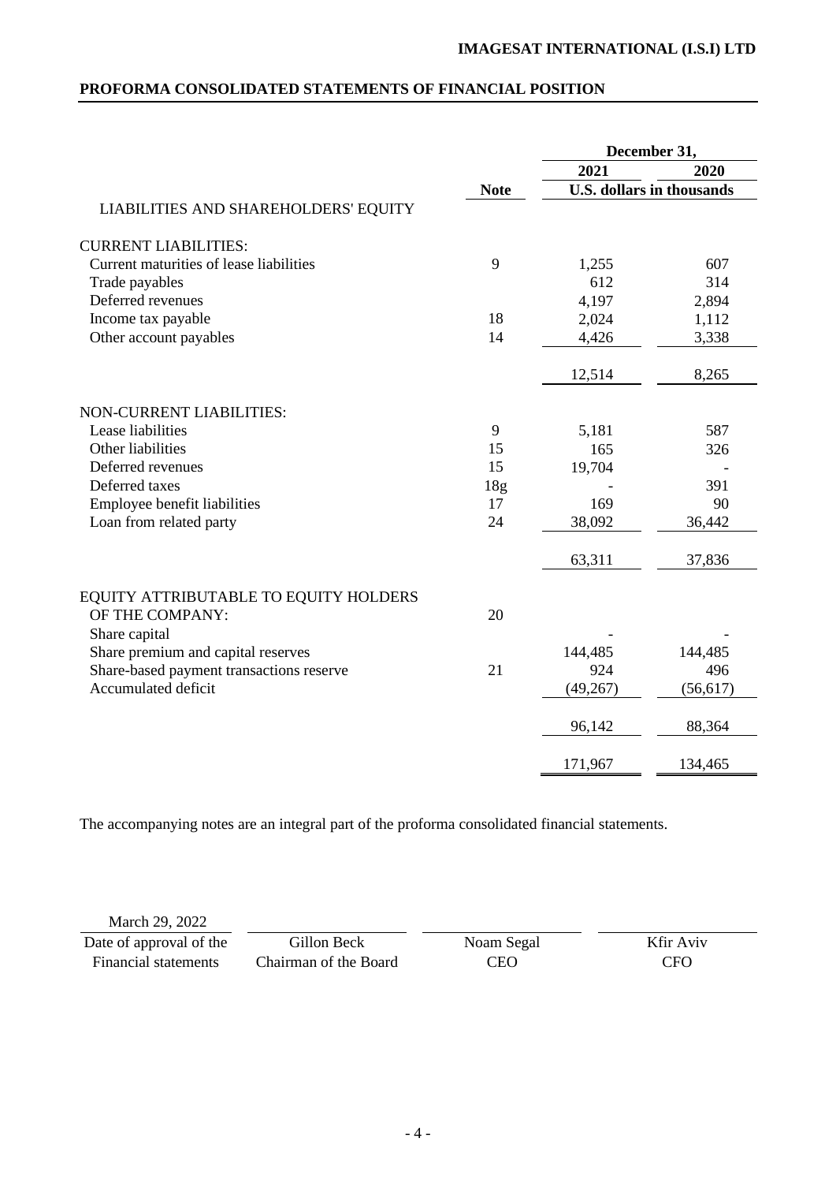**IMAGESAT INTERNATIONAL (I.S.I) LTD**

## PROFORMA CONSOLIDATED STATEMENTS OF FINANCIAL POSITION

| | | December 31, | |
|---|---|---|---|
| | | 2021 | 2020 |
| | **Note** | **U.S. dollars in thousands** | |
| LIABILITIES AND SHAREHOLDERS' EQUITY | | | |
| CURRENT LIABILITIES: | | | |
| Current maturities of lease liabilities | 9 | 1,255 | 607 |
| Trade payables | | 612 | 314 |
| Deferred revenues | | 4,197 | 2,894 |
| Income tax payable | 18 | 2,024 | 1,112 |
| Other account payables | 14 | 4,426 | 3,338 |
| | | 12,514 | 8,265 |
| NON-CURRENT LIABILITIES: | | | |
| Lease liabilities | 9 | 5,181 | 587 |
| Other liabilities | 15 | 165 | 326 |
| Deferred revenues | 15 | 19,704 | - |
| Deferred taxes | 18g | - | 391 |
| Employee benefit liabilities | 17 | 169 | 90 |
| Loan from related party | 24 | 38,092 | 36,442 |
| | | 63,311 | 37,836 |
| EQUITY ATTRIBUTABLE TO EQUITY HOLDERS OF THE COMPANY: | 20 | | |
| Share capital | | - | - |
| Share premium and capital reserves | | 144,485 | 144,485 |
| Share-based payment transactions reserve | 21 | 924 | 496 |
| Accumulated deficit | | (49,267) | (56,617) |
| | | 96,142 | 88,364 |
| | | 171,967 | 134,465 |

The accompanying notes are an integral part of the proforma consolidated financial statements.

| March 29, 2022 | | | |
|---|---|---|---|
| Date of approval of the Financial statements | Gillon Beck<br>Chairman of the Board | Noam Segal<br>CEO | Kfir Aviv<br>CFO |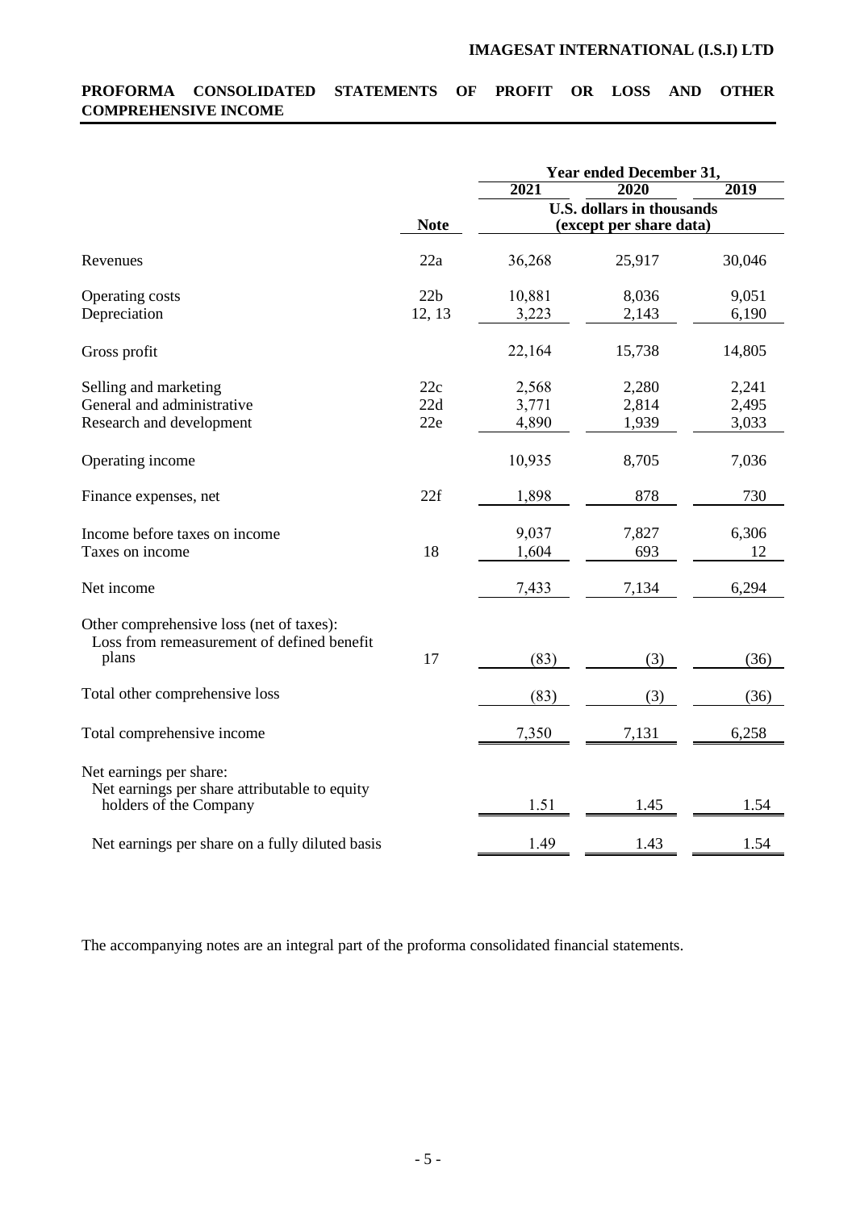# IMAGESAT INTERNATIONAL (I.S.I) LTD

## PROFORMA CONSOLIDATED STATEMENTS OF PROFIT OR LOSS AND OTHER COMPREHENSIVE INCOME

| | | Year ended December 31, | | |
|---|---|---|---|---|
| | | 2021 | 2020 | 2019 |
| | Note | U.S. dollars in thousands (except per share data) | | |
| Revenues | 22a | 36,268 | 25,917 | 30,046 |
| Operating costs | 22b | 10,881 | 8,036 | 9,051 |
| Depreciation | 12, 13 | 3,223 | 2,143 | 6,190 |
| Gross profit | | 22,164 | 15,738 | 14,805 |
| Selling and marketing | 22c | 2,568 | 2,280 | 2,241 |
| General and administrative | 22d | 3,771 | 2,814 | 2,495 |
| Research and development | 22e | 4,890 | 1,939 | 3,033 |
| Operating income | | 10,935 | 8,705 | 7,036 |
| Finance expenses, net | 22f | 1,898 | 878 | 730 |
| Income before taxes on income | | 9,037 | 7,827 | 6,306 |
| Taxes on income | 18 | 1,604 | 693 | 12 |
| Net income | | 7,433 | 7,134 | 6,294 |
| Other comprehensive loss (net of taxes): | | | | |
| Loss from remeasurement of defined benefit plans | 17 | (83) | (3) | (36) |
| Total other comprehensive loss | | (83) | (3) | (36) |
| Total comprehensive income | | 7,350 | 7,131 | 6,258 |
| Net earnings per share: | | | | |
| Net earnings per share attributable to equity holders of the Company | | 1.51 | 1.45 | 1.54 |
| Net earnings per share on a fully diluted basis | | 1.49 | 1.43 | 1.54 |

The accompanying notes are an integral part of the proforma consolidated financial statements.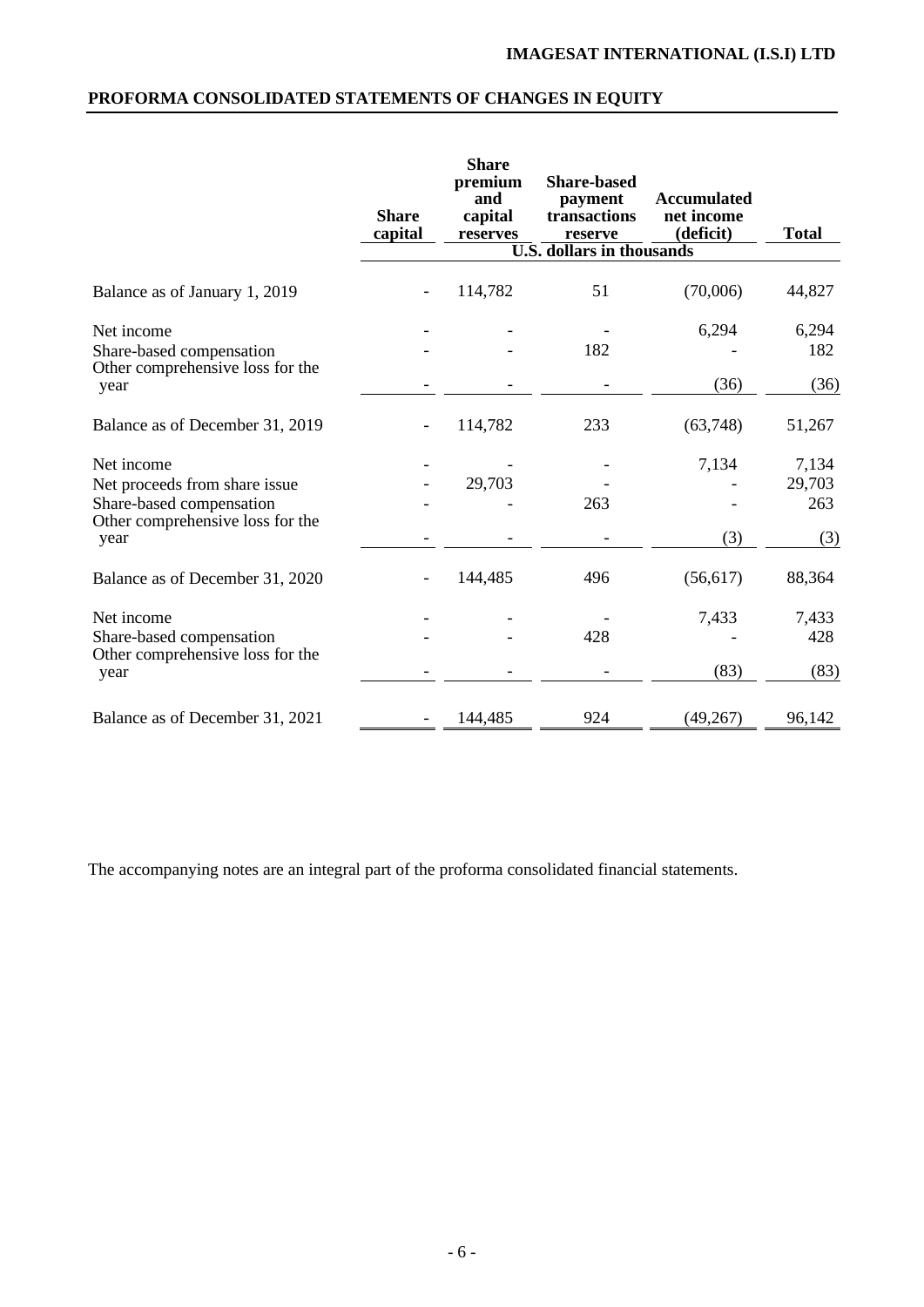## PROFORMA CONSOLIDATED STATEMENTS OF CHANGES IN EQUITY

| | Share capital | Share premium and capital reserves | Share-based payment transactions reserve | Accumulated net income (deficit) | Total |
|---|---|---|---|---|---|
| | U.S. dollars in thousands | | | | |
| Balance as of January 1, 2019 | - | 114,782 | 51 | (70,006) | 44,827 |
| Net income | - | - | - | 6,294 | 6,294 |
| Share-based compensation | - | - | 182 | - | 182 |
| Other comprehensive loss for the year | - | - | - | (36) | (36) |
| Balance as of December 31, 2019 | - | 114,782 | 233 | (63,748) | 51,267 |
| Net income | - | - | - | 7,134 | 7,134 |
| Net proceeds from share issue | - | 29,703 | - | - | 29,703 |
| Share-based compensation | - | - | 263 | - | 263 |
| Other comprehensive loss for the year | - | - | - | (3) | (3) |
| Balance as of December 31, 2020 | - | 144,485 | 496 | (56,617) | 88,364 |
| Net income | - | - | - | 7,433 | 7,433 |
| Share-based compensation | - | - | 428 | - | 428 |
| Other comprehensive loss for the year | - | - | - | (83) | (83) |
| Balance as of December 31, 2021 | - | 144,485 | 924 | (49,267) | 96,142 |

The accompanying notes are an integral part of the proforma consolidated financial statements.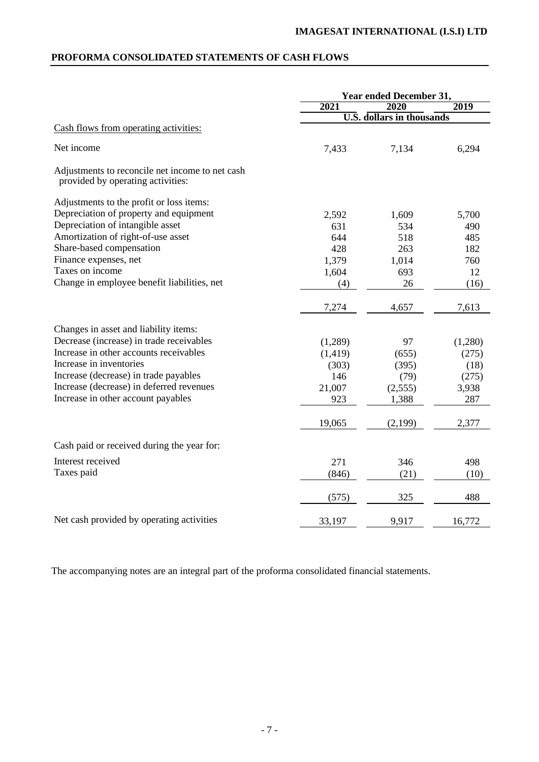**IMAGESAT INTERNATIONAL (I.S.I) LTD**

## PROFORMA CONSOLIDATED STATEMENTS OF CASH FLOWS

| | Year ended December 31, | | |
|---|---|---|---|
| | 2021 | 2020 | 2019 |
| | U.S. dollars in thousands | | |
| Cash flows from operating activities: | | | |
| Net income | 7,433 | 7,134 | 6,294 |
| Adjustments to reconcile net income to net cash provided by operating activities: | | | |
| Adjustments to the profit or loss items: | | | |
| Depreciation of property and equipment | 2,592 | 1,609 | 5,700 |
| Depreciation of intangible asset | 631 | 534 | 490 |
| Amortization of right-of-use asset | 644 | 518 | 485 |
| Share-based compensation | 428 | 263 | 182 |
| Finance expenses, net | 1,379 | 1,014 | 760 |
| Taxes on income | 1,604 | 693 | 12 |
| Change in employee benefit liabilities, net | (4) | 26 | (16) |
| | 7,274 | 4,657 | 7,613 |
| Changes in asset and liability items: | | | |
| Decrease (increase) in trade receivables | (1,289) | 97 | (1,280) |
| Increase in other accounts receivables | (1,419) | (655) | (275) |
| Increase in inventories | (303) | (395) | (18) |
| Increase (decrease) in trade payables | 146 | (79) | (275) |
| Increase (decrease) in deferred revenues | 21,007 | (2,555) | 3,938 |
| Increase in other account payables | 923 | 1,388 | 287 |
| | 19,065 | (2,199) | 2,377 |
| Cash paid or received during the year for: | | | |
| Interest received | 271 | 346 | 498 |
| Taxes paid | (846) | (21) | (10) |
| | (575) | 325 | 488 |
| Net cash provided by operating activities | 33,197 | 9,917 | 16,772 |

The accompanying notes are an integral part of the proforma consolidated financial statements.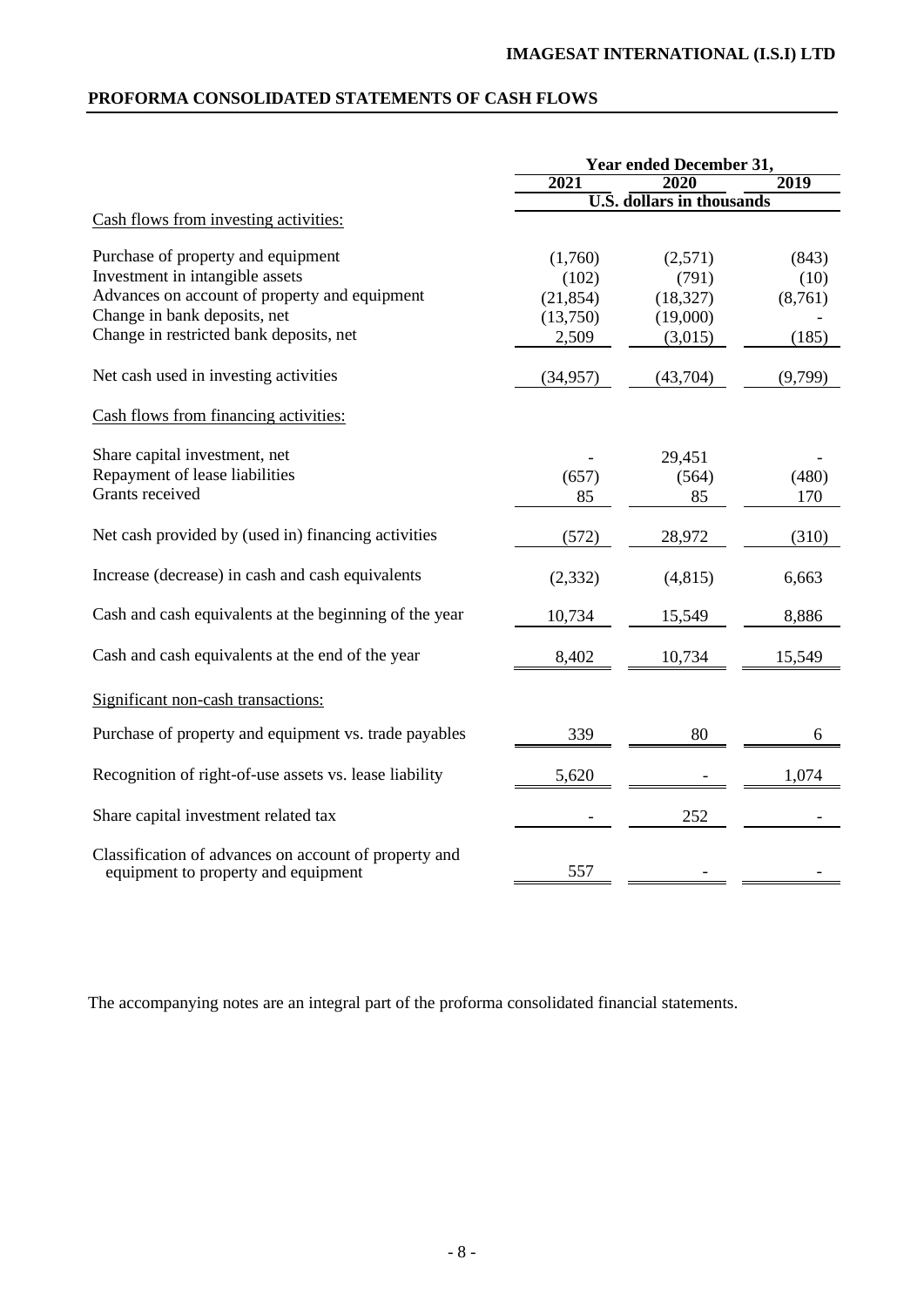**IMAGESAT INTERNATIONAL (I.S.I) LTD**

## PROFORMA CONSOLIDATED STATEMENTS OF CASH FLOWS

| | Year ended December 31, | | |
|---|---|---|---|
| | 2021 | 2020 | 2019 |
| | U.S. dollars in thousands | | |
| Cash flows from investing activities: | | | |
| Purchase of property and equipment | (1,760) | (2,571) | (843) |
| Investment in intangible assets | (102) | (791) | (10) |
| Advances on account of property and equipment | (21,854) | (18,327) | (8,761) |
| Change in bank deposits, net | (13,750) | (19,000) | - |
| Change in restricted bank deposits, net | 2,509 | (3,015) | (185) |
| Net cash used in investing activities | (34,957) | (43,704) | (9,799) |
| Cash flows from financing activities: | | | |
| Share capital investment, net | - | 29,451 | - |
| Repayment of lease liabilities | (657) | (564) | (480) |
| Grants received | 85 | 85 | 170 |
| Net cash provided by (used in) financing activities | (572) | 28,972 | (310) |
| Increase (decrease) in cash and cash equivalents | (2,332) | (4,815) | 6,663 |
| Cash and cash equivalents at the beginning of the year | 10,734 | 15,549 | 8,886 |
| Cash and cash equivalents at the end of the year | 8,402 | 10,734 | 15,549 |
| Significant non-cash transactions: | | | |
| Purchase of property and equipment vs. trade payables | 339 | 80 | 6 |
| Recognition of right-of-use assets vs. lease liability | 5,620 | - | 1,074 |
| Share capital investment related tax | - | 252 | - |
| Classification of advances on account of property and equipment to property and equipment | 557 | - | - |

The accompanying notes are an integral part of the proforma consolidated financial statements.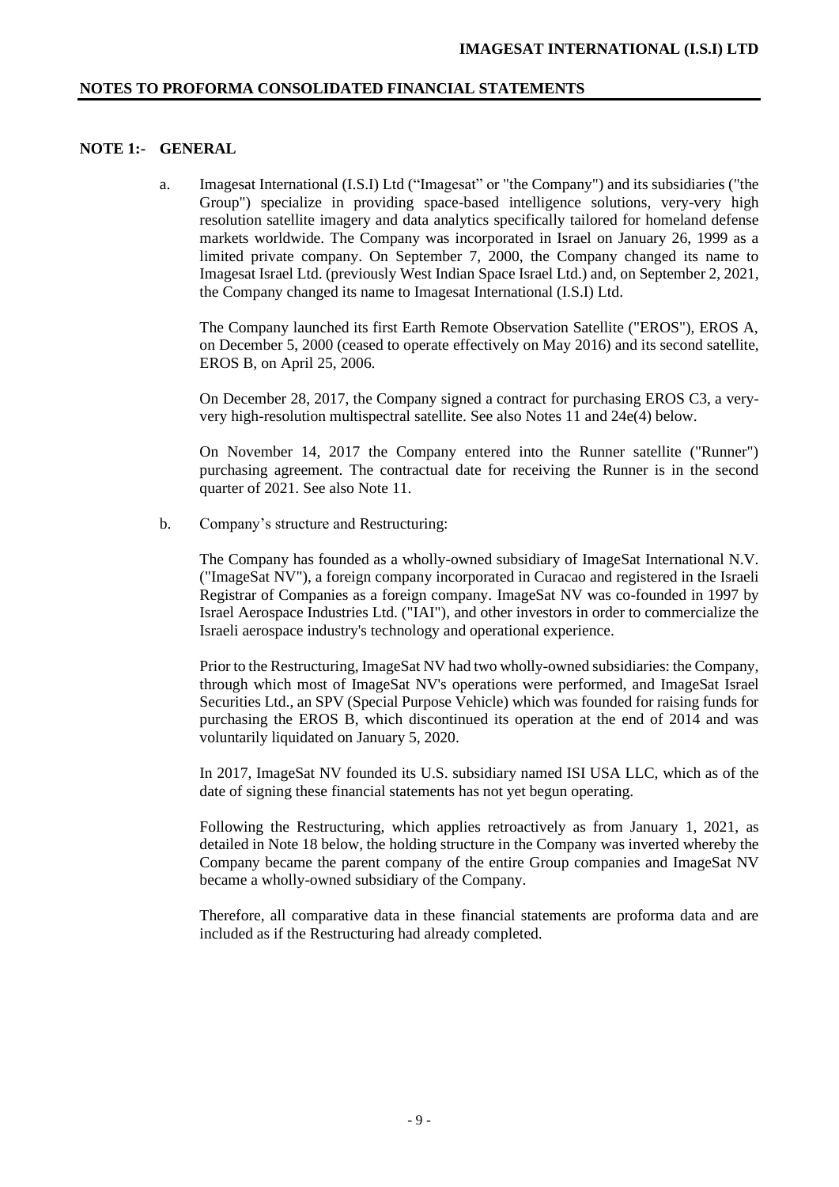## NOTES TO PROFORMA CONSOLIDATED FINANCIAL STATEMENTS

### NOTE 1:- GENERAL

a. Imagesat International (I.S.I) Ltd ("Imagesat" or "the Company") and its subsidiaries ("the Group") specialize in providing space-based intelligence solutions, very-very high resolution satellite imagery and data analytics specifically tailored for homeland defense markets worldwide. The Company was incorporated in Israel on January 26, 1999 as a limited private company. On September 7, 2000, the Company changed its name to Imagesat Israel Ltd. (previously West Indian Space Israel Ltd.) and, on September 2, 2021, the Company changed its name to Imagesat International (I.S.I) Ltd.

   The Company launched its first Earth Remote Observation Satellite ("EROS"), EROS A, on December 5, 2000 (ceased to operate effectively on May 2016) and its second satellite, EROS B, on April 25, 2006.

   On December 28, 2017, the Company signed a contract for purchasing EROS C3, a very-very high-resolution multispectral satellite. See also Notes 11 and 24e(4) below.

   On November 14, 2017 the Company entered into the Runner satellite ("Runner") purchasing agreement. The contractual date for receiving the Runner is in the second quarter of 2021. See also Note 11.

b. Company's structure and Restructuring:

   The Company has founded as a wholly-owned subsidiary of ImageSat International N.V. ("ImageSat NV"), a foreign company incorporated in Curacao and registered in the Israeli Registrar of Companies as a foreign company. ImageSat NV was co-founded in 1997 by Israel Aerospace Industries Ltd. ("IAI"), and other investors in order to commercialize the Israeli aerospace industry's technology and operational experience.

   Prior to the Restructuring, ImageSat NV had two wholly-owned subsidiaries: the Company, through which most of ImageSat NV's operations were performed, and ImageSat Israel Securities Ltd., an SPV (Special Purpose Vehicle) which was founded for raising funds for purchasing the EROS B, which discontinued its operation at the end of 2014 and was voluntarily liquidated on January 5, 2020.

   In 2017, ImageSat NV founded its U.S. subsidiary named ISI USA LLC, which as of the date of signing these financial statements has not yet begun operating.

   Following the Restructuring, which applies retroactively as from January 1, 2021, as detailed in Note 18 below, the holding structure in the Company was inverted whereby the Company became the parent company of the entire Group companies and ImageSat NV became a wholly-owned subsidiary of the Company.

   Therefore, all comparative data in these financial statements are proforma data and are included as if the Restructuring had already completed.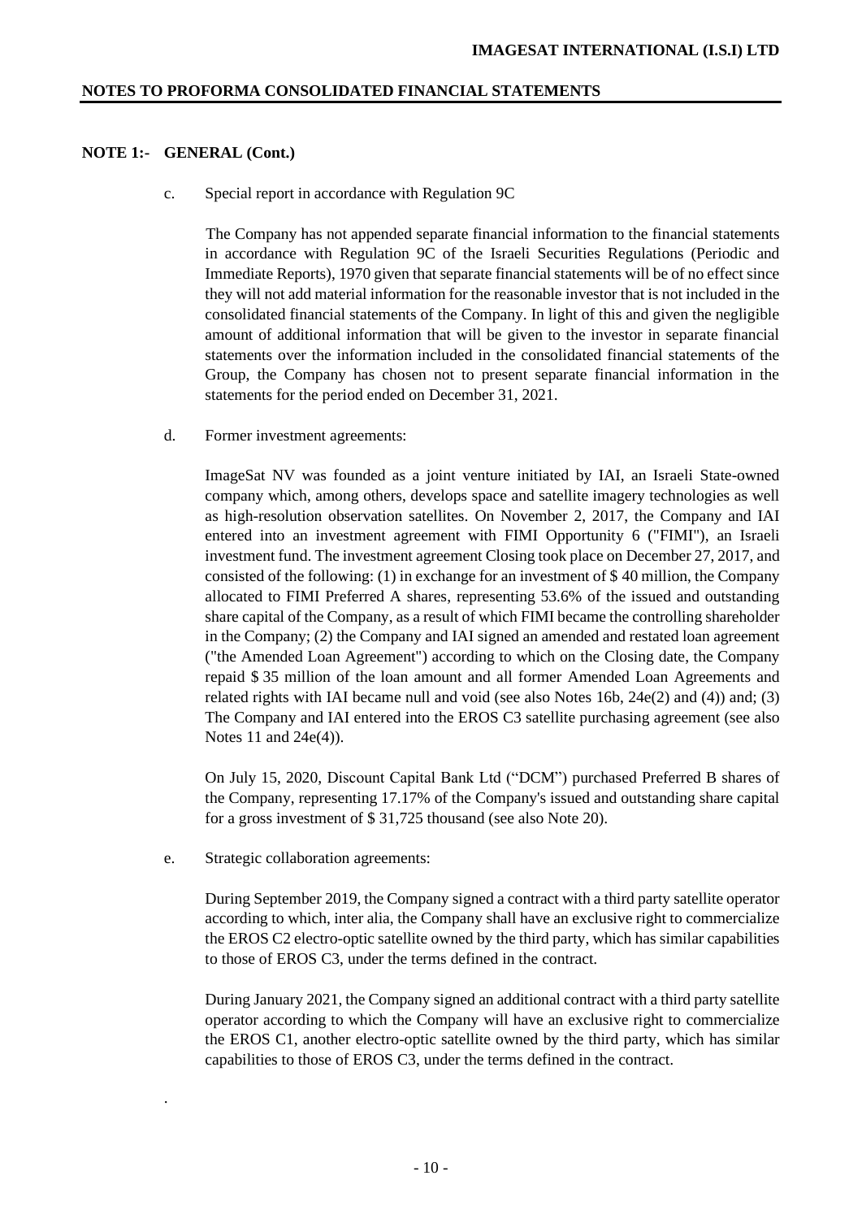**NOTE 1:- GENERAL (Cont.)**

c. Special report in accordance with Regulation 9C

The Company has not appended separate financial information to the financial statements in accordance with Regulation 9C of the Israeli Securities Regulations (Periodic and Immediate Reports), 1970 given that separate financial statements will be of no effect since they will not add material information for the reasonable investor that is not included in the consolidated financial statements of the Company. In light of this and given the negligible amount of additional information that will be given to the investor in separate financial statements over the information included in the consolidated financial statements of the Group, the Company has chosen not to present separate financial information in the statements for the period ended on December 31, 2021.

d. Former investment agreements:

ImageSat NV was founded as a joint venture initiated by IAI, an Israeli State-owned company which, among others, develops space and satellite imagery technologies as well as high-resolution observation satellites. On November 2, 2017, the Company and IAI entered into an investment agreement with FIMI Opportunity 6 ("FIMI"), an Israeli investment fund. The investment agreement Closing took place on December 27, 2017, and consisted of the following: (1) in exchange for an investment of $ 40 million, the Company allocated to FIMI Preferred A shares, representing 53.6% of the issued and outstanding share capital of the Company, as a result of which FIMI became the controlling shareholder in the Company; (2) the Company and IAI signed an amended and restated loan agreement ("the Amended Loan Agreement") according to which on the Closing date, the Company repaid $ 35 million of the loan amount and all former Amended Loan Agreements and related rights with IAI became null and void (see also Notes 16b, 24e(2) and (4)) and; (3) The Company and IAI entered into the EROS C3 satellite purchasing agreement (see also Notes 11 and 24e(4)).

On July 15, 2020, Discount Capital Bank Ltd ("DCM") purchased Preferred B shares of the Company, representing 17.17% of the Company's issued and outstanding share capital for a gross investment of $ 31,725 thousand (see also Note 20).

e. Strategic collaboration agreements:

During September 2019, the Company signed a contract with a third party satellite operator according to which, inter alia, the Company shall have an exclusive right to commercialize the EROS C2 electro-optic satellite owned by the third party, which has similar capabilities to those of EROS C3, under the terms defined in the contract.

During January 2021, the Company signed an additional contract with a third party satellite operator according to which the Company will have an exclusive right to commercialize the EROS C1, another electro-optic satellite owned by the third party, which has similar capabilities to those of EROS C3, under the terms defined in the contract.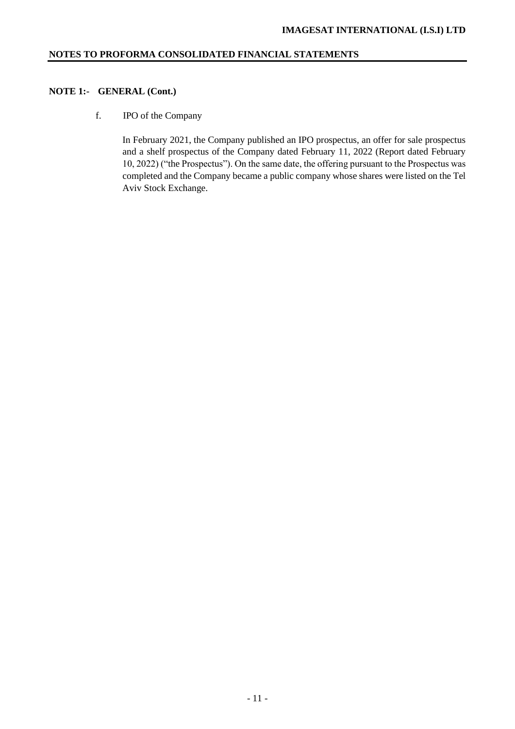## NOTES TO PROFORMA CONSOLIDATED FINANCIAL STATEMENTS

### NOTE 1:- GENERAL (Cont.)

f. IPO of the Company

In February 2021, the Company published an IPO prospectus, an offer for sale prospectus and a shelf prospectus of the Company dated February 11, 2022 (Report dated February 10, 2022) ("the Prospectus"). On the same date, the offering pursuant to the Prospectus was completed and the Company became a public company whose shares were listed on the Tel Aviv Stock Exchange.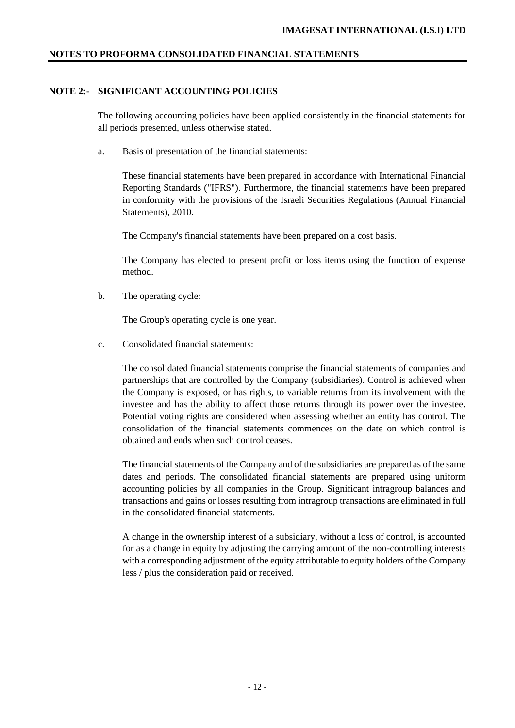## NOTE 2:- SIGNIFICANT ACCOUNTING POLICIES

The following accounting policies have been applied consistently in the financial statements for all periods presented, unless otherwise stated.

a. Basis of presentation of the financial statements:

These financial statements have been prepared in accordance with International Financial Reporting Standards ("IFRS"). Furthermore, the financial statements have been prepared in conformity with the provisions of the Israeli Securities Regulations (Annual Financial Statements), 2010.

The Company's financial statements have been prepared on a cost basis.

The Company has elected to present profit or loss items using the function of expense method.

b. The operating cycle:

The Group's operating cycle is one year.

c. Consolidated financial statements:

The consolidated financial statements comprise the financial statements of companies and partnerships that are controlled by the Company (subsidiaries). Control is achieved when the Company is exposed, or has rights, to variable returns from its involvement with the investee and has the ability to affect those returns through its power over the investee. Potential voting rights are considered when assessing whether an entity has control. The consolidation of the financial statements commences on the date on which control is obtained and ends when such control ceases.

The financial statements of the Company and of the subsidiaries are prepared as of the same dates and periods. The consolidated financial statements are prepared using uniform accounting policies by all companies in the Group. Significant intragroup balances and transactions and gains or losses resulting from intragroup transactions are eliminated in full in the consolidated financial statements.

A change in the ownership interest of a subsidiary, without a loss of control, is accounted for as a change in equity by adjusting the carrying amount of the non-controlling interests with a corresponding adjustment of the equity attributable to equity holders of the Company less / plus the consideration paid or received.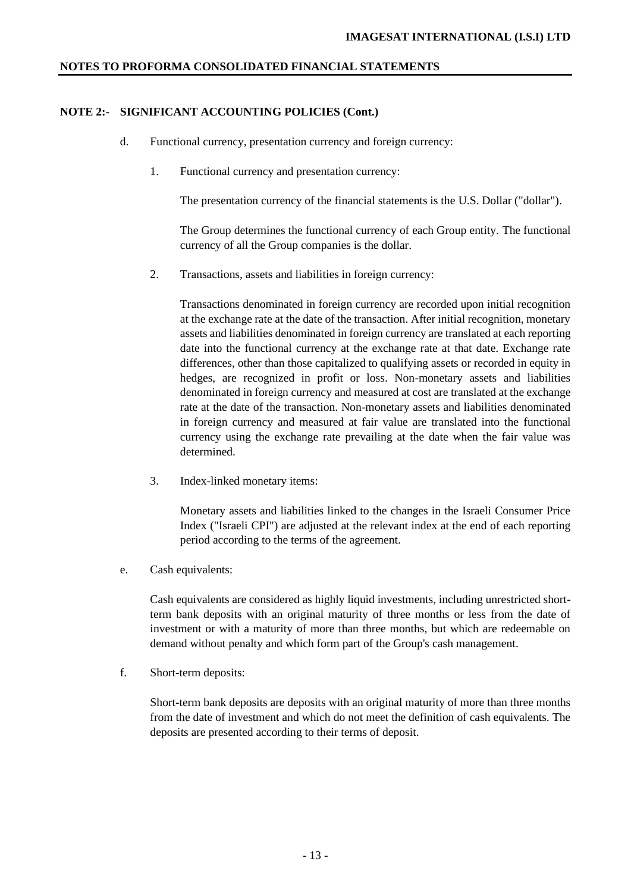## NOTE 2:- SIGNIFICANT ACCOUNTING POLICIES (Cont.)

d. Functional currency, presentation currency and foreign currency:

1. Functional currency and presentation currency:

   The presentation currency of the financial statements is the U.S. Dollar ("dollar").

   The Group determines the functional currency of each Group entity. The functional currency of all the Group companies is the dollar.

2. Transactions, assets and liabilities in foreign currency:

   Transactions denominated in foreign currency are recorded upon initial recognition at the exchange rate at the date of the transaction. After initial recognition, monetary assets and liabilities denominated in foreign currency are translated at each reporting date into the functional currency at the exchange rate at that date. Exchange rate differences, other than those capitalized to qualifying assets or recorded in equity in hedges, are recognized in profit or loss. Non-monetary assets and liabilities denominated in foreign currency and measured at cost are translated at the exchange rate at the date of the transaction. Non-monetary assets and liabilities denominated in foreign currency and measured at fair value are translated into the functional currency using the exchange rate prevailing at the date when the fair value was determined.

3. Index-linked monetary items:

   Monetary assets and liabilities linked to the changes in the Israeli Consumer Price Index ("Israeli CPI") are adjusted at the relevant index at the end of each reporting period according to the terms of the agreement.

e. Cash equivalents:

   Cash equivalents are considered as highly liquid investments, including unrestricted short-term bank deposits with an original maturity of three months or less from the date of investment or with a maturity of more than three months, but which are redeemable on demand without penalty and which form part of the Group's cash management.

f. Short-term deposits:

   Short-term bank deposits are deposits with an original maturity of more than three months from the date of investment and which do not meet the definition of cash equivalents. The deposits are presented according to their terms of deposit.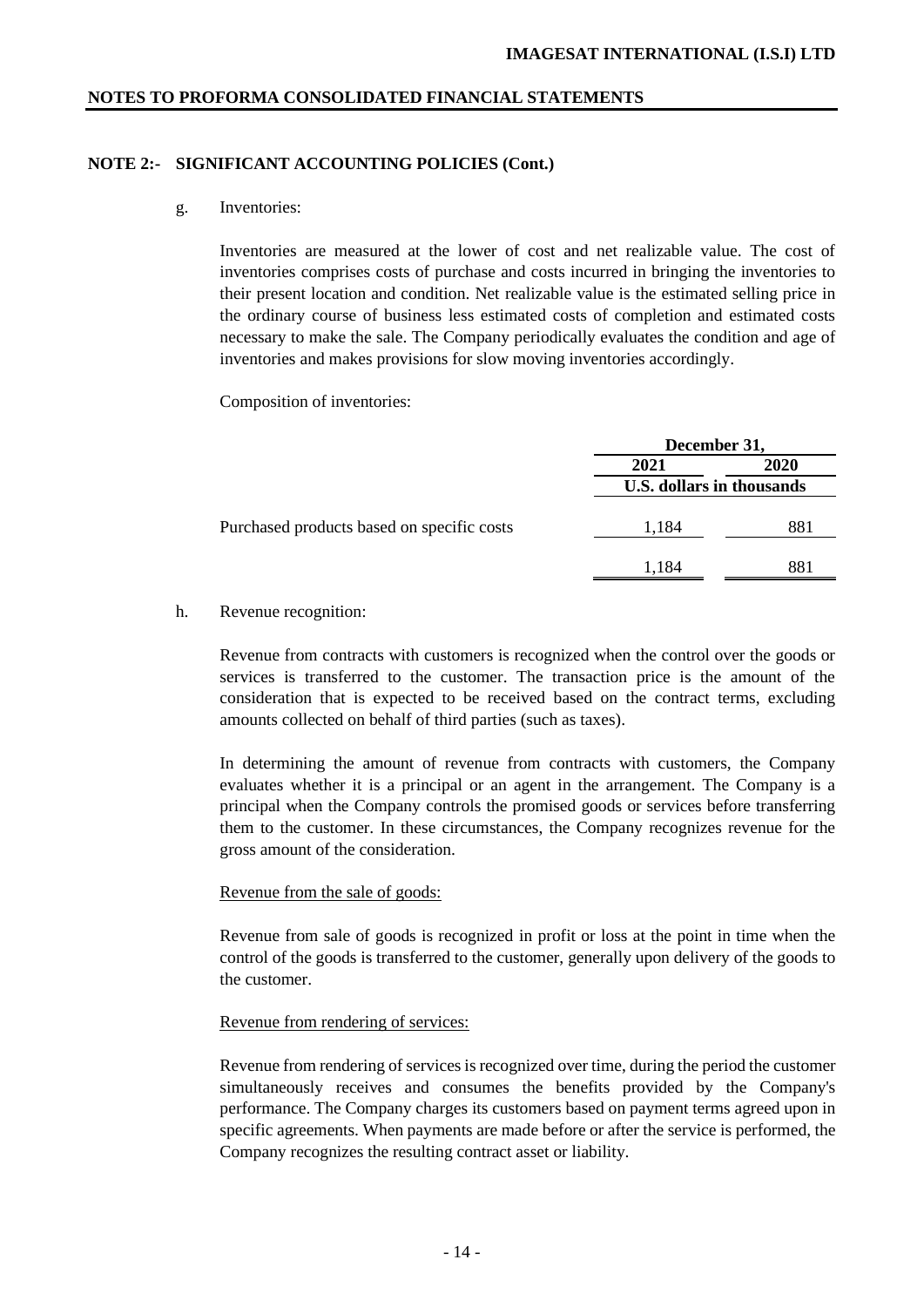## NOTE 2:- SIGNIFICANT ACCOUNTING POLICIES (Cont.)

g. Inventories:

Inventories are measured at the lower of cost and net realizable value. The cost of inventories comprises costs of purchase and costs incurred in bringing the inventories to their present location and condition. Net realizable value is the estimated selling price in the ordinary course of business less estimated costs of completion and estimated costs necessary to make the sale. The Company periodically evaluates the condition and age of inventories and makes provisions for slow moving inventories accordingly.

Composition of inventories:

| | December 31, | |
|---|---|---|
| | 2021 | 2020 |
| | U.S. dollars in thousands | |
| Purchased products based on specific costs | 1,184 | 881 |
| | 1,184 | 881 |

h. Revenue recognition:

Revenue from contracts with customers is recognized when the control over the goods or services is transferred to the customer. The transaction price is the amount of the consideration that is expected to be received based on the contract terms, excluding amounts collected on behalf of third parties (such as taxes).

In determining the amount of revenue from contracts with customers, the Company evaluates whether it is a principal or an agent in the arrangement. The Company is a principal when the Company controls the promised goods or services before transferring them to the customer. In these circumstances, the Company recognizes revenue for the gross amount of the consideration.

Revenue from the sale of goods:

Revenue from sale of goods is recognized in profit or loss at the point in time when the control of the goods is transferred to the customer, generally upon delivery of the goods to the customer.

Revenue from rendering of services:

Revenue from rendering of services is recognized over time, during the period the customer simultaneously receives and consumes the benefits provided by the Company's performance. The Company charges its customers based on payment terms agreed upon in specific agreements. When payments are made before or after the service is performed, the Company recognizes the resulting contract asset or liability.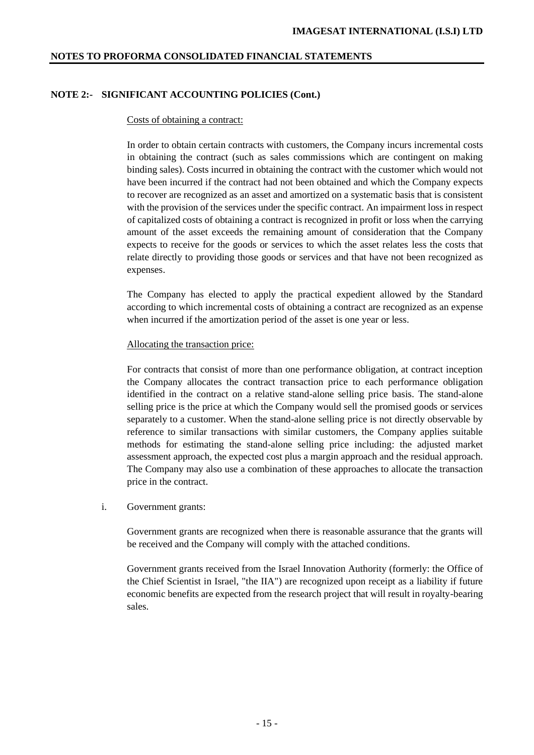## NOTE 2:- SIGNIFICANT ACCOUNTING POLICIES (Cont.)

Costs of obtaining a contract:

In order to obtain certain contracts with customers, the Company incurs incremental costs in obtaining the contract (such as sales commissions which are contingent on making binding sales). Costs incurred in obtaining the contract with the customer which would not have been incurred if the contract had not been obtained and which the Company expects to recover are recognized as an asset and amortized on a systematic basis that is consistent with the provision of the services under the specific contract. An impairment loss in respect of capitalized costs of obtaining a contract is recognized in profit or loss when the carrying amount of the asset exceeds the remaining amount of consideration that the Company expects to receive for the goods or services to which the asset relates less the costs that relate directly to providing those goods or services and that have not been recognized as expenses.

The Company has elected to apply the practical expedient allowed by the Standard according to which incremental costs of obtaining a contract are recognized as an expense when incurred if the amortization period of the asset is one year or less.

Allocating the transaction price:

For contracts that consist of more than one performance obligation, at contract inception the Company allocates the contract transaction price to each performance obligation identified in the contract on a relative stand-alone selling price basis. The stand-alone selling price is the price at which the Company would sell the promised goods or services separately to a customer. When the stand-alone selling price is not directly observable by reference to similar transactions with similar customers, the Company applies suitable methods for estimating the stand-alone selling price including: the adjusted market assessment approach, the expected cost plus a margin approach and the residual approach. The Company may also use a combination of these approaches to allocate the transaction price in the contract.

i. Government grants:

Government grants are recognized when there is reasonable assurance that the grants will be received and the Company will comply with the attached conditions.

Government grants received from the Israel Innovation Authority (formerly: the Office of the Chief Scientist in Israel, "the IIA") are recognized upon receipt as a liability if future economic benefits are expected from the research project that will result in royalty-bearing sales.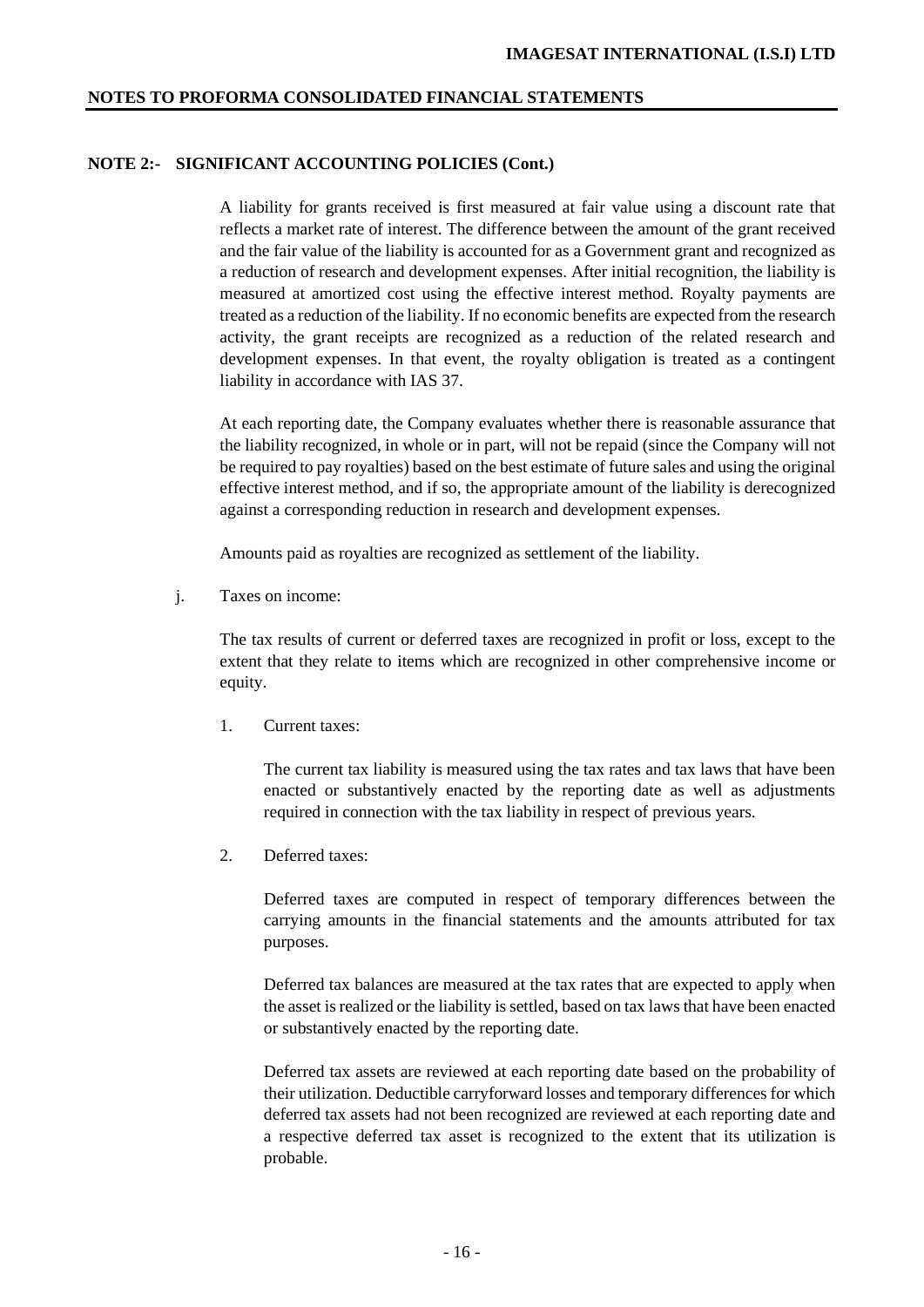## NOTE 2:- SIGNIFICANT ACCOUNTING POLICIES (Cont.)

A liability for grants received is first measured at fair value using a discount rate that reflects a market rate of interest. The difference between the amount of the grant received and the fair value of the liability is accounted for as a Government grant and recognized as a reduction of research and development expenses. After initial recognition, the liability is measured at amortized cost using the effective interest method. Royalty payments are treated as a reduction of the liability. If no economic benefits are expected from the research activity, the grant receipts are recognized as a reduction of the related research and development expenses. In that event, the royalty obligation is treated as a contingent liability in accordance with IAS 37.

At each reporting date, the Company evaluates whether there is reasonable assurance that the liability recognized, in whole or in part, will not be repaid (since the Company will not be required to pay royalties) based on the best estimate of future sales and using the original effective interest method, and if so, the appropriate amount of the liability is derecognized against a corresponding reduction in research and development expenses.

Amounts paid as royalties are recognized as settlement of the liability.

j. Taxes on income:

The tax results of current or deferred taxes are recognized in profit or loss, except to the extent that they relate to items which are recognized in other comprehensive income or equity.

1. Current taxes:

   The current tax liability is measured using the tax rates and tax laws that have been enacted or substantively enacted by the reporting date as well as adjustments required in connection with the tax liability in respect of previous years.

2. Deferred taxes:

   Deferred taxes are computed in respect of temporary differences between the carrying amounts in the financial statements and the amounts attributed for tax purposes.

   Deferred tax balances are measured at the tax rates that are expected to apply when the asset is realized or the liability is settled, based on tax laws that have been enacted or substantively enacted by the reporting date.

   Deferred tax assets are reviewed at each reporting date based on the probability of their utilization. Deductible carryforward losses and temporary differences for which deferred tax assets had not been recognized are reviewed at each reporting date and a respective deferred tax asset is recognized to the extent that its utilization is probable.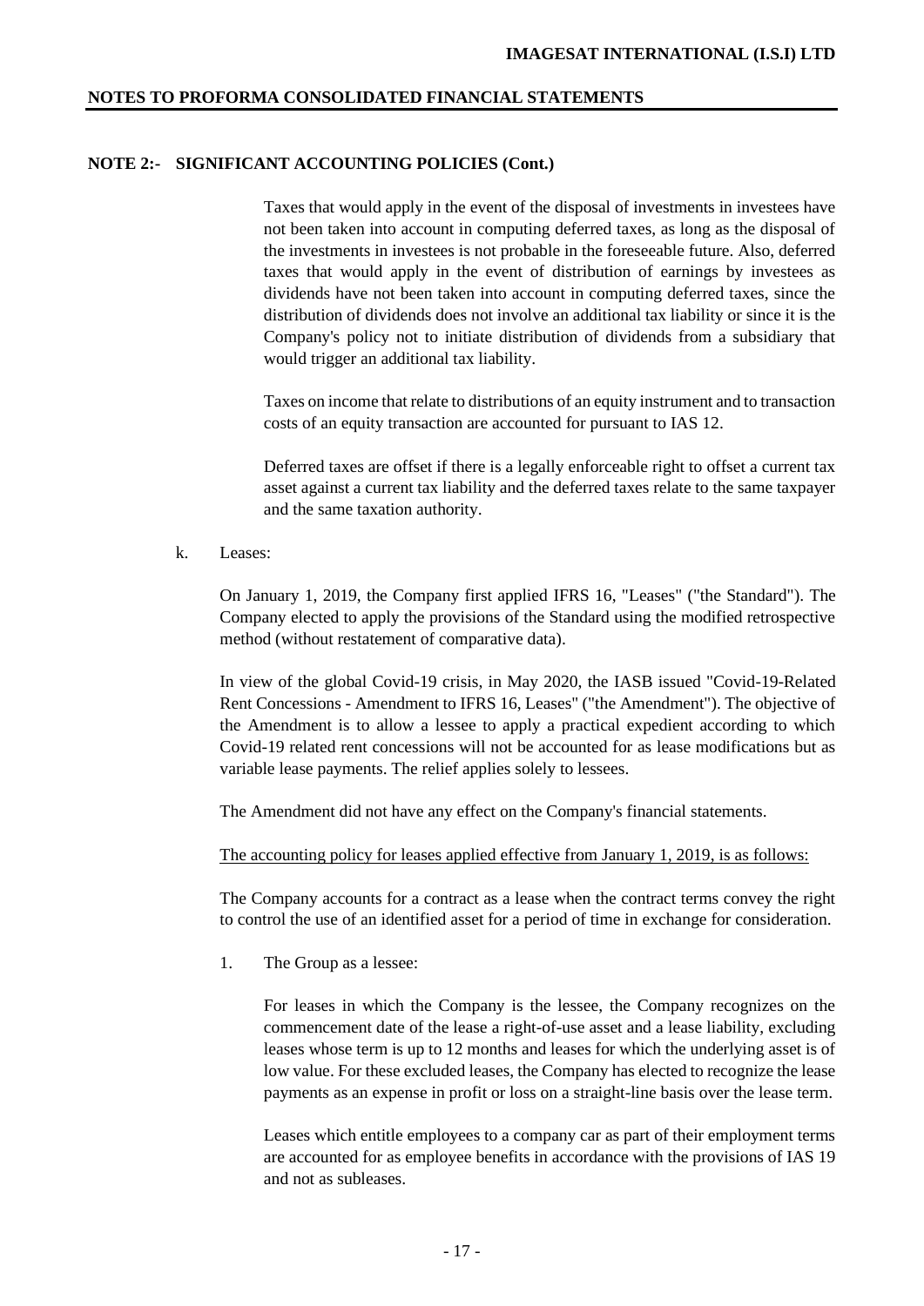**NOTE 2:- SIGNIFICANT ACCOUNTING POLICIES (Cont.)**

Taxes that would apply in the event of the disposal of investments in investees have not been taken into account in computing deferred taxes, as long as the disposal of the investments in investees is not probable in the foreseeable future. Also, deferred taxes that would apply in the event of distribution of earnings by investees as dividends have not been taken into account in computing deferred taxes, since the distribution of dividends does not involve an additional tax liability or since it is the Company's policy not to initiate distribution of dividends from a subsidiary that would trigger an additional tax liability.

Taxes on income that relate to distributions of an equity instrument and to transaction costs of an equity transaction are accounted for pursuant to IAS 12.

Deferred taxes are offset if there is a legally enforceable right to offset a current tax asset against a current tax liability and the deferred taxes relate to the same taxpayer and the same taxation authority.

k. Leases:

On January 1, 2019, the Company first applied IFRS 16, "Leases" ("the Standard"). The Company elected to apply the provisions of the Standard using the modified retrospective method (without restatement of comparative data).

In view of the global Covid-19 crisis, in May 2020, the IASB issued "Covid-19-Related Rent Concessions - Amendment to IFRS 16, Leases" ("the Amendment"). The objective of the Amendment is to allow a lessee to apply a practical expedient according to which Covid-19 related rent concessions will not be accounted for as lease modifications but as variable lease payments. The relief applies solely to lessees.

The Amendment did not have any effect on the Company's financial statements.

The accounting policy for leases applied effective from January 1, 2019, is as follows:

The Company accounts for a contract as a lease when the contract terms convey the right to control the use of an identified asset for a period of time in exchange for consideration.

1. The Group as a lessee:

For leases in which the Company is the lessee, the Company recognizes on the commencement date of the lease a right-of-use asset and a lease liability, excluding leases whose term is up to 12 months and leases for which the underlying asset is of low value. For these excluded leases, the Company has elected to recognize the lease payments as an expense in profit or loss on a straight-line basis over the lease term.

Leases which entitle employees to a company car as part of their employment terms are accounted for as employee benefits in accordance with the provisions of IAS 19 and not as subleases.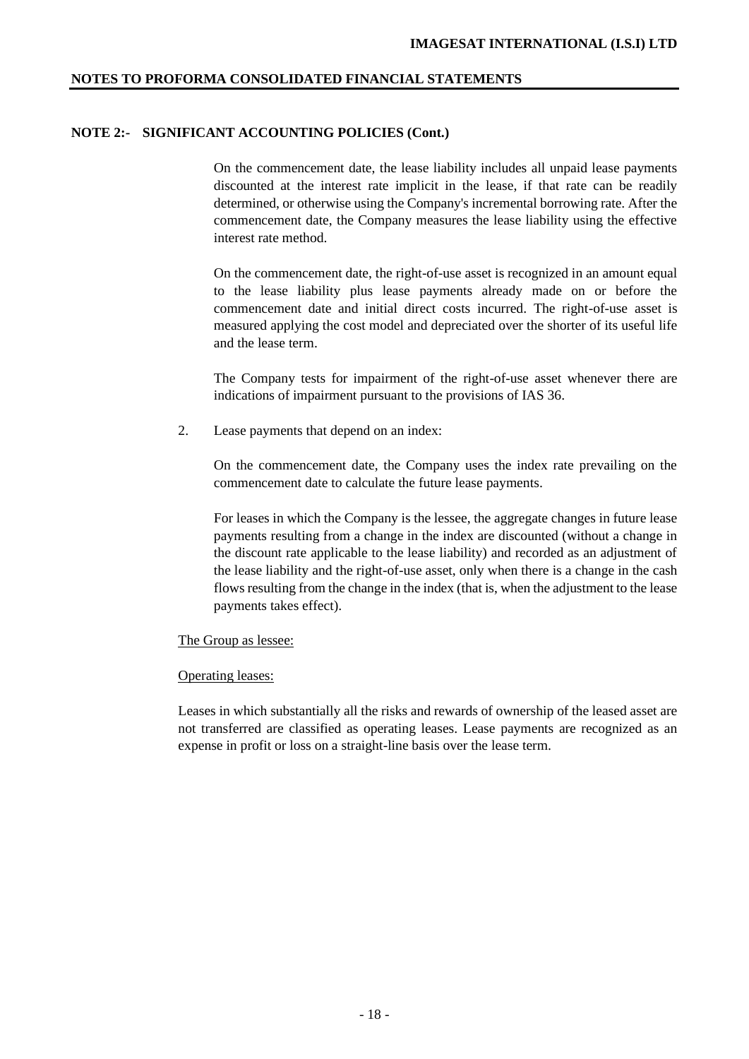## NOTE 2:- SIGNIFICANT ACCOUNTING POLICIES (Cont.)

On the commencement date, the lease liability includes all unpaid lease payments discounted at the interest rate implicit in the lease, if that rate can be readily determined, or otherwise using the Company's incremental borrowing rate. After the commencement date, the Company measures the lease liability using the effective interest rate method.

On the commencement date, the right-of-use asset is recognized in an amount equal to the lease liability plus lease payments already made on or before the commencement date and initial direct costs incurred. The right-of-use asset is measured applying the cost model and depreciated over the shorter of its useful life and the lease term.

The Company tests for impairment of the right-of-use asset whenever there are indications of impairment pursuant to the provisions of IAS 36.

2. Lease payments that depend on an index:

   On the commencement date, the Company uses the index rate prevailing on the commencement date to calculate the future lease payments.

   For leases in which the Company is the lessee, the aggregate changes in future lease payments resulting from a change in the index are discounted (without a change in the discount rate applicable to the lease liability) and recorded as an adjustment of the lease liability and the right-of-use asset, only when there is a change in the cash flows resulting from the change in the index (that is, when the adjustment to the lease payments takes effect).

The Group as lessee:

Operating leases:

Leases in which substantially all the risks and rewards of ownership of the leased asset are not transferred are classified as operating leases. Lease payments are recognized as an expense in profit or loss on a straight-line basis over the lease term.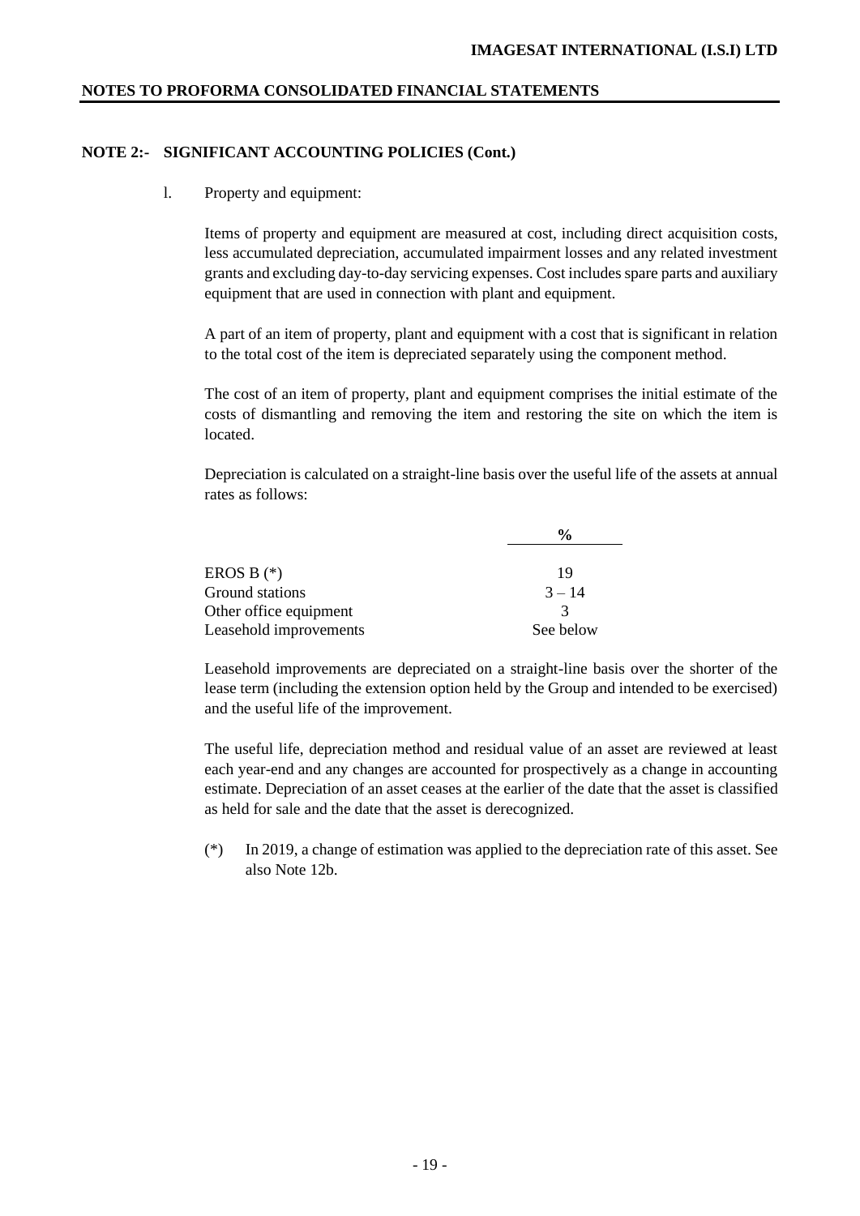## NOTE 2:- SIGNIFICANT ACCOUNTING POLICIES (Cont.)

l. Property and equipment:

Items of property and equipment are measured at cost, including direct acquisition costs, less accumulated depreciation, accumulated impairment losses and any related investment grants and excluding day-to-day servicing expenses. Cost includes spare parts and auxiliary equipment that are used in connection with plant and equipment.

A part of an item of property, plant and equipment with a cost that is significant in relation to the total cost of the item is depreciated separately using the component method.

The cost of an item of property, plant and equipment comprises the initial estimate of the costs of dismantling and removing the item and restoring the site on which the item is located.

Depreciation is calculated on a straight-line basis over the useful life of the assets at annual rates as follows:

| | % |
|---|---|
| EROS B (*) | 19 |
| Ground stations | 3 – 14 |
| Other office equipment | 3 |
| Leasehold improvements | See below |

Leasehold improvements are depreciated on a straight-line basis over the shorter of the lease term (including the extension option held by the Group and intended to be exercised) and the useful life of the improvement.

The useful life, depreciation method and residual value of an asset are reviewed at least each year-end and any changes are accounted for prospectively as a change in accounting estimate. Depreciation of an asset ceases at the earlier of the date that the asset is classified as held for sale and the date that the asset is derecognized.

(*) In 2019, a change of estimation was applied to the depreciation rate of this asset. See also Note 12b.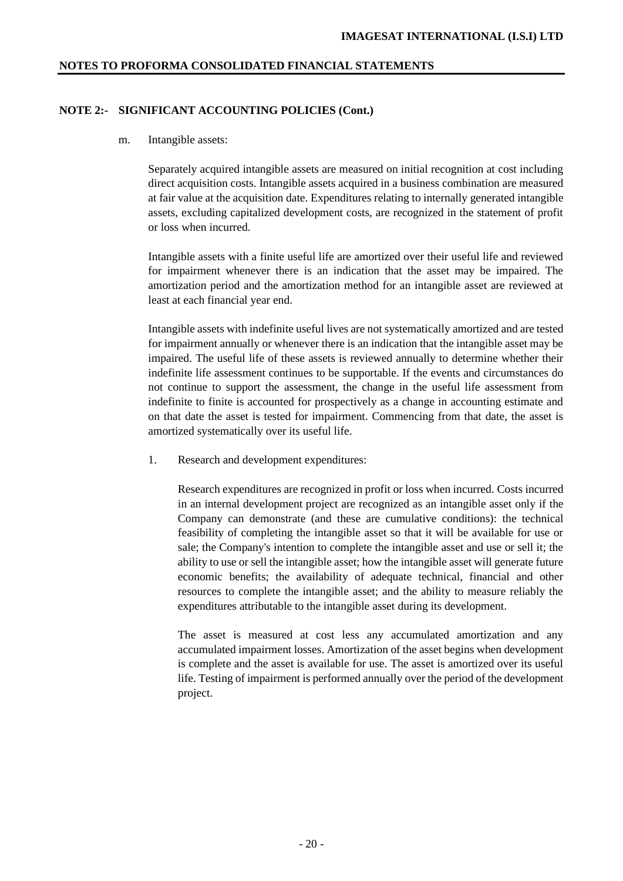## NOTE 2:- SIGNIFICANT ACCOUNTING POLICIES (Cont.)

m. Intangible assets:

Separately acquired intangible assets are measured on initial recognition at cost including direct acquisition costs. Intangible assets acquired in a business combination are measured at fair value at the acquisition date. Expenditures relating to internally generated intangible assets, excluding capitalized development costs, are recognized in the statement of profit or loss when incurred.

Intangible assets with a finite useful life are amortized over their useful life and reviewed for impairment whenever there is an indication that the asset may be impaired. The amortization period and the amortization method for an intangible asset are reviewed at least at each financial year end.

Intangible assets with indefinite useful lives are not systematically amortized and are tested for impairment annually or whenever there is an indication that the intangible asset may be impaired. The useful life of these assets is reviewed annually to determine whether their indefinite life assessment continues to be supportable. If the events and circumstances do not continue to support the assessment, the change in the useful life assessment from indefinite to finite is accounted for prospectively as a change in accounting estimate and on that date the asset is tested for impairment. Commencing from that date, the asset is amortized systematically over its useful life.

1. Research and development expenditures:

   Research expenditures are recognized in profit or loss when incurred. Costs incurred in an internal development project are recognized as an intangible asset only if the Company can demonstrate (and these are cumulative conditions): the technical feasibility of completing the intangible asset so that it will be available for use or sale; the Company's intention to complete the intangible asset and use or sell it; the ability to use or sell the intangible asset; how the intangible asset will generate future economic benefits; the availability of adequate technical, financial and other resources to complete the intangible asset; and the ability to measure reliably the expenditures attributable to the intangible asset during its development.

   The asset is measured at cost less any accumulated amortization and any accumulated impairment losses. Amortization of the asset begins when development is complete and the asset is available for use. The asset is amortized over its useful life. Testing of impairment is performed annually over the period of the development project.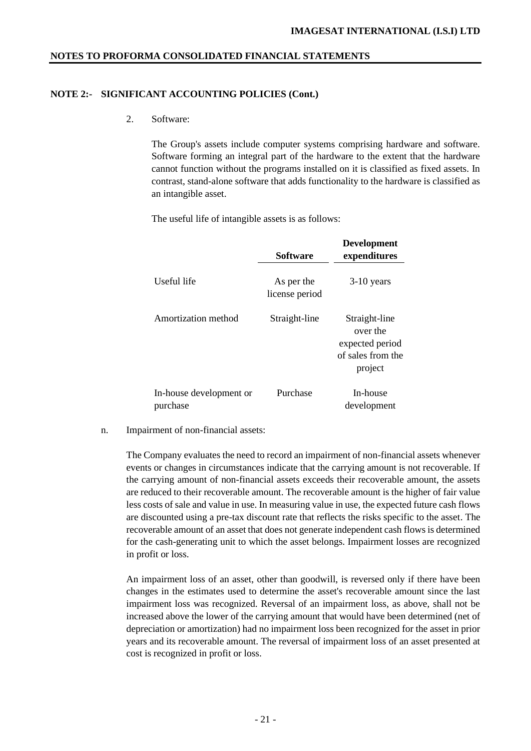## NOTE 2:- SIGNIFICANT ACCOUNTING POLICIES (Cont.)

2. Software:

The Group's assets include computer systems comprising hardware and software. Software forming an integral part of the hardware to the extent that the hardware cannot function without the programs installed on it is classified as fixed assets. In contrast, stand-alone software that adds functionality to the hardware is classified as an intangible asset.

The useful life of intangible assets is as follows:

| | Software | Development expenditures |
|---|---|---|
| Useful life | As per the license period | 3-10 years |
| Amortization method | Straight-line | Straight-line over the expected period of sales from the project |
| In-house development or purchase | Purchase | In-house development |

n. Impairment of non-financial assets:

The Company evaluates the need to record an impairment of non-financial assets whenever events or changes in circumstances indicate that the carrying amount is not recoverable. If the carrying amount of non-financial assets exceeds their recoverable amount, the assets are reduced to their recoverable amount. The recoverable amount is the higher of fair value less costs of sale and value in use. In measuring value in use, the expected future cash flows are discounted using a pre-tax discount rate that reflects the risks specific to the asset. The recoverable amount of an asset that does not generate independent cash flows is determined for the cash-generating unit to which the asset belongs. Impairment losses are recognized in profit or loss.

An impairment loss of an asset, other than goodwill, is reversed only if there have been changes in the estimates used to determine the asset's recoverable amount since the last impairment loss was recognized. Reversal of an impairment loss, as above, shall not be increased above the lower of the carrying amount that would have been determined (net of depreciation or amortization) had no impairment loss been recognized for the asset in prior years and its recoverable amount. The reversal of impairment loss of an asset presented at cost is recognized in profit or loss.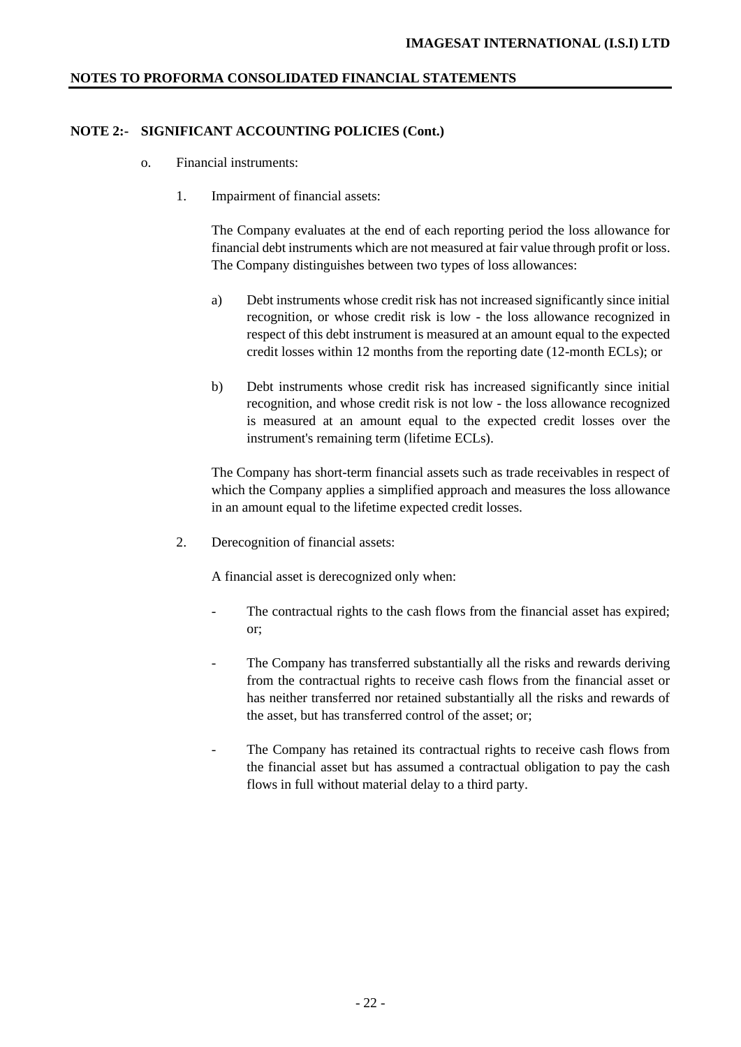## NOTE 2:- SIGNIFICANT ACCOUNTING POLICIES (Cont.)

o. Financial instruments:

1. Impairment of financial assets:

   The Company evaluates at the end of each reporting period the loss allowance for financial debt instruments which are not measured at fair value through profit or loss. The Company distinguishes between two types of loss allowances:

   a) Debt instruments whose credit risk has not increased significantly since initial recognition, or whose credit risk is low - the loss allowance recognized in respect of this debt instrument is measured at an amount equal to the expected credit losses within 12 months from the reporting date (12-month ECLs); or

   b) Debt instruments whose credit risk has increased significantly since initial recognition, and whose credit risk is not low - the loss allowance recognized is measured at an amount equal to the expected credit losses over the instrument's remaining term (lifetime ECLs).

   The Company has short-term financial assets such as trade receivables in respect of which the Company applies a simplified approach and measures the loss allowance in an amount equal to the lifetime expected credit losses.

2. Derecognition of financial assets:

   A financial asset is derecognized only when:

   - The contractual rights to the cash flows from the financial asset has expired; or;

   - The Company has transferred substantially all the risks and rewards deriving from the contractual rights to receive cash flows from the financial asset or has neither transferred nor retained substantially all the risks and rewards of the asset, but has transferred control of the asset; or;

   - The Company has retained its contractual rights to receive cash flows from the financial asset but has assumed a contractual obligation to pay the cash flows in full without material delay to a third party.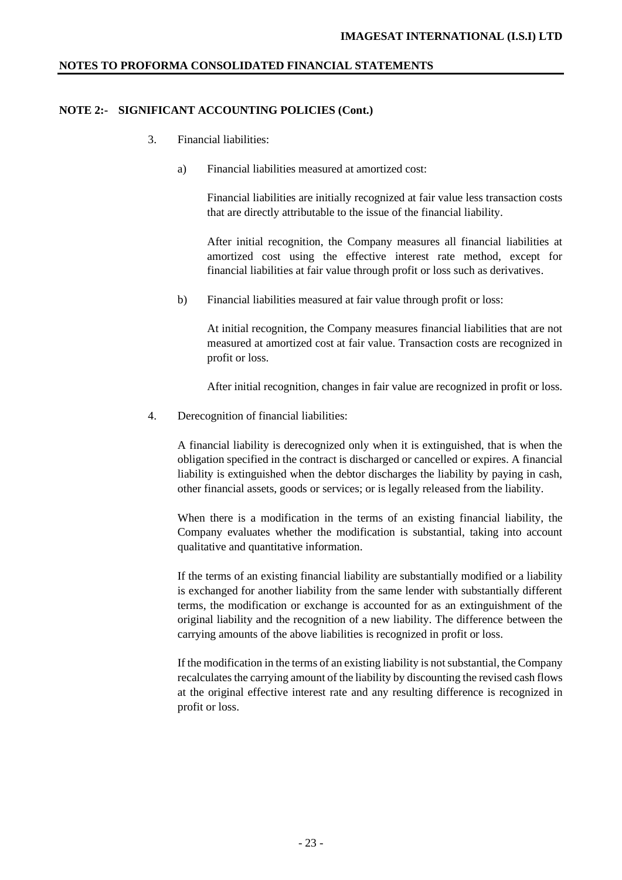## NOTE 2:- SIGNIFICANT ACCOUNTING POLICIES (Cont.)

3. Financial liabilities:

   a) Financial liabilities measured at amortized cost:

      Financial liabilities are initially recognized at fair value less transaction costs that are directly attributable to the issue of the financial liability.

      After initial recognition, the Company measures all financial liabilities at amortized cost using the effective interest rate method, except for financial liabilities at fair value through profit or loss such as derivatives.

   b) Financial liabilities measured at fair value through profit or loss:

      At initial recognition, the Company measures financial liabilities that are not measured at amortized cost at fair value. Transaction costs are recognized in profit or loss.

      After initial recognition, changes in fair value are recognized in profit or loss.

4. Derecognition of financial liabilities:

   A financial liability is derecognized only when it is extinguished, that is when the obligation specified in the contract is discharged or cancelled or expires. A financial liability is extinguished when the debtor discharges the liability by paying in cash, other financial assets, goods or services; or is legally released from the liability.

   When there is a modification in the terms of an existing financial liability, the Company evaluates whether the modification is substantial, taking into account qualitative and quantitative information.

   If the terms of an existing financial liability are substantially modified or a liability is exchanged for another liability from the same lender with substantially different terms, the modification or exchange is accounted for as an extinguishment of the original liability and the recognition of a new liability. The difference between the carrying amounts of the above liabilities is recognized in profit or loss.

   If the modification in the terms of an existing liability is not substantial, the Company recalculates the carrying amount of the liability by discounting the revised cash flows at the original effective interest rate and any resulting difference is recognized in profit or loss.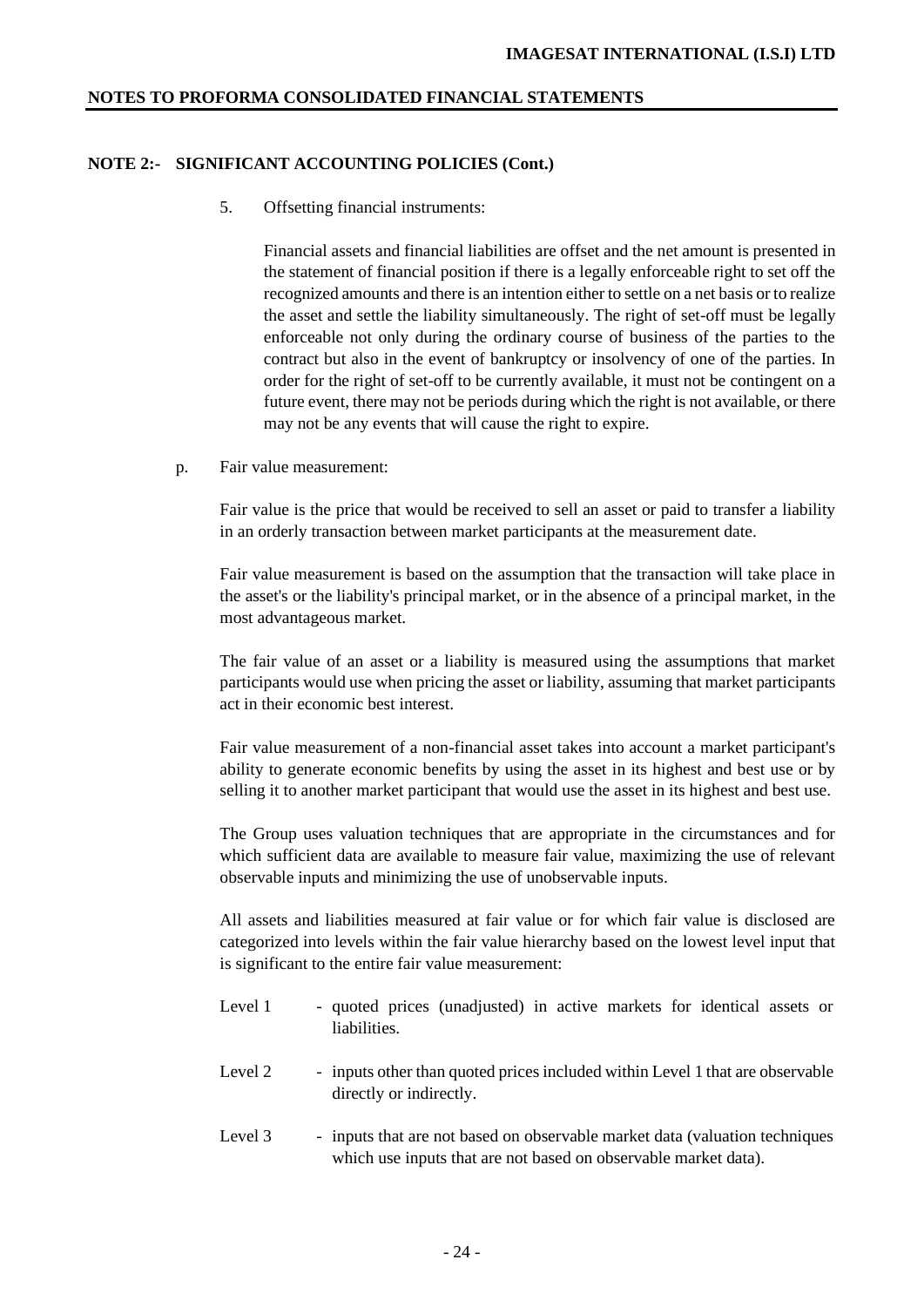## NOTE 2:- SIGNIFICANT ACCOUNTING POLICIES (Cont.)

5. Offsetting financial instruments:

   Financial assets and financial liabilities are offset and the net amount is presented in the statement of financial position if there is a legally enforceable right to set off the recognized amounts and there is an intention either to settle on a net basis or to realize the asset and settle the liability simultaneously. The right of set-off must be legally enforceable not only during the ordinary course of business of the parties to the contract but also in the event of bankruptcy or insolvency of one of the parties. In order for the right of set-off to be currently available, it must not be contingent on a future event, there may not be periods during which the right is not available, or there may not be any events that will cause the right to expire.

p. Fair value measurement:

Fair value is the price that would be received to sell an asset or paid to transfer a liability in an orderly transaction between market participants at the measurement date.

Fair value measurement is based on the assumption that the transaction will take place in the asset's or the liability's principal market, or in the absence of a principal market, in the most advantageous market.

The fair value of an asset or a liability is measured using the assumptions that market participants would use when pricing the asset or liability, assuming that market participants act in their economic best interest.

Fair value measurement of a non-financial asset takes into account a market participant's ability to generate economic benefits by using the asset in its highest and best use or by selling it to another market participant that would use the asset in its highest and best use.

The Group uses valuation techniques that are appropriate in the circumstances and for which sufficient data are available to measure fair value, maximizing the use of relevant observable inputs and minimizing the use of unobservable inputs.

All assets and liabilities measured at fair value or for which fair value is disclosed are categorized into levels within the fair value hierarchy based on the lowest level input that is significant to the entire fair value measurement:

- Level 1 - quoted prices (unadjusted) in active markets for identical assets or liabilities.
- Level 2 - inputs other than quoted prices included within Level 1 that are observable directly or indirectly.
- Level 3 - inputs that are not based on observable market data (valuation techniques which use inputs that are not based on observable market data).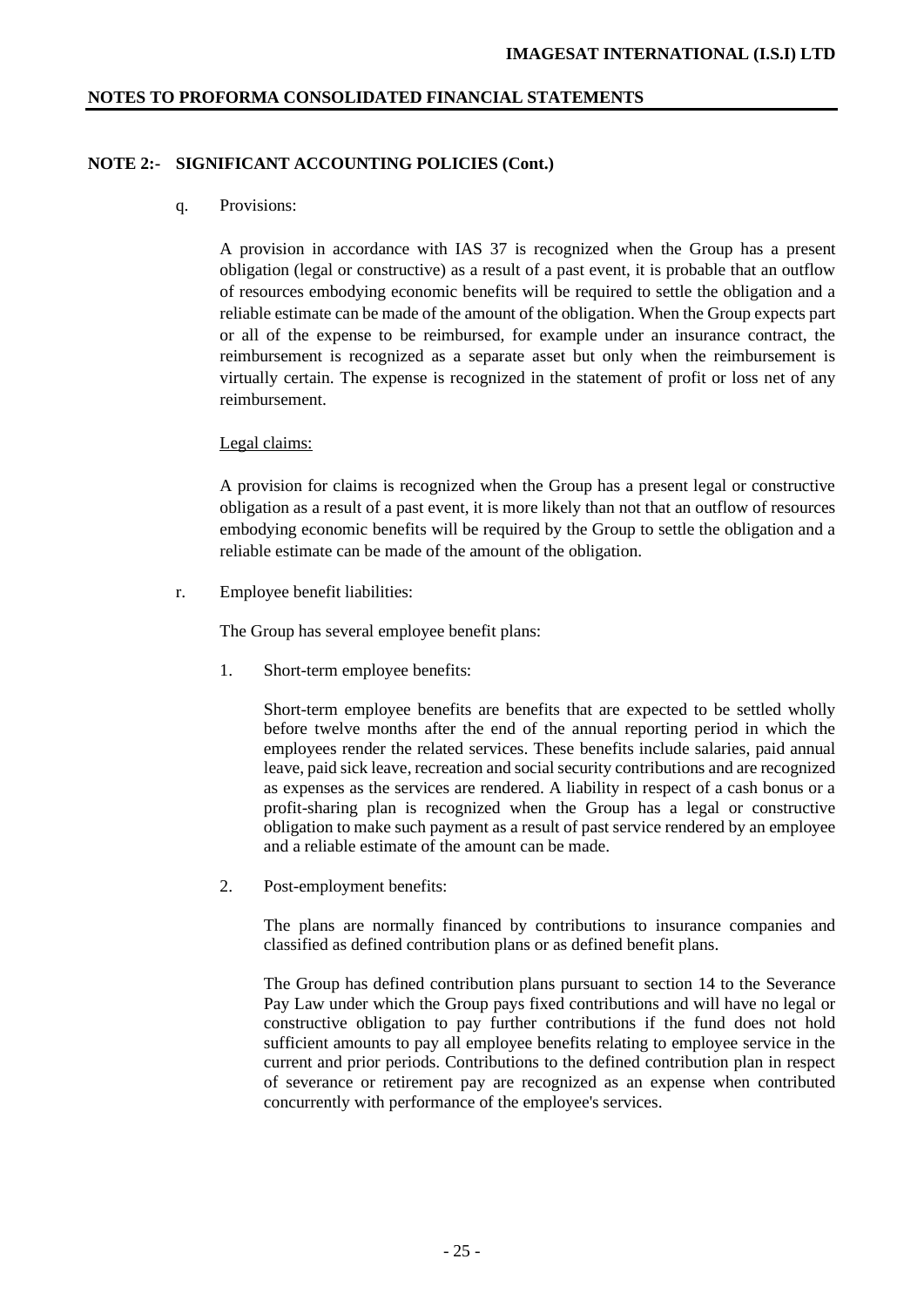## NOTE 2:- SIGNIFICANT ACCOUNTING POLICIES (Cont.)

q. Provisions:

A provision in accordance with IAS 37 is recognized when the Group has a present obligation (legal or constructive) as a result of a past event, it is probable that an outflow of resources embodying economic benefits will be required to settle the obligation and a reliable estimate can be made of the amount of the obligation. When the Group expects part or all of the expense to be reimbursed, for example under an insurance contract, the reimbursement is recognized as a separate asset but only when the reimbursement is virtually certain. The expense is recognized in the statement of profit or loss net of any reimbursement.

Legal claims:

A provision for claims is recognized when the Group has a present legal or constructive obligation as a result of a past event, it is more likely than not that an outflow of resources embodying economic benefits will be required by the Group to settle the obligation and a reliable estimate can be made of the amount of the obligation.

r. Employee benefit liabilities:

The Group has several employee benefit plans:

1. Short-term employee benefits:

   Short-term employee benefits are benefits that are expected to be settled wholly before twelve months after the end of the annual reporting period in which the employees render the related services. These benefits include salaries, paid annual leave, paid sick leave, recreation and social security contributions and are recognized as expenses as the services are rendered. A liability in respect of a cash bonus or a profit-sharing plan is recognized when the Group has a legal or constructive obligation to make such payment as a result of past service rendered by an employee and a reliable estimate of the amount can be made.

2. Post-employment benefits:

   The plans are normally financed by contributions to insurance companies and classified as defined contribution plans or as defined benefit plans.

   The Group has defined contribution plans pursuant to section 14 to the Severance Pay Law under which the Group pays fixed contributions and will have no legal or constructive obligation to pay further contributions if the fund does not hold sufficient amounts to pay all employee benefits relating to employee service in the current and prior periods. Contributions to the defined contribution plan in respect of severance or retirement pay are recognized as an expense when contributed concurrently with performance of the employee's services.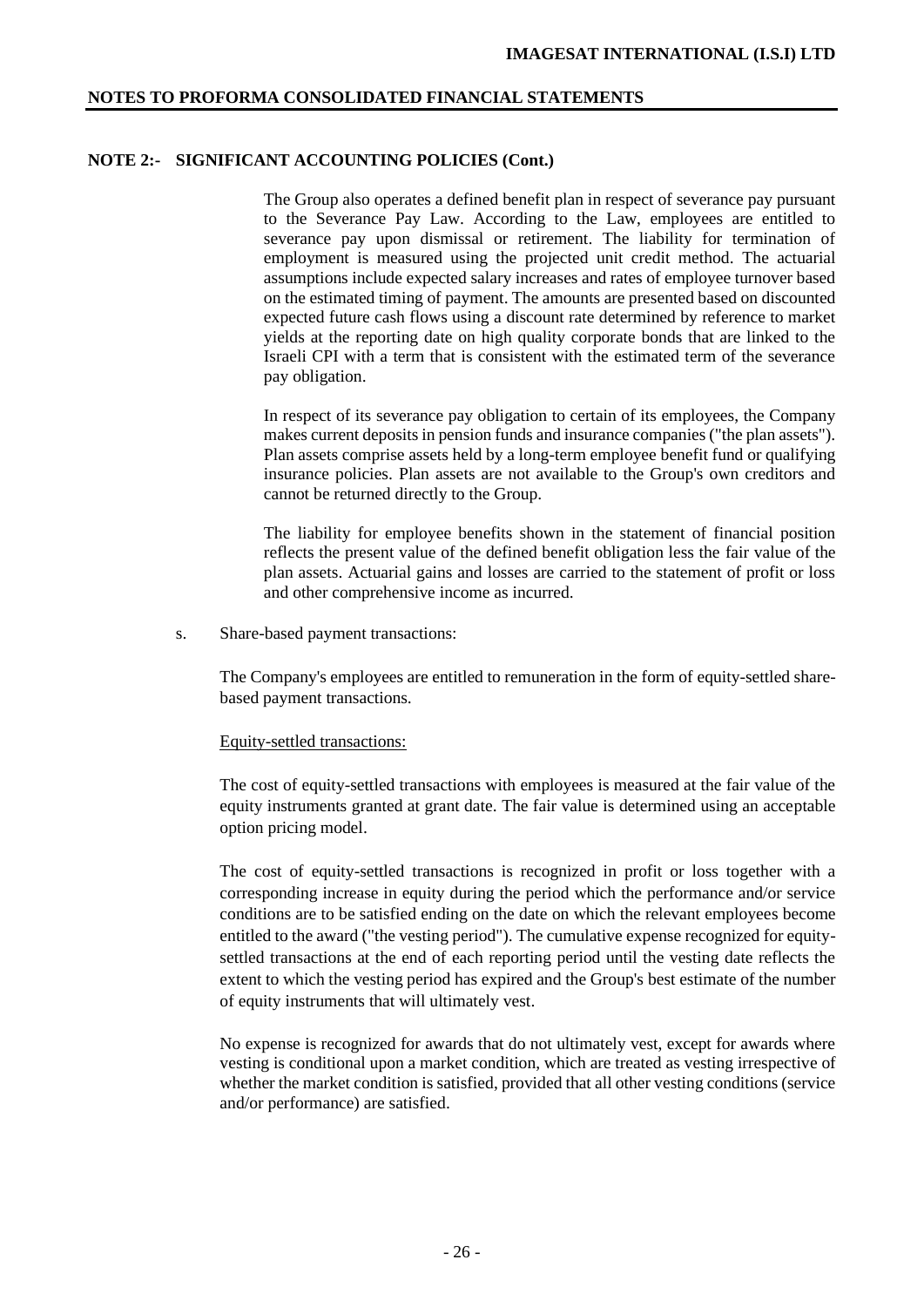## NOTE 2:- SIGNIFICANT ACCOUNTING POLICIES (Cont.)

The Group also operates a defined benefit plan in respect of severance pay pursuant to the Severance Pay Law. According to the Law, employees are entitled to severance pay upon dismissal or retirement. The liability for termination of employment is measured using the projected unit credit method. The actuarial assumptions include expected salary increases and rates of employee turnover based on the estimated timing of payment. The amounts are presented based on discounted expected future cash flows using a discount rate determined by reference to market yields at the reporting date on high quality corporate bonds that are linked to the Israeli CPI with a term that is consistent with the estimated term of the severance pay obligation.

In respect of its severance pay obligation to certain of its employees, the Company makes current deposits in pension funds and insurance companies ("the plan assets"). Plan assets comprise assets held by a long-term employee benefit fund or qualifying insurance policies. Plan assets are not available to the Group's own creditors and cannot be returned directly to the Group.

The liability for employee benefits shown in the statement of financial position reflects the present value of the defined benefit obligation less the fair value of the plan assets. Actuarial gains and losses are carried to the statement of profit or loss and other comprehensive income as incurred.

s. Share-based payment transactions:

The Company's employees are entitled to remuneration in the form of equity-settled share-based payment transactions.

Equity-settled transactions:

The cost of equity-settled transactions with employees is measured at the fair value of the equity instruments granted at grant date. The fair value is determined using an acceptable option pricing model.

The cost of equity-settled transactions is recognized in profit or loss together with a corresponding increase in equity during the period which the performance and/or service conditions are to be satisfied ending on the date on which the relevant employees become entitled to the award ("the vesting period"). The cumulative expense recognized for equity-settled transactions at the end of each reporting period until the vesting date reflects the extent to which the vesting period has expired and the Group's best estimate of the number of equity instruments that will ultimately vest.

No expense is recognized for awards that do not ultimately vest, except for awards where vesting is conditional upon a market condition, which are treated as vesting irrespective of whether the market condition is satisfied, provided that all other vesting conditions (service and/or performance) are satisfied.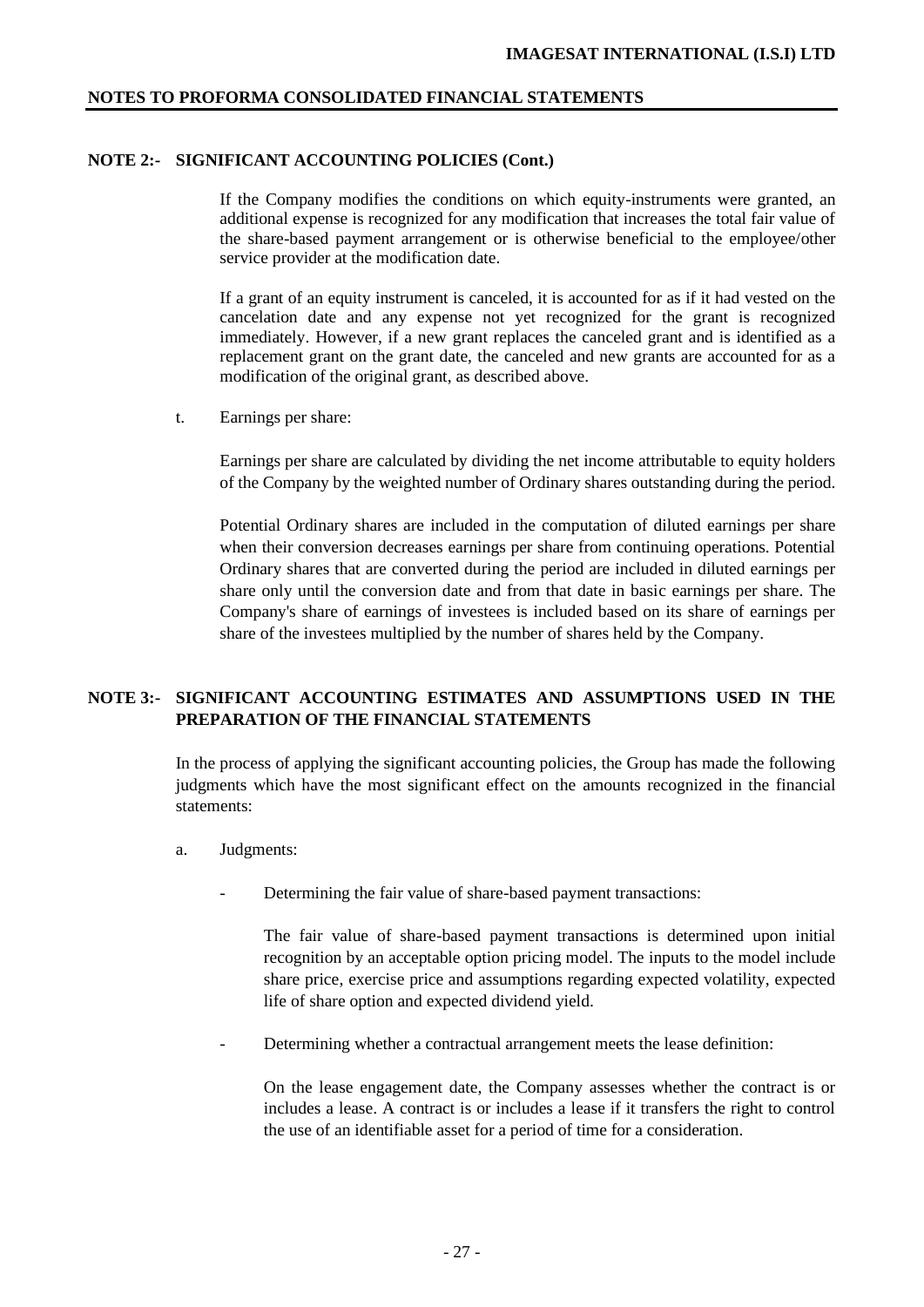## NOTE 2:- SIGNIFICANT ACCOUNTING POLICIES (Cont.)

If the Company modifies the conditions on which equity-instruments were granted, an additional expense is recognized for any modification that increases the total fair value of the share-based payment arrangement or is otherwise beneficial to the employee/other service provider at the modification date.

If a grant of an equity instrument is canceled, it is accounted for as if it had vested on the cancelation date and any expense not yet recognized for the grant is recognized immediately. However, if a new grant replaces the canceled grant and is identified as a replacement grant on the grant date, the canceled and new grants are accounted for as a modification of the original grant, as described above.

t. Earnings per share:

Earnings per share are calculated by dividing the net income attributable to equity holders of the Company by the weighted number of Ordinary shares outstanding during the period.

Potential Ordinary shares are included in the computation of diluted earnings per share when their conversion decreases earnings per share from continuing operations. Potential Ordinary shares that are converted during the period are included in diluted earnings per share only until the conversion date and from that date in basic earnings per share. The Company's share of earnings of investees is included based on its share of earnings per share of the investees multiplied by the number of shares held by the Company.

## NOTE 3:- SIGNIFICANT ACCOUNTING ESTIMATES AND ASSUMPTIONS USED IN THE PREPARATION OF THE FINANCIAL STATEMENTS

In the process of applying the significant accounting policies, the Group has made the following judgments which have the most significant effect on the amounts recognized in the financial statements:

a. Judgments:

- Determining the fair value of share-based payment transactions:

  The fair value of share-based payment transactions is determined upon initial recognition by an acceptable option pricing model. The inputs to the model include share price, exercise price and assumptions regarding expected volatility, expected life of share option and expected dividend yield.

- Determining whether a contractual arrangement meets the lease definition:

  On the lease engagement date, the Company assesses whether the contract is or includes a lease. A contract is or includes a lease if it transfers the right to control the use of an identifiable asset for a period of time for a consideration.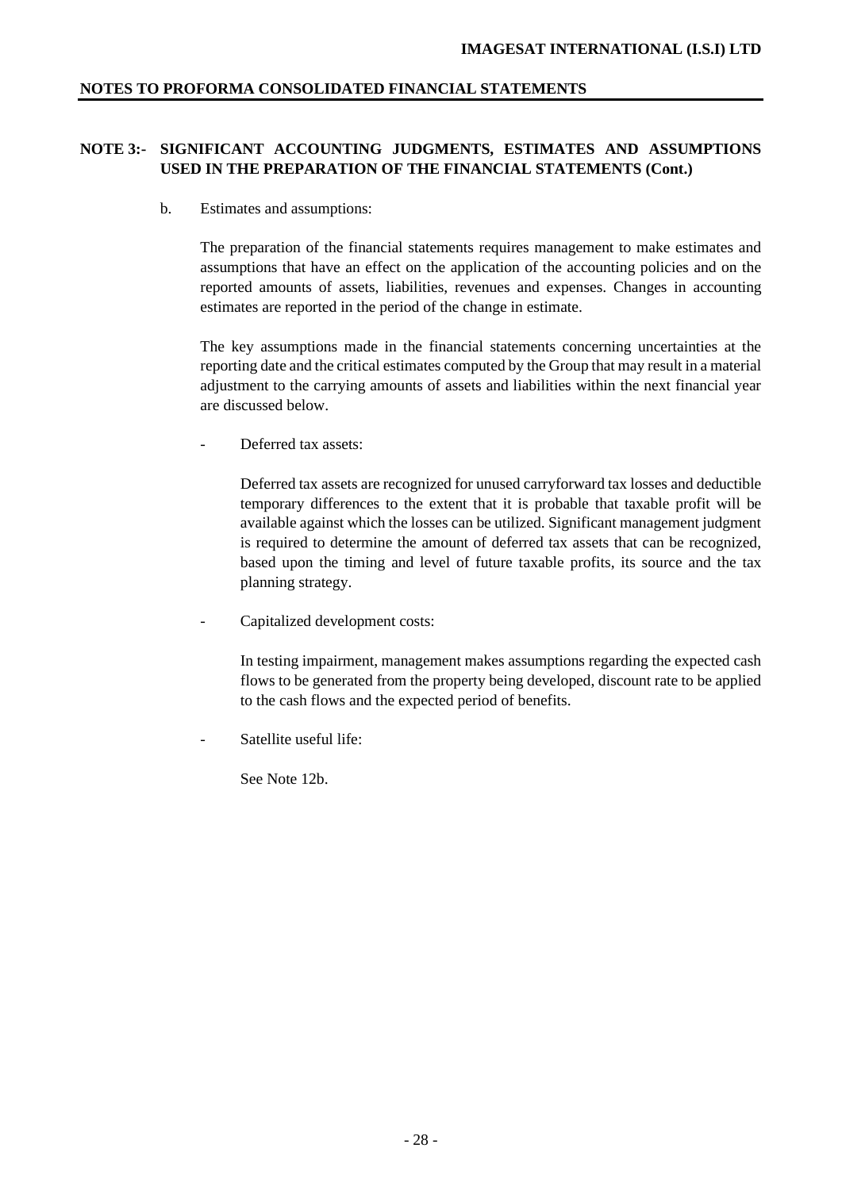## NOTE 3:- SIGNIFICANT ACCOUNTING JUDGMENTS, ESTIMATES AND ASSUMPTIONS USED IN THE PREPARATION OF THE FINANCIAL STATEMENTS (Cont.)

b. Estimates and assumptions:

The preparation of the financial statements requires management to make estimates and assumptions that have an effect on the application of the accounting policies and on the reported amounts of assets, liabilities, revenues and expenses. Changes in accounting estimates are reported in the period of the change in estimate.

The key assumptions made in the financial statements concerning uncertainties at the reporting date and the critical estimates computed by the Group that may result in a material adjustment to the carrying amounts of assets and liabilities within the next financial year are discussed below.

- Deferred tax assets:

  Deferred tax assets are recognized for unused carryforward tax losses and deductible temporary differences to the extent that it is probable that taxable profit will be available against which the losses can be utilized. Significant management judgment is required to determine the amount of deferred tax assets that can be recognized, based upon the timing and level of future taxable profits, its source and the tax planning strategy.

- Capitalized development costs:

  In testing impairment, management makes assumptions regarding the expected cash flows to be generated from the property being developed, discount rate to be applied to the cash flows and the expected period of benefits.

- Satellite useful life:

  See Note 12b.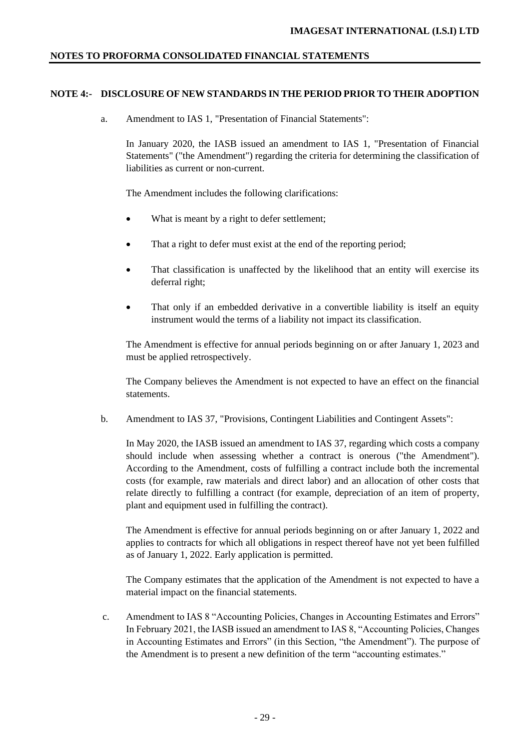## NOTES TO PROFORMA CONSOLIDATED FINANCIAL STATEMENTS

### NOTE 4:- DISCLOSURE OF NEW STANDARDS IN THE PERIOD PRIOR TO THEIR ADOPTION

a. Amendment to IAS 1, "Presentation of Financial Statements":

In January 2020, the IASB issued an amendment to IAS 1, "Presentation of Financial Statements" ("the Amendment") regarding the criteria for determining the classification of liabilities as current or non-current.

The Amendment includes the following clarifications:

- What is meant by a right to defer settlement;
- That a right to defer must exist at the end of the reporting period;
- That classification is unaffected by the likelihood that an entity will exercise its deferral right;
- That only if an embedded derivative in a convertible liability is itself an equity instrument would the terms of a liability not impact its classification.

The Amendment is effective for annual periods beginning on or after January 1, 2023 and must be applied retrospectively.

The Company believes the Amendment is not expected to have an effect on the financial statements.

b. Amendment to IAS 37, "Provisions, Contingent Liabilities and Contingent Assets":

In May 2020, the IASB issued an amendment to IAS 37, regarding which costs a company should include when assessing whether a contract is onerous ("the Amendment"). According to the Amendment, costs of fulfilling a contract include both the incremental costs (for example, raw materials and direct labor) and an allocation of other costs that relate directly to fulfilling a contract (for example, depreciation of an item of property, plant and equipment used in fulfilling the contract).

The Amendment is effective for annual periods beginning on or after January 1, 2022 and applies to contracts for which all obligations in respect thereof have not yet been fulfilled as of January 1, 2022. Early application is permitted.

The Company estimates that the application of the Amendment is not expected to have a material impact on the financial statements.

c. Amendment to IAS 8 "Accounting Policies, Changes in Accounting Estimates and Errors"
In February 2021, the IASB issued an amendment to IAS 8, "Accounting Policies, Changes in Accounting Estimates and Errors" (in this Section, "the Amendment"). The purpose of the Amendment is to present a new definition of the term "accounting estimates."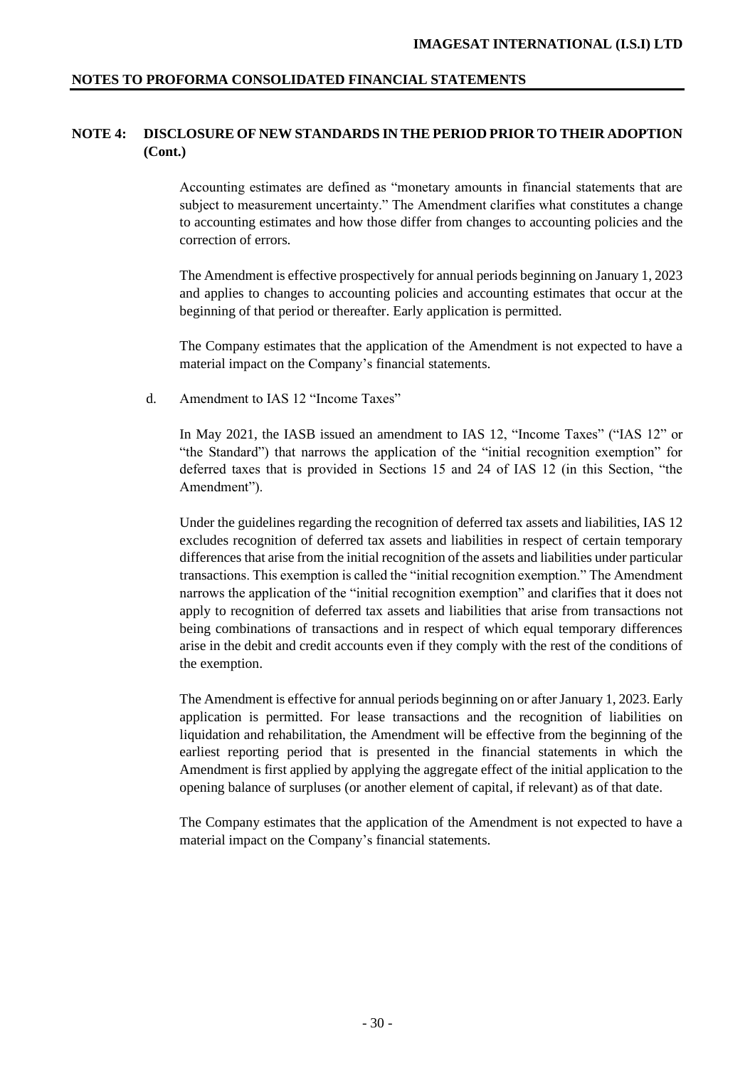## NOTE 4: DISCLOSURE OF NEW STANDARDS IN THE PERIOD PRIOR TO THEIR ADOPTION (Cont.)

Accounting estimates are defined as "monetary amounts in financial statements that are subject to measurement uncertainty." The Amendment clarifies what constitutes a change to accounting estimates and how those differ from changes to accounting policies and the correction of errors.

The Amendment is effective prospectively for annual periods beginning on January 1, 2023 and applies to changes to accounting policies and accounting estimates that occur at the beginning of that period or thereafter. Early application is permitted.

The Company estimates that the application of the Amendment is not expected to have a material impact on the Company's financial statements.

d. Amendment to IAS 12 "Income Taxes"

In May 2021, the IASB issued an amendment to IAS 12, "Income Taxes" ("IAS 12" or "the Standard") that narrows the application of the "initial recognition exemption" for deferred taxes that is provided in Sections 15 and 24 of IAS 12 (in this Section, "the Amendment").

Under the guidelines regarding the recognition of deferred tax assets and liabilities, IAS 12 excludes recognition of deferred tax assets and liabilities in respect of certain temporary differences that arise from the initial recognition of the assets and liabilities under particular transactions. This exemption is called the "initial recognition exemption." The Amendment narrows the application of the "initial recognition exemption" and clarifies that it does not apply to recognition of deferred tax assets and liabilities that arise from transactions not being combinations of transactions and in respect of which equal temporary differences arise in the debit and credit accounts even if they comply with the rest of the conditions of the exemption.

The Amendment is effective for annual periods beginning on or after January 1, 2023. Early application is permitted. For lease transactions and the recognition of liabilities on liquidation and rehabilitation, the Amendment will be effective from the beginning of the earliest reporting period that is presented in the financial statements in which the Amendment is first applied by applying the aggregate effect of the initial application to the opening balance of surpluses (or another element of capital, if relevant) as of that date.

The Company estimates that the application of the Amendment is not expected to have a material impact on the Company's financial statements.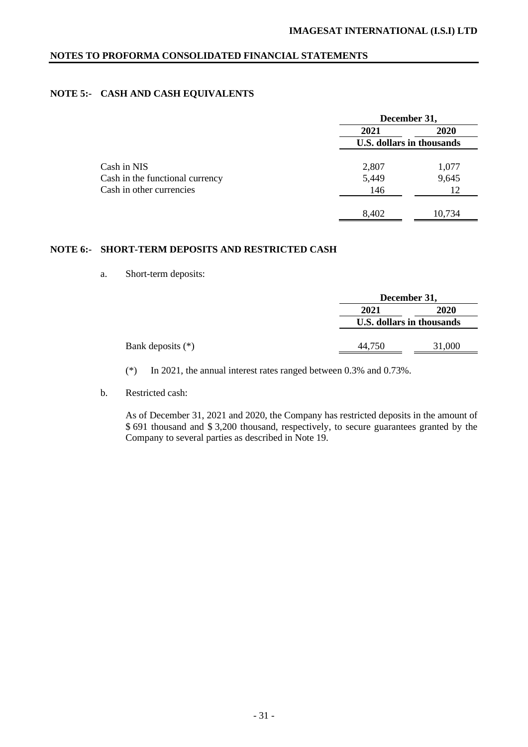## NOTE 5:- CASH AND CASH EQUIVALENTS

| | December 31, | |
|---|---|---|
| | 2021 | 2020 |
| | U.S. dollars in thousands | |
| Cash in NIS | 2,807 | 1,077 |
| Cash in the functional currency | 5,449 | 9,645 |
| Cash in other currencies | 146 | 12 |
| | 8,402 | 10,734 |

## NOTE 6:- SHORT-TERM DEPOSITS AND RESTRICTED CASH

a. Short-term deposits:

| | December 31, | |
|---|---|---|
| | 2021 | 2020 |
| | U.S. dollars in thousands | |
| Bank deposits (*) | 44,750 | 31,000 |

(*) In 2021, the annual interest rates ranged between 0.3% and 0.73%.

b. Restricted cash:

As of December 31, 2021 and 2020, the Company has restricted deposits in the amount of $ 691 thousand and $ 3,200 thousand, respectively, to secure guarantees granted by the Company to several parties as described in Note 19.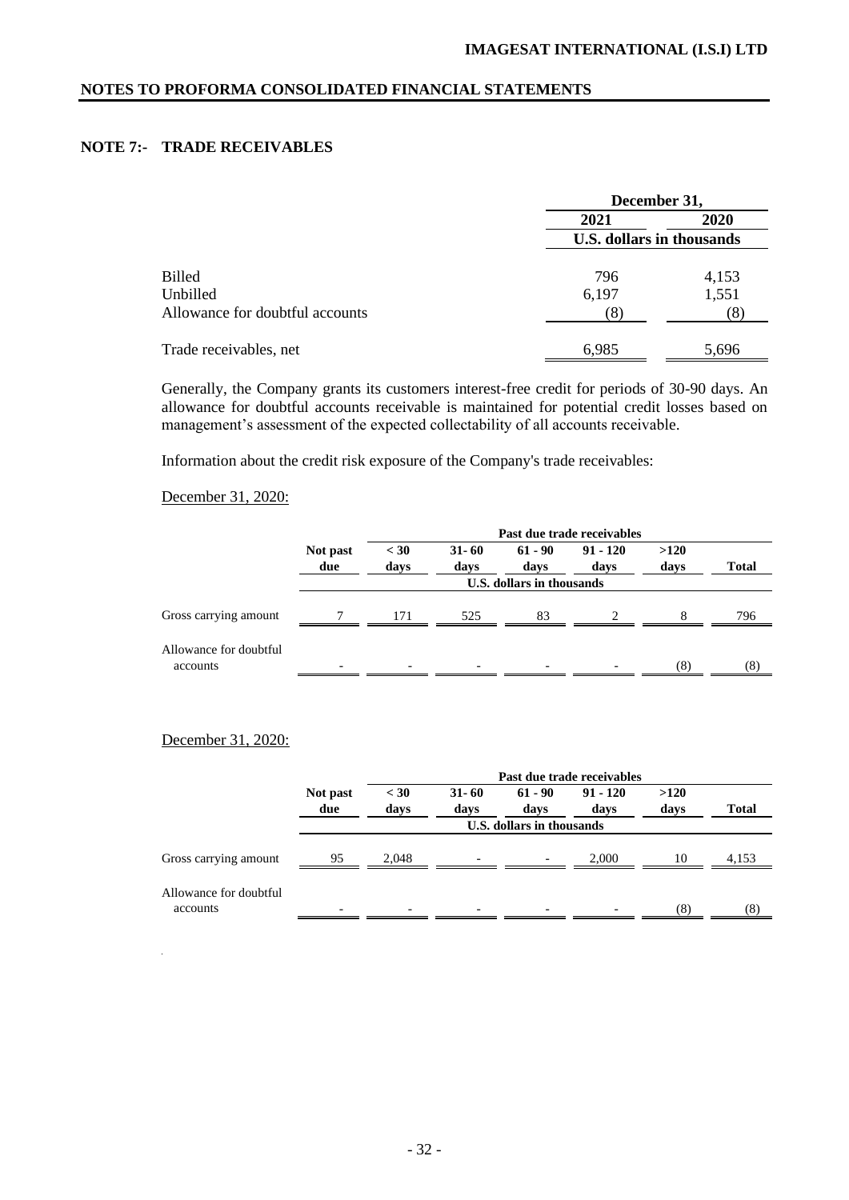NOTES TO PROFORMA CONSOLIDATED FINANCIAL STATEMENTS

## NOTE 7:- TRADE RECEIVABLES

| | December 31, | |
|---|---|---|
| | 2021 | 2020 |
| | U.S. dollars in thousands | |
| Billed | 796 | 4,153 |
| Unbilled | 6,197 | 1,551 |
| Allowance for doubtful accounts | (8) | (8) |
| Trade receivables, net | 6,985 | 5,696 |

Generally, the Company grants its customers interest-free credit for periods of 30-90 days. An allowance for doubtful accounts receivable is maintained for potential credit losses based on management's assessment of the expected collectability of all accounts receivable.

Information about the credit risk exposure of the Company's trade receivables:

December 31, 2020:

| | | Past due trade receivables | | | | | |
|---|---|---|---|---|---|---|---|
| | Not past due | < 30 days | 31- 60 days | 61 - 90 days | 91 - 120 days | >120 days | Total |
| | U.S. dollars in thousands | | | | | | |
| Gross carrying amount | 7 | 171 | 525 | 83 | 2 | 8 | 796 |
| Allowance for doubtful accounts | - | - | - | - | - | (8) | (8) |

December 31, 2020:

| | | Past due trade receivables | | | | | |
|---|---|---|---|---|---|---|---|
| | Not past due | < 30 days | 31- 60 days | 61 - 90 days | 91 - 120 days | >120 days | Total |
| | U.S. dollars in thousands | | | | | | |
| Gross carrying amount | 95 | 2,048 | - | - | 2,000 | 10 | 4,153 |
| Allowance for doubtful accounts | - | - | - | - | - | (8) | (8) |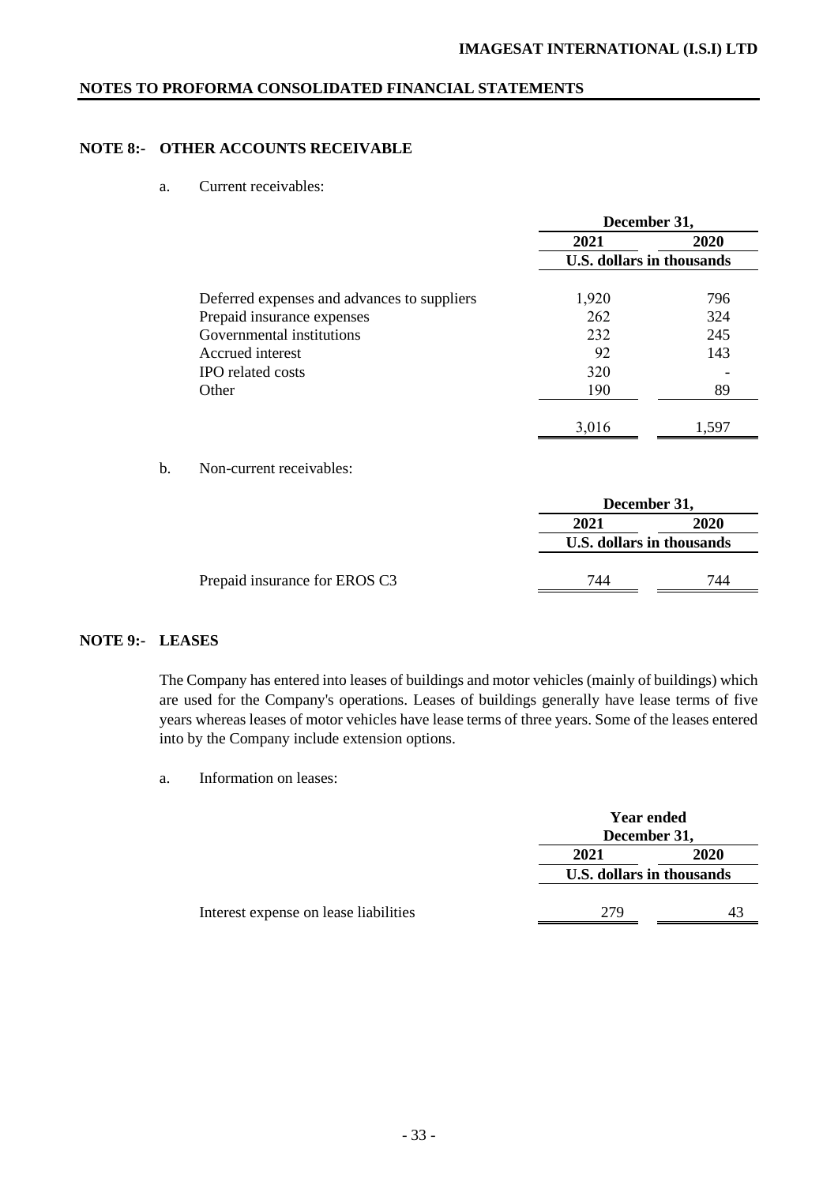## NOTE 8:- OTHER ACCOUNTS RECEIVABLE

a. Current receivables:

| | December 31, | |
|---|---|---|
| | 2021 | 2020 |
| | U.S. dollars in thousands | |
| Deferred expenses and advances to suppliers | 1,920 | 796 |
| Prepaid insurance expenses | 262 | 324 |
| Governmental institutions | 232 | 245 |
| Accrued interest | 92 | 143 |
| IPO related costs | 320 | - |
| Other | 190 | 89 |
| | 3,016 | 1,597 |

b. Non-current receivables:

| | December 31, | |
|---|---|---|
| | 2021 | 2020 |
| | U.S. dollars in thousands | |
| Prepaid insurance for EROS C3 | 744 | 744 |

## NOTE 9:- LEASES

The Company has entered into leases of buildings and motor vehicles (mainly of buildings) which are used for the Company's operations. Leases of buildings generally have lease terms of five years whereas leases of motor vehicles have lease terms of three years. Some of the leases entered into by the Company include extension options.

a. Information on leases:

| | Year ended December 31, | |
|---|---|---|
| | 2021 | 2020 |
| | U.S. dollars in thousands | |
| Interest expense on lease liabilities | 279 | 43 |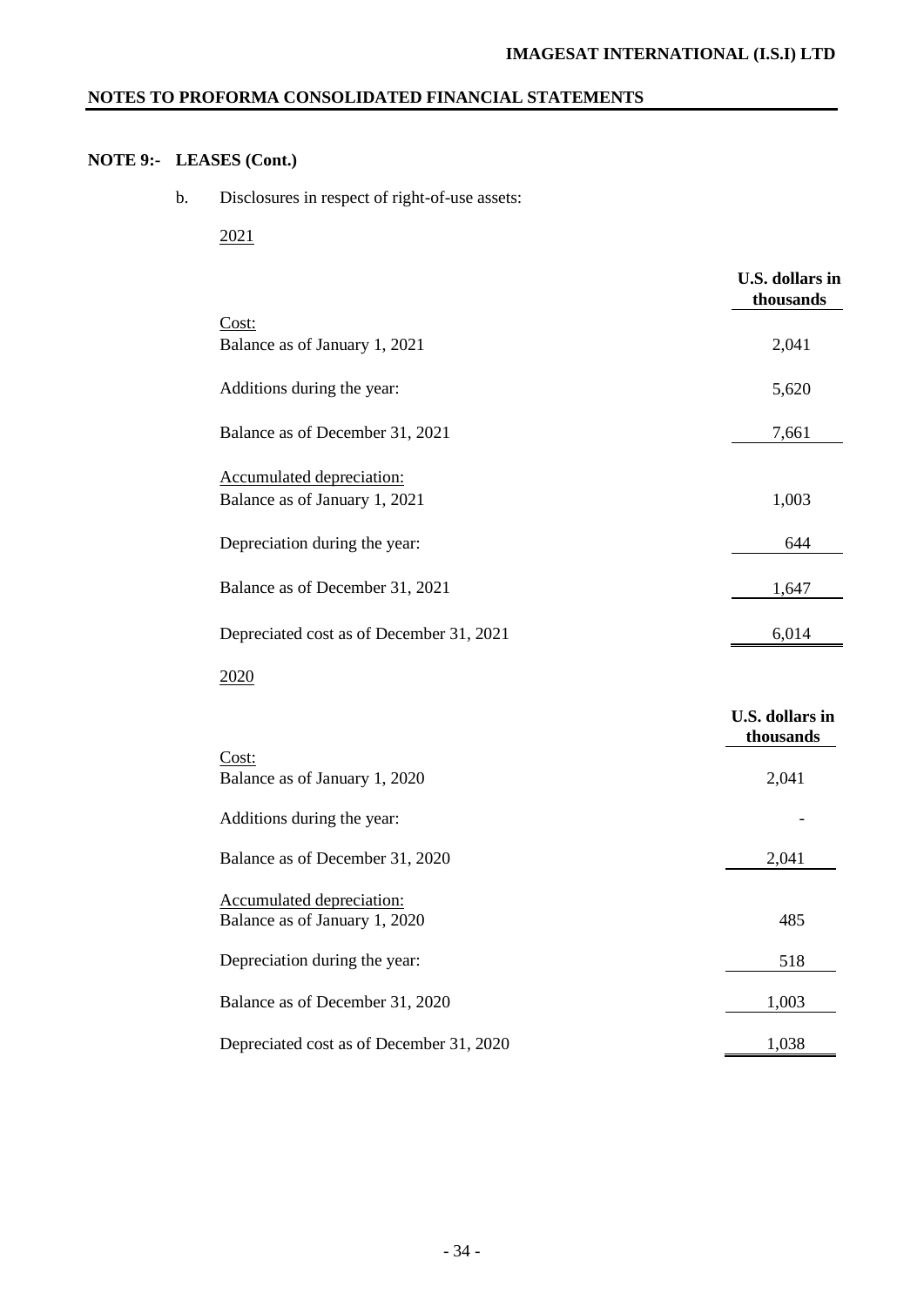## NOTE 9:- LEASES (Cont.)

b. Disclosures in respect of right-of-use assets:

2021

| | U.S. dollars in thousands |
|---|---|
| Cost: | |
| Balance as of January 1, 2021 | 2,041 |
| Additions during the year: | 5,620 |
| Balance as of December 31, 2021 | 7,661 |
| Accumulated depreciation: | |
| Balance as of January 1, 2021 | 1,003 |
| Depreciation during the year: | 644 |
| Balance as of December 31, 2021 | 1,647 |
| Depreciated cost as of December 31, 2021 | 6,014 |

2020

| | U.S. dollars in thousands |
|---|---|
| Cost: | |
| Balance as of January 1, 2020 | 2,041 |
| Additions during the year: | - |
| Balance as of December 31, 2020 | 2,041 |
| Accumulated depreciation: | |
| Balance as of January 1, 2020 | 485 |
| Depreciation during the year: | 518 |
| Balance as of December 31, 2020 | 1,003 |
| Depreciated cost as of December 31, 2020 | 1,038 |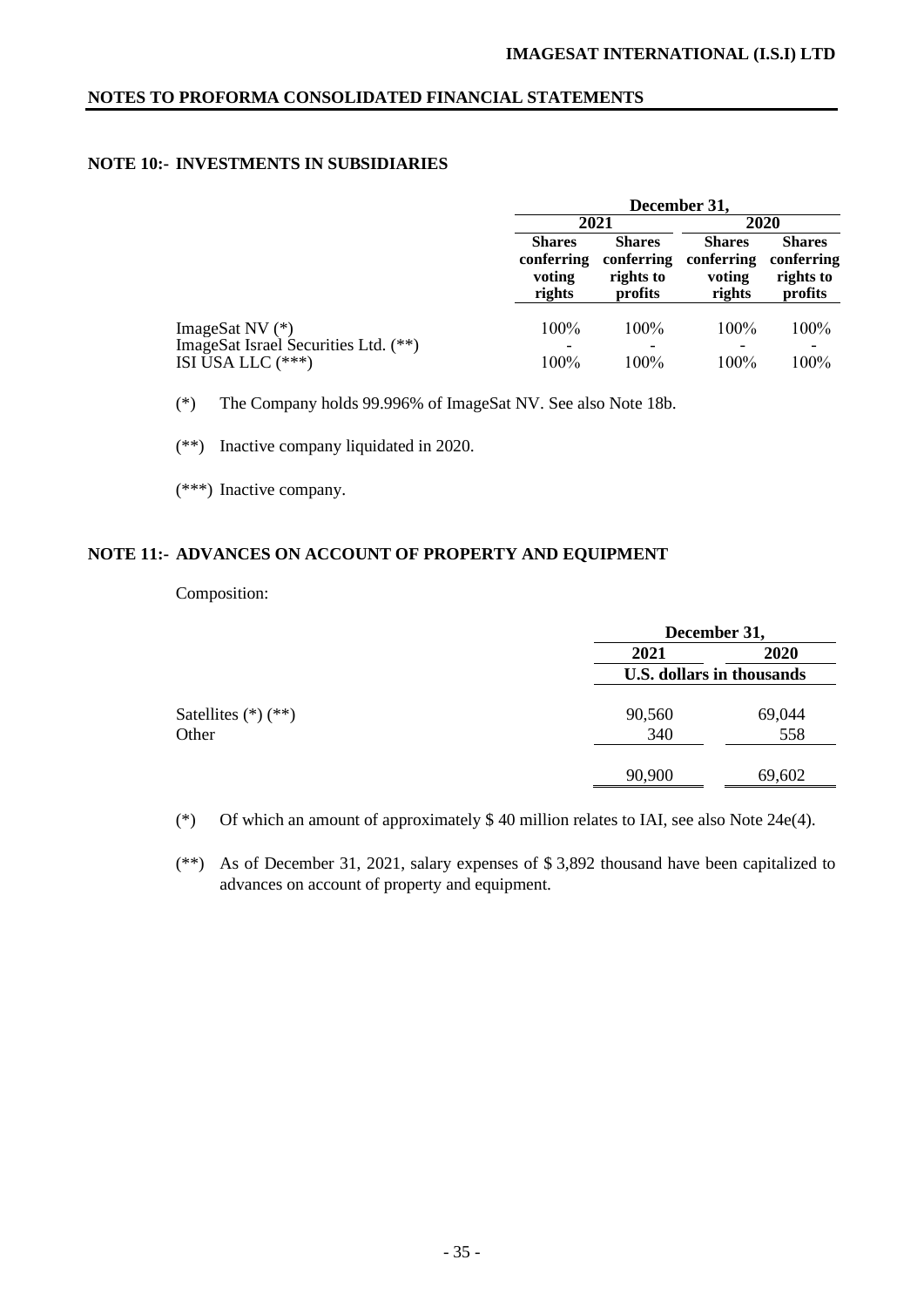## NOTES TO PROFORMA CONSOLIDATED FINANCIAL STATEMENTS

### NOTE 10:- INVESTMENTS IN SUBSIDIARIES

| | December 31, | | | |
|---|---|---|---|---|
| | 2021 | | 2020 | |
| | Shares conferring voting rights | Shares conferring rights to profits | Shares conferring voting rights | Shares conferring rights to profits |
| ImageSat NV (*) | 100% | 100% | 100% | 100% |
| ImageSat Israel Securities Ltd. (**) | - | - | - | - |
| ISI USA LLC (***) | 100% | 100% | 100% | 100% |

(*) The Company holds 99.996% of ImageSat NV. See also Note 18b.

(**) Inactive company liquidated in 2020.

(***) Inactive company.

### NOTE 11:- ADVANCES ON ACCOUNT OF PROPERTY AND EQUIPMENT

Composition:

| | December 31, | |
|---|---|---|
| | 2021 | 2020 |
| | U.S. dollars in thousands | |
| Satellites (*) (**) | 90,560 | 69,044 |
| Other | 340 | 558 |
| | 90,900 | 69,602 |

(*) Of which an amount of approximately $ 40 million relates to IAI, see also Note 24e(4).

(**) As of December 31, 2021, salary expenses of $ 3,892 thousand have been capitalized to advances on account of property and equipment.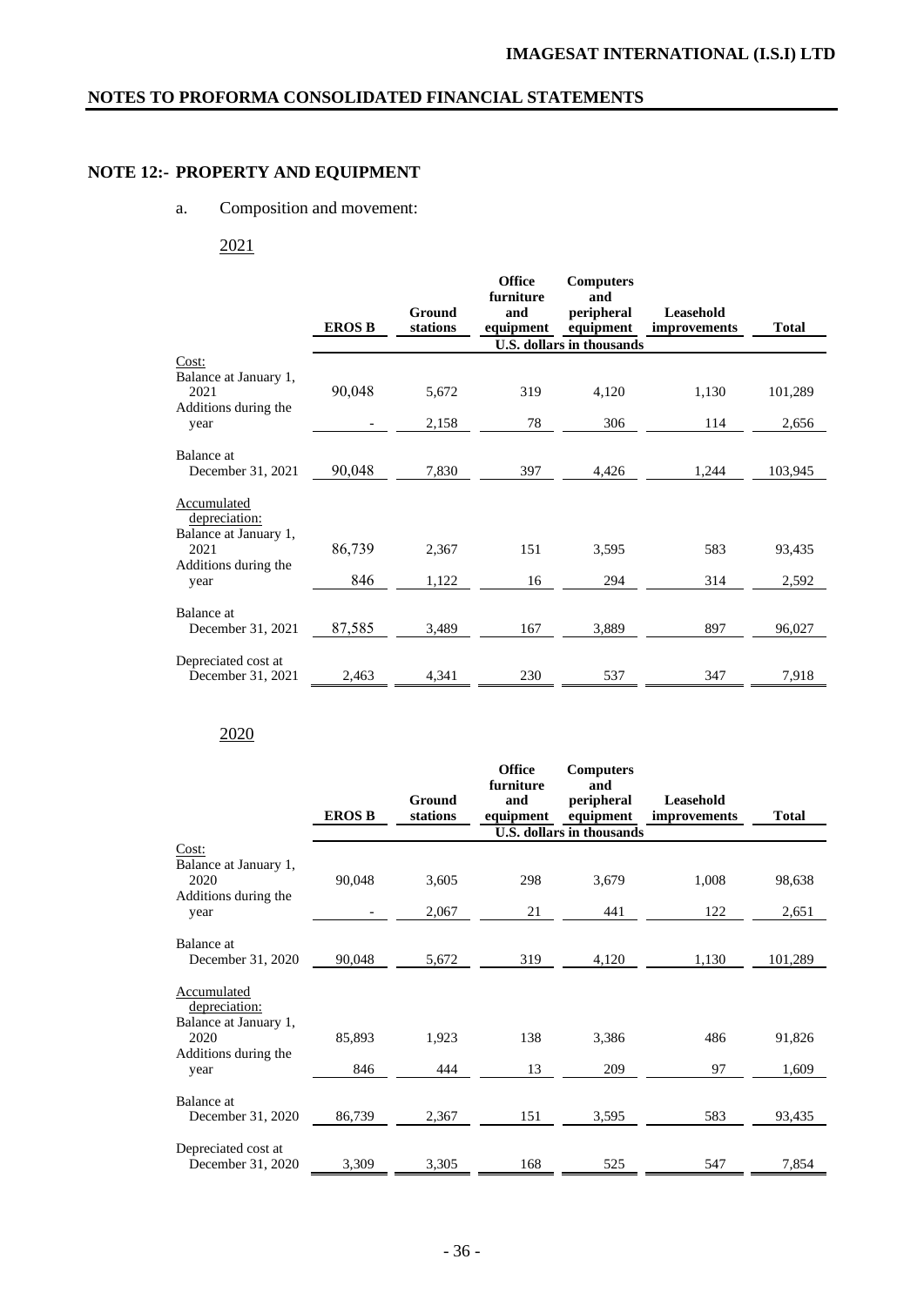## NOTE 12:- PROPERTY AND EQUIPMENT

a. Composition and movement:

2021

| | EROS B | Ground stations | Office furniture and equipment | Computers and peripheral equipment | Leasehold improvements | Total |
|---|---|---|---|---|---|---|
| | U.S. dollars in thousands | | | | | |
| Cost: | | | | | | |
| Balance at January 1, 2021 | 90,048 | 5,672 | 319 | 4,120 | 1,130 | 101,289 |
| Additions during the year | - | 2,158 | 78 | 306 | 114 | 2,656 |
| Balance at December 31, 2021 | 90,048 | 7,830 | 397 | 4,426 | 1,244 | 103,945 |
| Accumulated depreciation: | | | | | | |
| Balance at January 1, 2021 | 86,739 | 2,367 | 151 | 3,595 | 583 | 93,435 |
| Additions during the year | 846 | 1,122 | 16 | 294 | 314 | 2,592 |
| Balance at December 31, 2021 | 87,585 | 3,489 | 167 | 3,889 | 897 | 96,027 |
| Depreciated cost at December 31, 2021 | 2,463 | 4,341 | 230 | 537 | 347 | 7,918 |

2020

| | EROS B | Ground stations | Office furniture and equipment | Computers and peripheral equipment | Leasehold improvements | Total |
|---|---|---|---|---|---|---|
| | U.S. dollars in thousands | | | | | |
| Cost: | | | | | | |
| Balance at January 1, 2020 | 90,048 | 3,605 | 298 | 3,679 | 1,008 | 98,638 |
| Additions during the year | - | 2,067 | 21 | 441 | 122 | 2,651 |
| Balance at December 31, 2020 | 90,048 | 5,672 | 319 | 4,120 | 1,130 | 101,289 |
| Accumulated depreciation: | | | | | | |
| Balance at January 1, 2020 | 85,893 | 1,923 | 138 | 3,386 | 486 | 91,826 |
| Additions during the year | 846 | 444 | 13 | 209 | 97 | 1,609 |
| Balance at December 31, 2020 | 86,739 | 2,367 | 151 | 3,595 | 583 | 93,435 |
| Depreciated cost at December 31, 2020 | 3,309 | 3,305 | 168 | 525 | 547 | 7,854 |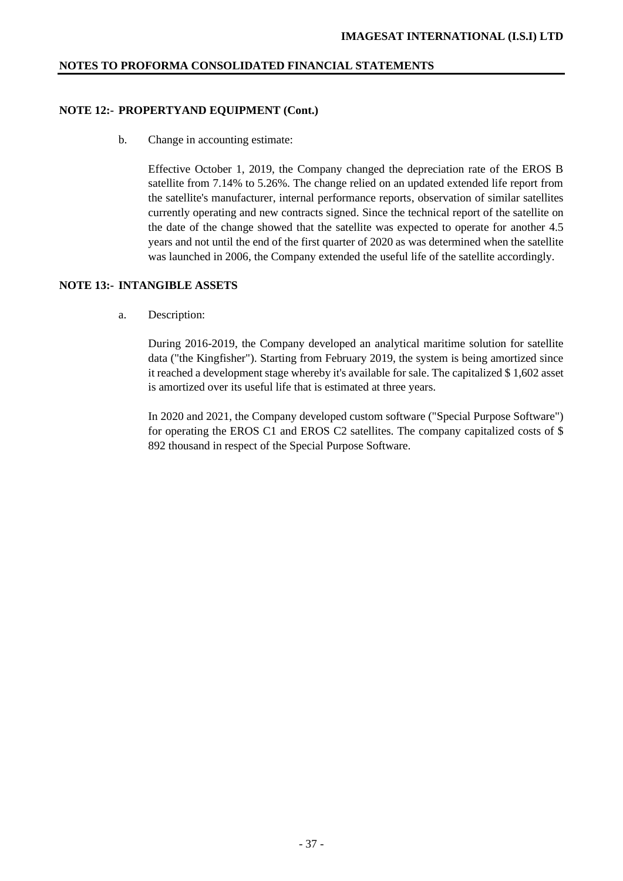## NOTE 12:- PROPERTYAND EQUIPMENT (Cont.)

b. Change in accounting estimate:

Effective October 1, 2019, the Company changed the depreciation rate of the EROS B satellite from 7.14% to 5.26%. The change relied on an updated extended life report from the satellite's manufacturer, internal performance reports, observation of similar satellites currently operating and new contracts signed. Since the technical report of the satellite on the date of the change showed that the satellite was expected to operate for another 4.5 years and not until the end of the first quarter of 2020 as was determined when the satellite was launched in 2006, the Company extended the useful life of the satellite accordingly.

## NOTE 13:- INTANGIBLE ASSETS

a. Description:

During 2016-2019, the Company developed an analytical maritime solution for satellite data ("the Kingfisher"). Starting from February 2019, the system is being amortized since it reached a development stage whereby it's available for sale. The capitalized $ 1,602 asset is amortized over its useful life that is estimated at three years.

In 2020 and 2021, the Company developed custom software ("Special Purpose Software") for operating the EROS C1 and EROS C2 satellites. The company capitalized costs of $ 892 thousand in respect of the Special Purpose Software.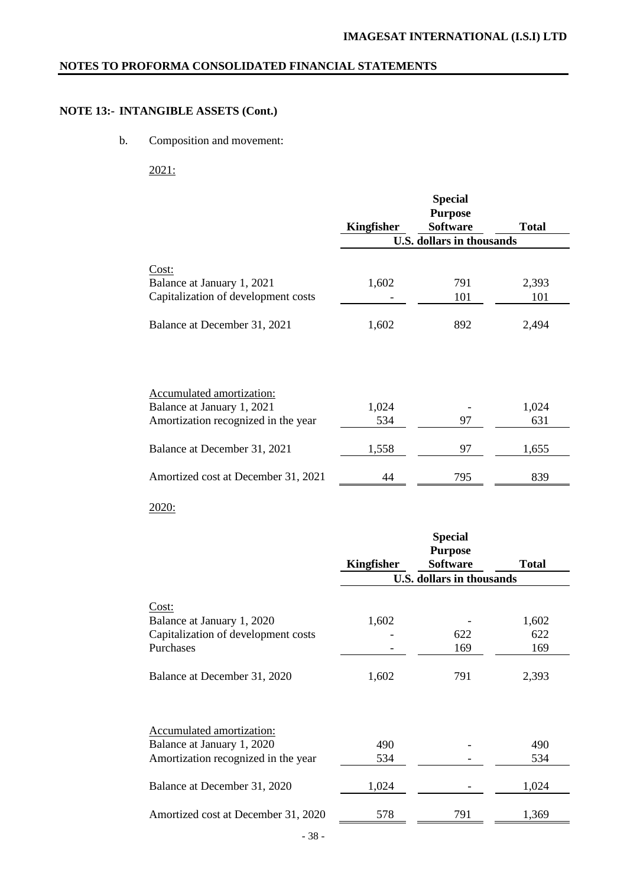## NOTES TO PROFORMA CONSOLIDATED FINANCIAL STATEMENTS

### NOTE 13:- INTANGIBLE ASSETS (Cont.)

b. Composition and movement:

2021:

| | Kingfisher | Special Purpose Software | Total |
|---|---|---|---|
| | U.S. dollars in thousands | | |
| Cost: | | | |
| Balance at January 1, 2021 | 1,602 | 791 | 2,393 |
| Capitalization of development costs | - | 101 | 101 |
| Balance at December 31, 2021 | 1,602 | 892 | 2,494 |
| Accumulated amortization: | | | |
| Balance at January 1, 2021 | 1,024 | - | 1,024 |
| Amortization recognized in the year | 534 | 97 | 631 |
| Balance at December 31, 2021 | 1,558 | 97 | 1,655 |
| Amortized cost at December 31, 2021 | 44 | 795 | 839 |

2020:

| | Kingfisher | Special Purpose Software | Total |
|---|---|---|---|
| | U.S. dollars in thousands | | |
| Cost: | | | |
| Balance at January 1, 2020 | 1,602 | - | 1,602 |
| Capitalization of development costs | - | 622 | 622 |
| Purchases | - | 169 | 169 |
| Balance at December 31, 2020 | 1,602 | 791 | 2,393 |
| Accumulated amortization: | | | |
| Balance at January 1, 2020 | 490 | - | 490 |
| Amortization recognized in the year | 534 | - | 534 |
| Balance at December 31, 2020 | 1,024 | - | 1,024 |
| Amortized cost at December 31, 2020 | 578 | 791 | 1,369 |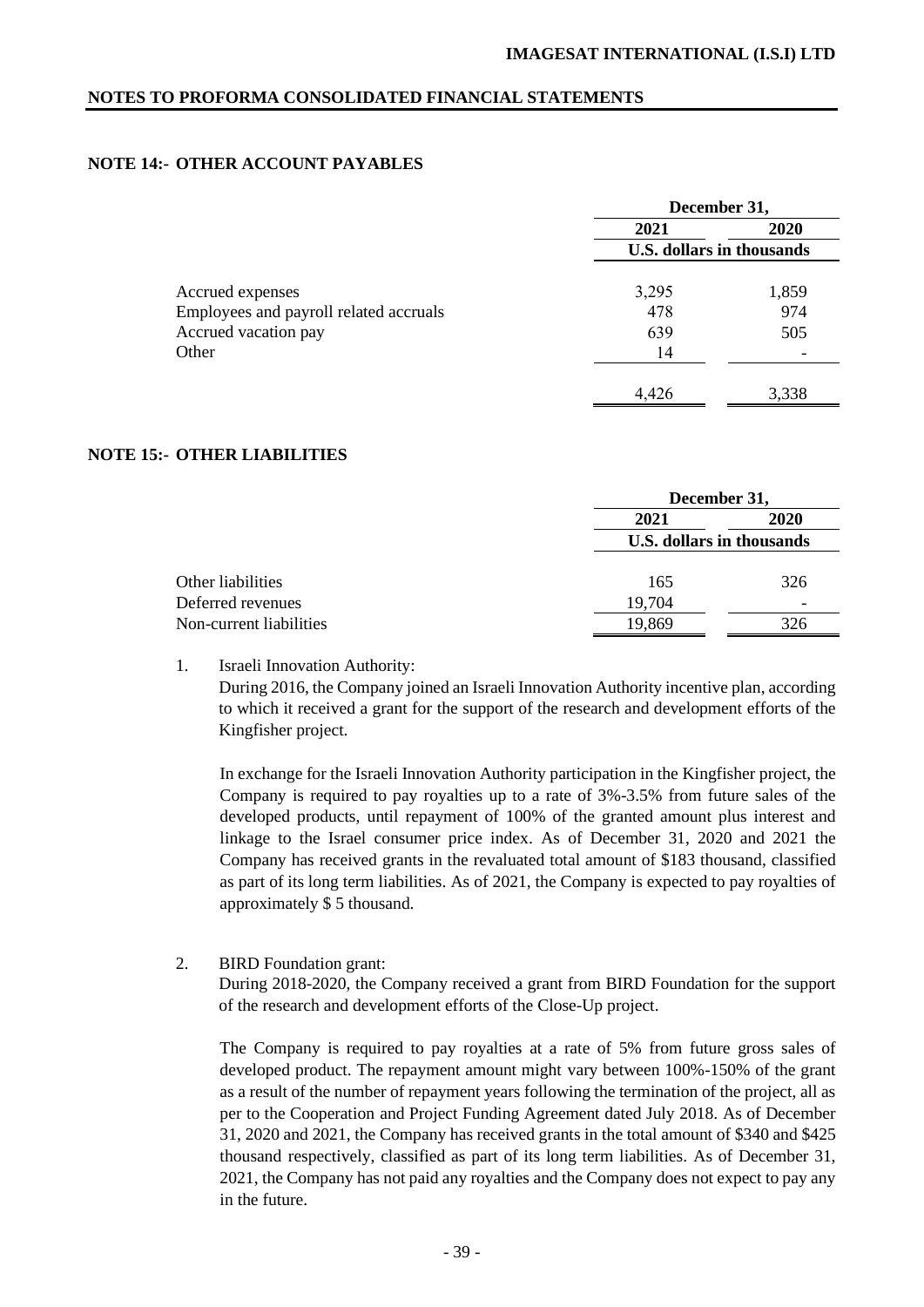## NOTE 14:- OTHER ACCOUNT PAYABLES

| | December 31, | |
|---|---|---|
| | 2021 | 2020 |
| | U.S. dollars in thousands | |
| Accrued expenses | 3,295 | 1,859 |
| Employees and payroll related accruals | 478 | 974 |
| Accrued vacation pay | 639 | 505 |
| Other | 14 | - |
| | 4,426 | 3,338 |

## NOTE 15:- OTHER LIABILITIES

| | December 31, | |
|---|---|---|
| | 2021 | 2020 |
| | U.S. dollars in thousands | |
| Other liabilities | 165 | 326 |
| Deferred revenues | 19,704 | - |
| Non-current liabilities | 19,869 | 326 |

1. Israeli Innovation Authority:

   During 2016, the Company joined an Israeli Innovation Authority incentive plan, according to which it received a grant for the support of the research and development efforts of the Kingfisher project.

   In exchange for the Israeli Innovation Authority participation in the Kingfisher project, the Company is required to pay royalties up to a rate of 3%-3.5% from future sales of the developed products, until repayment of 100% of the granted amount plus interest and linkage to the Israel consumer price index. As of December 31, 2020 and 2021 the Company has received grants in the revaluated total amount of $183 thousand, classified as part of its long term liabilities. As of 2021, the Company is expected to pay royalties of approximately $ 5 thousand.

2. BIRD Foundation grant:

   During 2018-2020, the Company received a grant from BIRD Foundation for the support of the research and development efforts of the Close-Up project.

   The Company is required to pay royalties at a rate of 5% from future gross sales of developed product. The repayment amount might vary between 100%-150% of the grant as a result of the number of repayment years following the termination of the project, all as per to the Cooperation and Project Funding Agreement dated July 2018. As of December 31, 2020 and 2021, the Company has received grants in the total amount of $340 and $425 thousand respectively, classified as part of its long term liabilities. As of December 31, 2021, the Company has not paid any royalties and the Company does not expect to pay any in the future.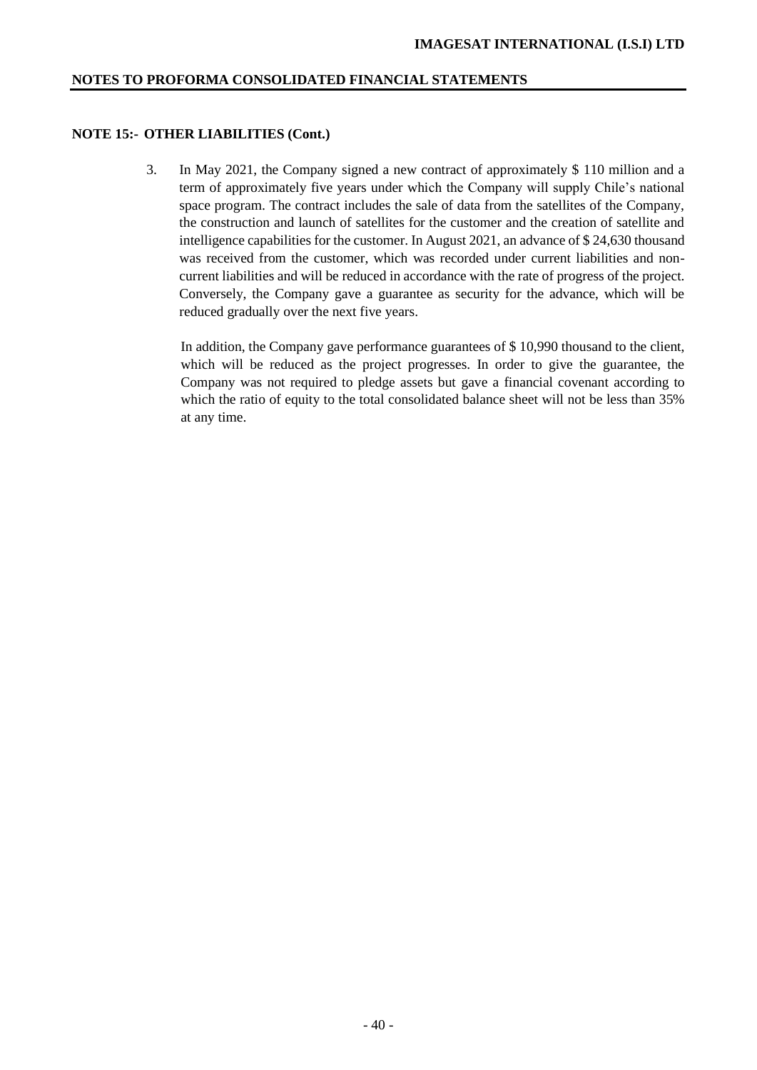## NOTE 15:- OTHER LIABILITIES (Cont.)

3. In May 2021, the Company signed a new contract of approximately $ 110 million and a term of approximately five years under which the Company will supply Chile's national space program. The contract includes the sale of data from the satellites of the Company, the construction and launch of satellites for the customer and the creation of satellite and intelligence capabilities for the customer. In August 2021, an advance of $ 24,630 thousand was received from the customer, which was recorded under current liabilities and non-current liabilities and will be reduced in accordance with the rate of progress of the project. Conversely, the Company gave a guarantee as security for the advance, which will be reduced gradually over the next five years.

   In addition, the Company gave performance guarantees of $ 10,990 thousand to the client, which will be reduced as the project progresses. In order to give the guarantee, the Company was not required to pledge assets but gave a financial covenant according to which the ratio of equity to the total consolidated balance sheet will not be less than 35% at any time.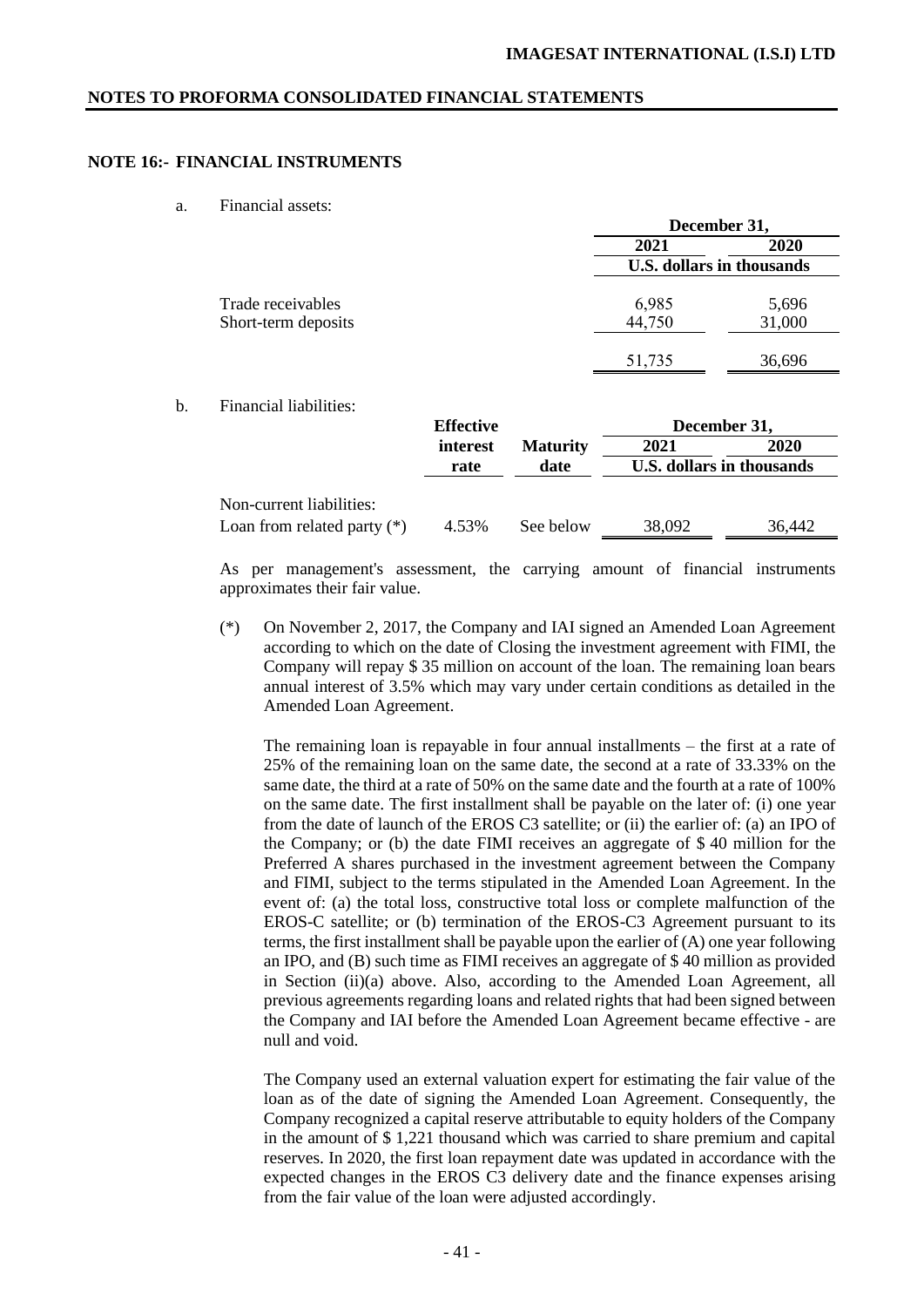## NOTE 16:- FINANCIAL INSTRUMENTS

a. Financial assets:

| | December 31, 2021 | December 31, 2020 |
|---|---|---|
| | U.S. dollars in thousands | |
| Trade receivables | 6,985 | 5,696 |
| Short-term deposits | 44,750 | 31,000 |
| | 51,735 | 36,696 |

b. Financial liabilities:

| | Effective interest rate | Maturity date | December 31, 2021 | December 31, 2020 |
|---|---|---|---|---|
| | | | U.S. dollars in thousands | |
| Non-current liabilities: | | | | |
| Loan from related party (*) | 4.53% | See below | 38,092 | 36,442 |

As per management's assessment, the carrying amount of financial instruments approximates their fair value.

(*) On November 2, 2017, the Company and IAI signed an Amended Loan Agreement according to which on the date of Closing the investment agreement with FIMI, the Company will repay $ 35 million on account of the loan. The remaining loan bears annual interest of 3.5% which may vary under certain conditions as detailed in the Amended Loan Agreement.

The remaining loan is repayable in four annual installments – the first at a rate of 25% of the remaining loan on the same date, the second at a rate of 33.33% on the same date, the third at a rate of 50% on the same date and the fourth at a rate of 100% on the same date. The first installment shall be payable on the later of: (i) one year from the date of launch of the EROS C3 satellite; or (ii) the earlier of: (a) an IPO of the Company; or (b) the date FIMI receives an aggregate of $ 40 million for the Preferred A shares purchased in the investment agreement between the Company and FIMI, subject to the terms stipulated in the Amended Loan Agreement. In the event of: (a) the total loss, constructive total loss or complete malfunction of the EROS-C satellite; or (b) termination of the EROS-C3 Agreement pursuant to its terms, the first installment shall be payable upon the earlier of (A) one year following an IPO, and (B) such time as FIMI receives an aggregate of $ 40 million as provided in Section (ii)(a) above. Also, according to the Amended Loan Agreement, all previous agreements regarding loans and related rights that had been signed between the Company and IAI before the Amended Loan Agreement became effective - are null and void.

The Company used an external valuation expert for estimating the fair value of the loan as of the date of signing the Amended Loan Agreement. Consequently, the Company recognized a capital reserve attributable to equity holders of the Company in the amount of $ 1,221 thousand which was carried to share premium and capital reserves. In 2020, the first loan repayment date was updated in accordance with the expected changes in the EROS C3 delivery date and the finance expenses arising from the fair value of the loan were adjusted accordingly.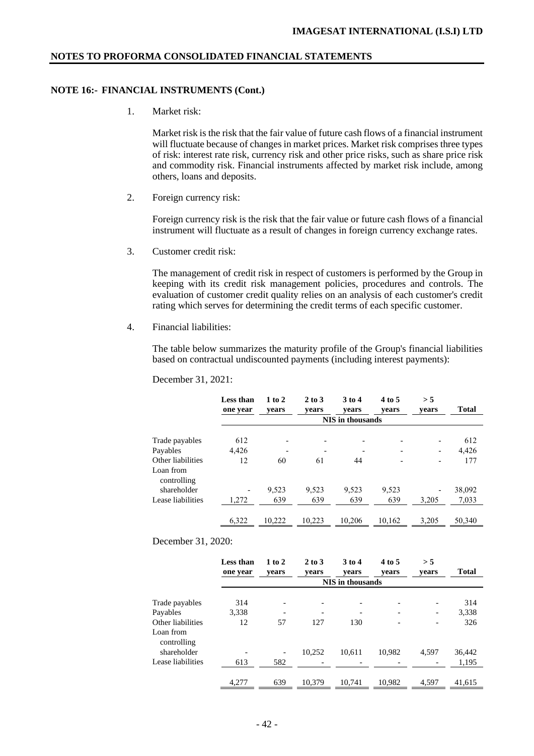## NOTE 16:- FINANCIAL INSTRUMENTS (Cont.)

1. Market risk:

   Market risk is the risk that the fair value of future cash flows of a financial instrument will fluctuate because of changes in market prices. Market risk comprises three types of risk: interest rate risk, currency risk and other price risks, such as share price risk and commodity risk. Financial instruments affected by market risk include, among others, loans and deposits.

2. Foreign currency risk:

   Foreign currency risk is the risk that the fair value or future cash flows of a financial instrument will fluctuate as a result of changes in foreign currency exchange rates.

3. Customer credit risk:

   The management of credit risk in respect of customers is performed by the Group in keeping with its credit risk management policies, procedures and controls. The evaluation of customer credit quality relies on an analysis of each customer's credit rating which serves for determining the credit terms of each specific customer.

4. Financial liabilities:

   The table below summarizes the maturity profile of the Group's financial liabilities based on contractual undiscounted payments (including interest payments):

December 31, 2021:

| | Less than one year | 1 to 2 years | 2 to 3 years | 3 to 4 years | 4 to 5 years | > 5 years | Total |
|---|---|---|---|---|---|---|---|
| | NIS in thousands | | | | | | |
| Trade payables | 612 | - | - | - | - | - | 612 |
| Payables | 4,426 | - | - | - | - | - | 4,426 |
| Other liabilities | 12 | 60 | 61 | 44 | - | - | 177 |
| Loan from controlling shareholder | - | 9,523 | 9,523 | 9,523 | 9,523 | - | 38,092 |
| Lease liabilities | 1,272 | 639 | 639 | 639 | 639 | 3,205 | 7,033 |
| | 6,322 | 10,222 | 10,223 | 10,206 | 10,162 | 3,205 | 50,340 |

December 31, 2020:

| | Less than one year | 1 to 2 years | 2 to 3 years | 3 to 4 years | 4 to 5 years | > 5 years | Total |
|---|---|---|---|---|---|---|---|
| | NIS in thousands | | | | | | |
| Trade payables | 314 | - | - | - | - | - | 314 |
| Payables | 3,338 | - | - | - | - | - | 3,338 |
| Other liabilities | 12 | 57 | 127 | 130 | - | - | 326 |
| Loan from controlling shareholder | - | - | 10,252 | 10,611 | 10,982 | 4,597 | 36,442 |
| Lease liabilities | 613 | 582 | - | - | - | - | 1,195 |
| | 4,277 | 639 | 10,379 | 10,741 | 10,982 | 4,597 | 41,615 |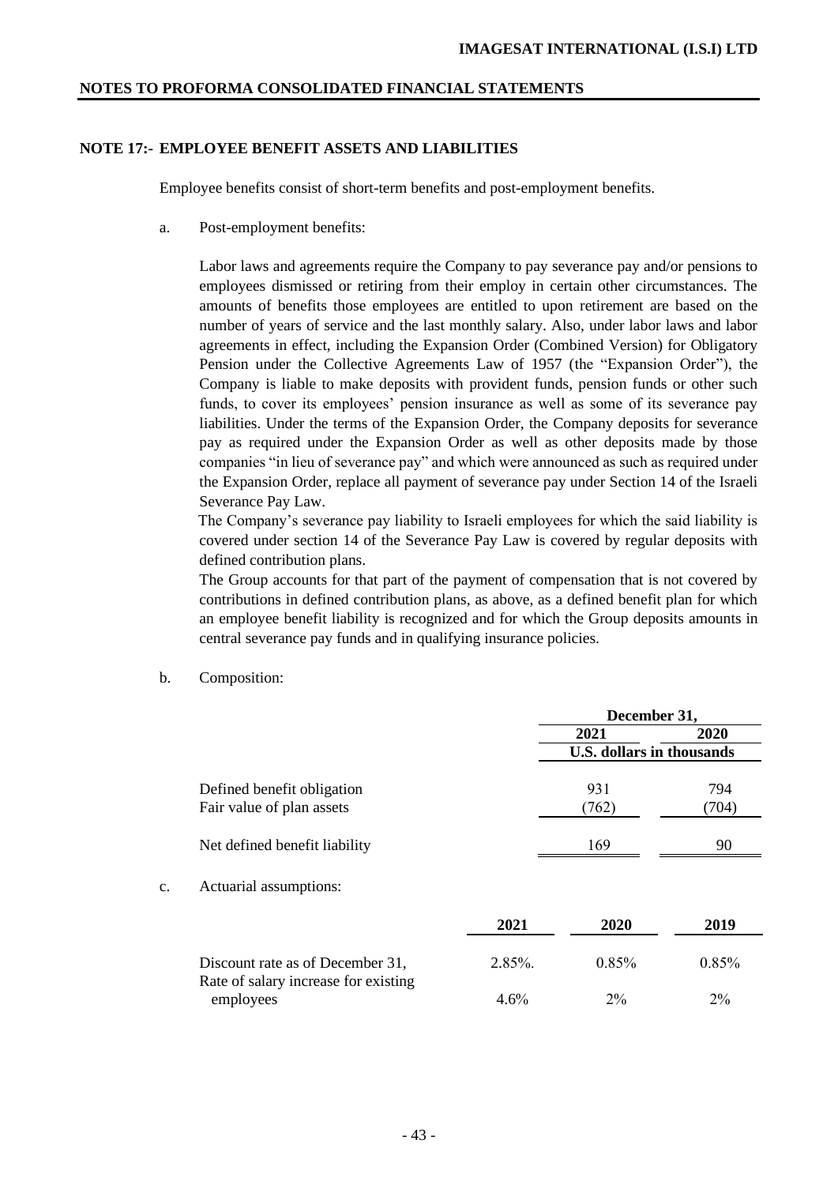## NOTE 17:- EMPLOYEE BENEFIT ASSETS AND LIABILITIES

Employee benefits consist of short-term benefits and post-employment benefits.

a. Post-employment benefits:

Labor laws and agreements require the Company to pay severance pay and/or pensions to employees dismissed or retiring from their employ in certain other circumstances. The amounts of benefits those employees are entitled to upon retirement are based on the number of years of service and the last monthly salary. Also, under labor laws and labor agreements in effect, including the Expansion Order (Combined Version) for Obligatory Pension under the Collective Agreements Law of 1957 (the "Expansion Order"), the Company is liable to make deposits with provident funds, pension funds or other such funds, to cover its employees' pension insurance as well as some of its severance pay liabilities. Under the terms of the Expansion Order, the Company deposits for severance pay as required under the Expansion Order as well as other deposits made by those companies "in lieu of severance pay" and which were announced as such as required under the Expansion Order, replace all payment of severance pay under Section 14 of the Israeli Severance Pay Law.

The Company's severance pay liability to Israeli employees for which the said liability is covered under section 14 of the Severance Pay Law is covered by regular deposits with defined contribution plans.

The Group accounts for that part of the payment of compensation that is not covered by contributions in defined contribution plans, as above, as a defined benefit plan for which an employee benefit liability is recognized and for which the Group deposits amounts in central severance pay funds and in qualifying insurance policies.

b. Composition:

| | December 31, | |
|---|---|---|
| | 2021 | 2020 |
| | U.S. dollars in thousands | |
| Defined benefit obligation | 931 | 794 |
| Fair value of plan assets | (762) | (704) |
| Net defined benefit liability | 169 | 90 |

c. Actuarial assumptions:

| | 2021 | 2020 | 2019 |
|---|---|---|---|
| Discount rate as of December 31, | 2.85%. | 0.85% | 0.85% |
| Rate of salary increase for existing employees | 4.6% | 2% | 2% |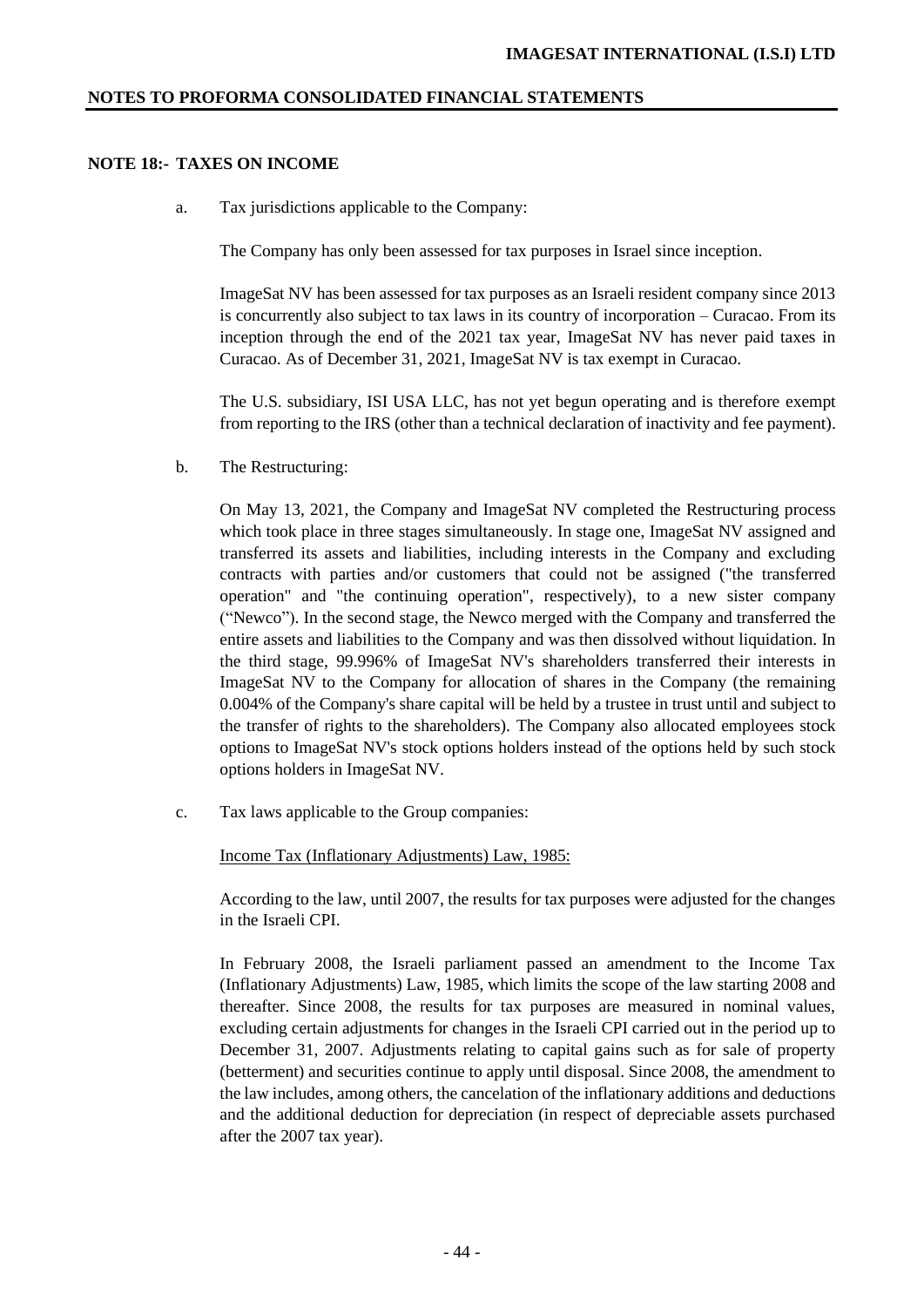## NOTE 18:- TAXES ON INCOME

a. Tax jurisdictions applicable to the Company:

The Company has only been assessed for tax purposes in Israel since inception.

ImageSat NV has been assessed for tax purposes as an Israeli resident company since 2013 is concurrently also subject to tax laws in its country of incorporation – Curacao. From its inception through the end of the 2021 tax year, ImageSat NV has never paid taxes in Curacao. As of December 31, 2021, ImageSat NV is tax exempt in Curacao.

The U.S. subsidiary, ISI USA LLC, has not yet begun operating and is therefore exempt from reporting to the IRS (other than a technical declaration of inactivity and fee payment).

b. The Restructuring:

On May 13, 2021, the Company and ImageSat NV completed the Restructuring process which took place in three stages simultaneously. In stage one, ImageSat NV assigned and transferred its assets and liabilities, including interests in the Company and excluding contracts with parties and/or customers that could not be assigned ("the transferred operation" and "the continuing operation", respectively), to a new sister company ("Newco"). In the second stage, the Newco merged with the Company and transferred the entire assets and liabilities to the Company and was then dissolved without liquidation. In the third stage, 99.996% of ImageSat NV's shareholders transferred their interests in ImageSat NV to the Company for allocation of shares in the Company (the remaining 0.004% of the Company's share capital will be held by a trustee in trust until and subject to the transfer of rights to the shareholders). The Company also allocated employees stock options to ImageSat NV's stock options holders instead of the options held by such stock options holders in ImageSat NV.

c. Tax laws applicable to the Group companies:

Income Tax (Inflationary Adjustments) Law, 1985:

According to the law, until 2007, the results for tax purposes were adjusted for the changes in the Israeli CPI.

In February 2008, the Israeli parliament passed an amendment to the Income Tax (Inflationary Adjustments) Law, 1985, which limits the scope of the law starting 2008 and thereafter. Since 2008, the results for tax purposes are measured in nominal values, excluding certain adjustments for changes in the Israeli CPI carried out in the period up to December 31, 2007. Adjustments relating to capital gains such as for sale of property (betterment) and securities continue to apply until disposal. Since 2008, the amendment to the law includes, among others, the cancelation of the inflationary additions and deductions and the additional deduction for depreciation (in respect of depreciable assets purchased after the 2007 tax year).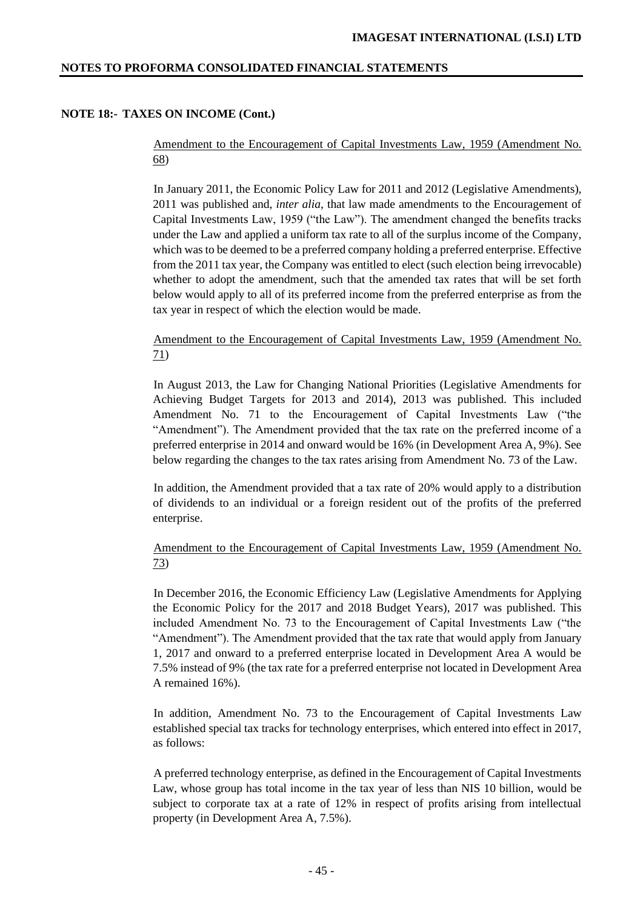## NOTE 18:- TAXES ON INCOME (Cont.)

Amendment to the Encouragement of Capital Investments Law, 1959 (Amendment No. 68)

In January 2011, the Economic Policy Law for 2011 and 2012 (Legislative Amendments), 2011 was published and, *inter alia*, that law made amendments to the Encouragement of Capital Investments Law, 1959 ("the Law"). The amendment changed the benefits tracks under the Law and applied a uniform tax rate to all of the surplus income of the Company, which was to be deemed to be a preferred company holding a preferred enterprise. Effective from the 2011 tax year, the Company was entitled to elect (such election being irrevocable) whether to adopt the amendment, such that the amended tax rates that will be set forth below would apply to all of its preferred income from the preferred enterprise as from the tax year in respect of which the election would be made.

Amendment to the Encouragement of Capital Investments Law, 1959 (Amendment No. 71)

In August 2013, the Law for Changing National Priorities (Legislative Amendments for Achieving Budget Targets for 2013 and 2014), 2013 was published. This included Amendment No. 71 to the Encouragement of Capital Investments Law ("the "Amendment"). The Amendment provided that the tax rate on the preferred income of a preferred enterprise in 2014 and onward would be 16% (in Development Area A, 9%). See below regarding the changes to the tax rates arising from Amendment No. 73 of the Law.

In addition, the Amendment provided that a tax rate of 20% would apply to a distribution of dividends to an individual or a foreign resident out of the profits of the preferred enterprise.

Amendment to the Encouragement of Capital Investments Law, 1959 (Amendment No. 73)

In December 2016, the Economic Efficiency Law (Legislative Amendments for Applying the Economic Policy for the 2017 and 2018 Budget Years), 2017 was published. This included Amendment No. 73 to the Encouragement of Capital Investments Law ("the "Amendment"). The Amendment provided that the tax rate that would apply from January 1, 2017 and onward to a preferred enterprise located in Development Area A would be 7.5% instead of 9% (the tax rate for a preferred enterprise not located in Development Area A remained 16%).

In addition, Amendment No. 73 to the Encouragement of Capital Investments Law established special tax tracks for technology enterprises, which entered into effect in 2017, as follows:

A preferred technology enterprise, as defined in the Encouragement of Capital Investments Law, whose group has total income in the tax year of less than NIS 10 billion, would be subject to corporate tax at a rate of 12% in respect of profits arising from intellectual property (in Development Area A, 7.5%).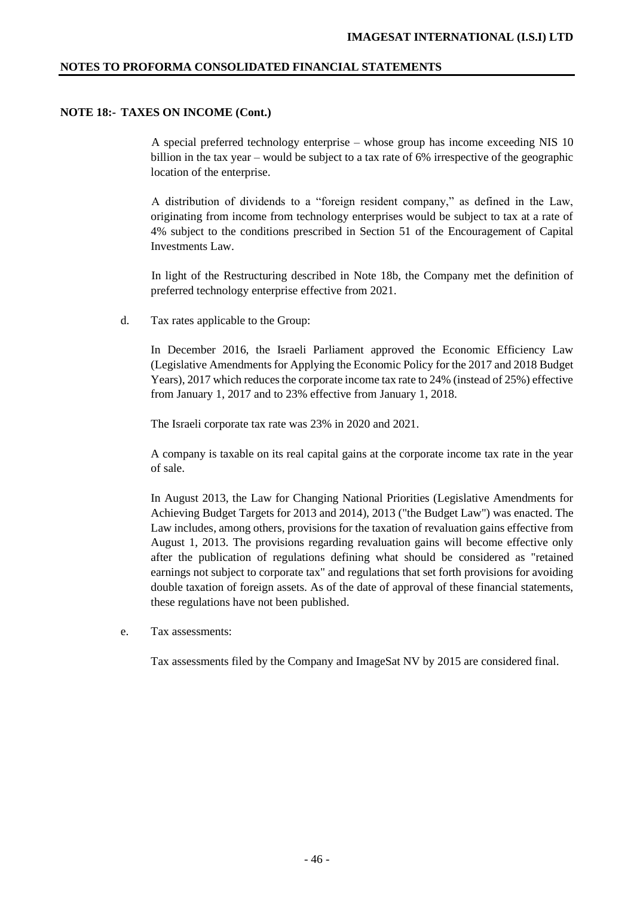## NOTE 18:- TAXES ON INCOME (Cont.)

A special preferred technology enterprise – whose group has income exceeding NIS 10 billion in the tax year – would be subject to a tax rate of 6% irrespective of the geographic location of the enterprise.

A distribution of dividends to a "foreign resident company," as defined in the Law, originating from income from technology enterprises would be subject to tax at a rate of 4% subject to the conditions prescribed in Section 51 of the Encouragement of Capital Investments Law.

In light of the Restructuring described in Note 18b, the Company met the definition of preferred technology enterprise effective from 2021.

d. Tax rates applicable to the Group:

In December 2016, the Israeli Parliament approved the Economic Efficiency Law (Legislative Amendments for Applying the Economic Policy for the 2017 and 2018 Budget Years), 2017 which reduces the corporate income tax rate to 24% (instead of 25%) effective from January 1, 2017 and to 23% effective from January 1, 2018.

The Israeli corporate tax rate was 23% in 2020 and 2021.

A company is taxable on its real capital gains at the corporate income tax rate in the year of sale.

In August 2013, the Law for Changing National Priorities (Legislative Amendments for Achieving Budget Targets for 2013 and 2014), 2013 ("the Budget Law") was enacted. The Law includes, among others, provisions for the taxation of revaluation gains effective from August 1, 2013. The provisions regarding revaluation gains will become effective only after the publication of regulations defining what should be considered as "retained earnings not subject to corporate tax" and regulations that set forth provisions for avoiding double taxation of foreign assets. As of the date of approval of these financial statements, these regulations have not been published.

e. Tax assessments:

Tax assessments filed by the Company and ImageSat NV by 2015 are considered final.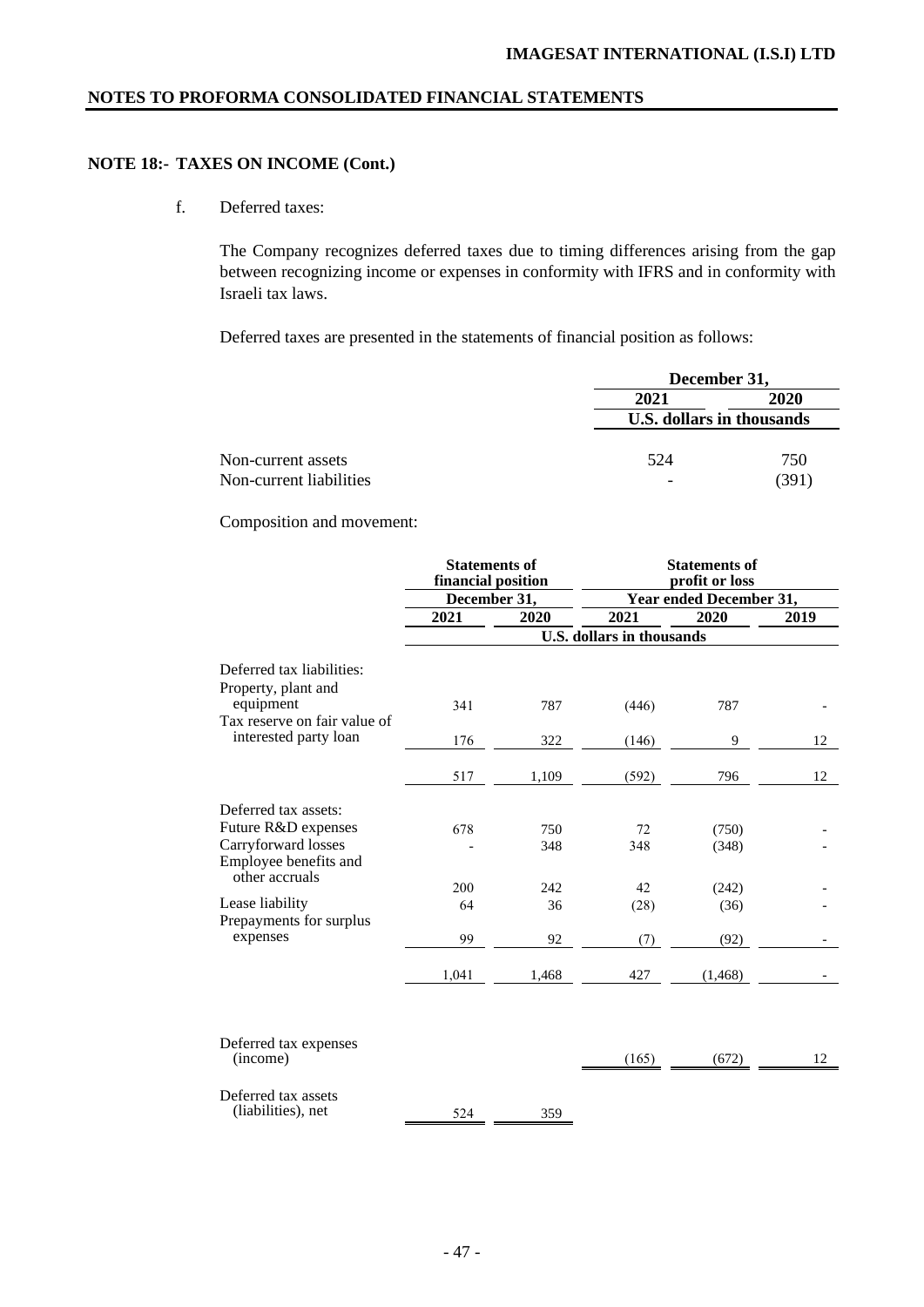## NOTE 18:- TAXES ON INCOME (Cont.)

f. Deferred taxes:

The Company recognizes deferred taxes due to timing differences arising from the gap between recognizing income or expenses in conformity with IFRS and in conformity with Israeli tax laws.

Deferred taxes are presented in the statements of financial position as follows:

| | December 31, | |
|---|---|---|
| | 2021 | 2020 |
| | U.S. dollars in thousands | |
| Non-current assets | 524 | 750 |
| Non-current liabilities | - | (391) |

Composition and movement:

| | Statements of financial position | | Statements of profit or loss | | |
|---|---|---|---|---|---|
| | December 31, | | Year ended December 31, | | |
| | 2021 | 2020 | 2021 | 2020 | 2019 |
| | U.S. dollars in thousands | | | | |
| Deferred tax liabilities: | | | | | |
| Property, plant and equipment | 341 | 787 | (446) | 787 | - |
| Tax reserve on fair value of interested party loan | 176 | 322 | (146) | 9 | 12 |
| | 517 | 1,109 | (592) | 796 | 12 |
| Deferred tax assets: | | | | | |
| Future R&D expenses | 678 | 750 | 72 | (750) | - |
| Carryforward losses | - | 348 | 348 | (348) | - |
| Employee benefits and other accruals | 200 | 242 | 42 | (242) | - |
| Lease liability | 64 | 36 | (28) | (36) | - |
| Prepayments for surplus expenses | 99 | 92 | (7) | (92) | - |
| | 1,041 | 1,468 | 427 | (1,468) | - |
| Deferred tax expenses (income) | | | (165) | (672) | 12 |
| Deferred tax assets (liabilities), net | 524 | 359 | | | |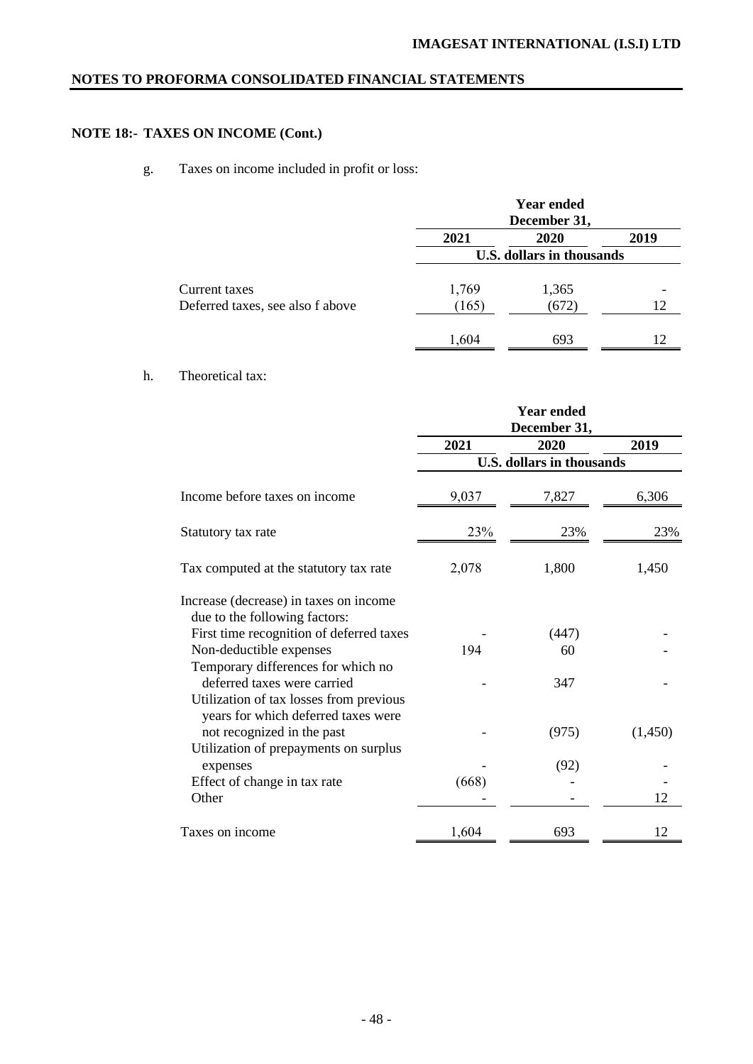## NOTES TO PROFORMA CONSOLIDATED FINANCIAL STATEMENTS

### NOTE 18:- TAXES ON INCOME (Cont.)

g. Taxes on income included in profit or loss:

| | Year ended December 31, | | |
|---|---|---|---|
| | 2021 | 2020 | 2019 |
| | U.S. dollars in thousands | | |
| Current taxes | 1,769 | 1,365 | - |
| Deferred taxes, see also f above | (165) | (672) | 12 |
| | 1,604 | 693 | 12 |

h. Theoretical tax:

| | Year ended December 31, | | |
|---|---|---|---|
| | 2021 | 2020 | 2019 |
| | U.S. dollars in thousands | | |
| Income before taxes on income | 9,037 | 7,827 | 6,306 |
| Statutory tax rate | 23% | 23% | 23% |
| Tax computed at the statutory tax rate | 2,078 | 1,800 | 1,450 |
| Increase (decrease) in taxes on income due to the following factors: | | | |
| First time recognition of deferred taxes | - | (447) | - |
| Non-deductible expenses | 194 | 60 | - |
| Temporary differences for which no deferred taxes were carried | - | 347 | - |
| Utilization of tax losses from previous years for which deferred taxes were not recognized in the past | - | (975) | (1,450) |
| Utilization of prepayments on surplus expenses | - | (92) | - |
| Effect of change in tax rate | (668) | - | - |
| Other | - | - | 12 |
| Taxes on income | 1,604 | 693 | 12 |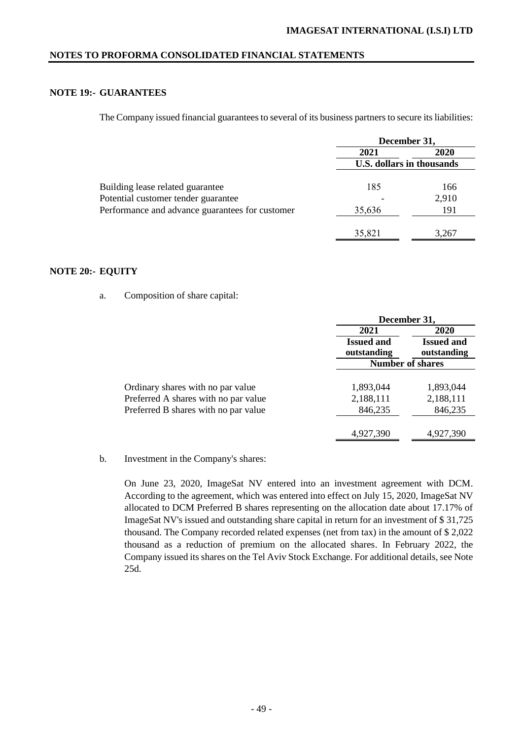## NOTE 19:- GUARANTEES

The Company issued financial guarantees to several of its business partners to secure its liabilities:

| | December 31, | |
|---|---|---|
| | 2021 | 2020 |
| | U.S. dollars in thousands | |
| Building lease related guarantee | 185 | 166 |
| Potential customer tender guarantee | - | 2,910 |
| Performance and advance guarantees for customer | 35,636 | 191 |
| | 35,821 | 3,267 |

## NOTE 20:- EQUITY

a. Composition of share capital:

| | December 31, | |
|---|---|---|
| | 2021 | 2020 |
| | Issued and outstanding | Issued and outstanding |
| | Number of shares | |
| Ordinary shares with no par value | 1,893,044 | 1,893,044 |
| Preferred A shares with no par value | 2,188,111 | 2,188,111 |
| Preferred B shares with no par value | 846,235 | 846,235 |
| | 4,927,390 | 4,927,390 |

b. Investment in the Company's shares:

On June 23, 2020, ImageSat NV entered into an investment agreement with DCM. According to the agreement, which was entered into effect on July 15, 2020, ImageSat NV allocated to DCM Preferred B shares representing on the allocation date about 17.17% of ImageSat NV's issued and outstanding share capital in return for an investment of $ 31,725 thousand. The Company recorded related expenses (net from tax) in the amount of $ 2,022 thousand as a reduction of premium on the allocated shares. In February 2022, the Company issued its shares on the Tel Aviv Stock Exchange. For additional details, see Note 25d.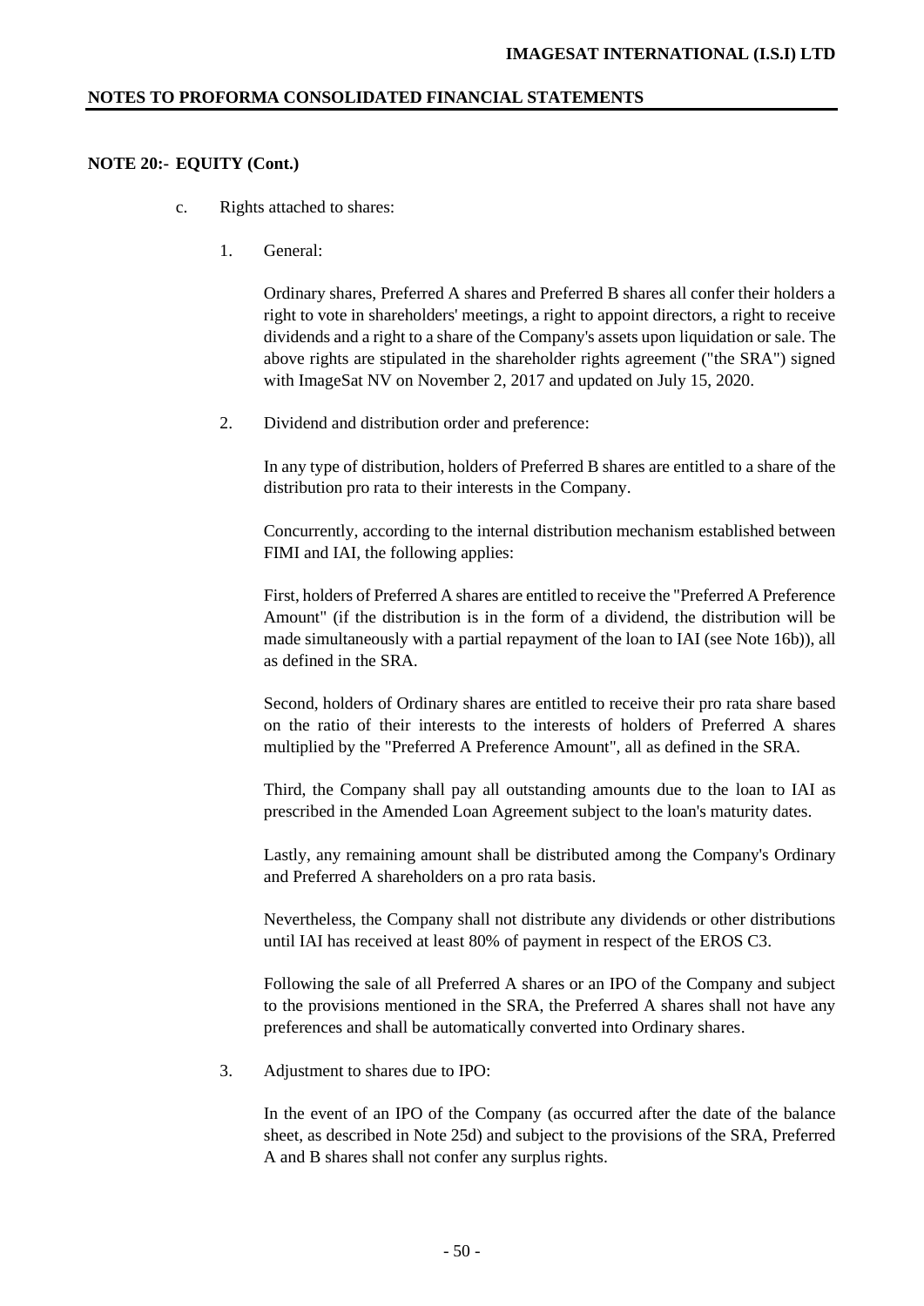## NOTE 20:- EQUITY (Cont.)

c. Rights attached to shares:

1. General:

   Ordinary shares, Preferred A shares and Preferred B shares all confer their holders a right to vote in shareholders' meetings, a right to appoint directors, a right to receive dividends and a right to a share of the Company's assets upon liquidation or sale. The above rights are stipulated in the shareholder rights agreement ("the SRA") signed with ImageSat NV on November 2, 2017 and updated on July 15, 2020.

2. Dividend and distribution order and preference:

   In any type of distribution, holders of Preferred B shares are entitled to a share of the distribution pro rata to their interests in the Company.

   Concurrently, according to the internal distribution mechanism established between FIMI and IAI, the following applies:

   First, holders of Preferred A shares are entitled to receive the "Preferred A Preference Amount" (if the distribution is in the form of a dividend, the distribution will be made simultaneously with a partial repayment of the loan to IAI (see Note 16b)), all as defined in the SRA.

   Second, holders of Ordinary shares are entitled to receive their pro rata share based on the ratio of their interests to the interests of holders of Preferred A shares multiplied by the "Preferred A Preference Amount", all as defined in the SRA.

   Third, the Company shall pay all outstanding amounts due to the loan to IAI as prescribed in the Amended Loan Agreement subject to the loan's maturity dates.

   Lastly, any remaining amount shall be distributed among the Company's Ordinary and Preferred A shareholders on a pro rata basis.

   Nevertheless, the Company shall not distribute any dividends or other distributions until IAI has received at least 80% of payment in respect of the EROS C3.

   Following the sale of all Preferred A shares or an IPO of the Company and subject to the provisions mentioned in the SRA, the Preferred A shares shall not have any preferences and shall be automatically converted into Ordinary shares.

3. Adjustment to shares due to IPO:

   In the event of an IPO of the Company (as occurred after the date of the balance sheet, as described in Note 25d) and subject to the provisions of the SRA, Preferred A and B shares shall not confer any surplus rights.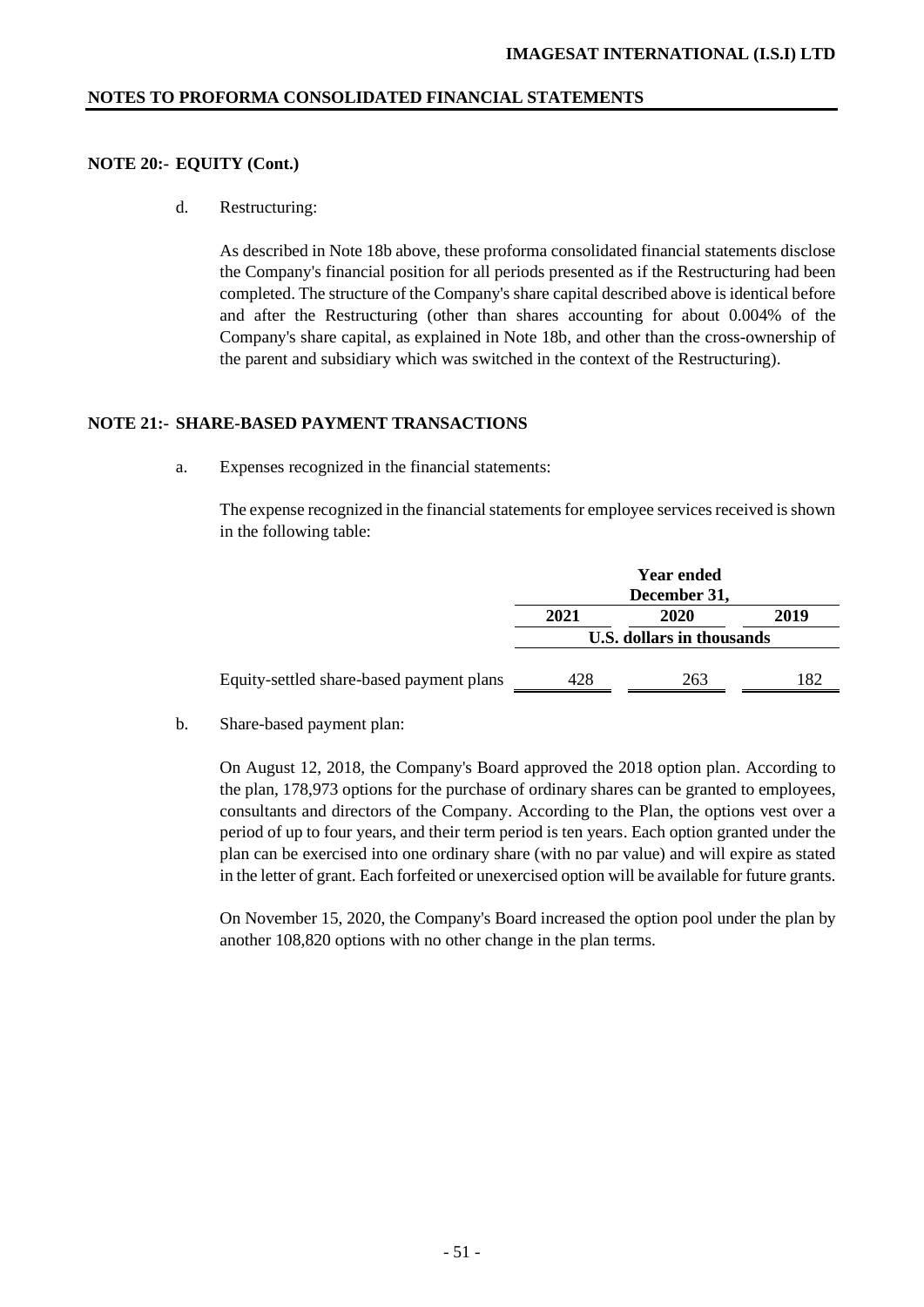## NOTE 20:- EQUITY (Cont.)

d. Restructuring:

As described in Note 18b above, these proforma consolidated financial statements disclose the Company's financial position for all periods presented as if the Restructuring had been completed. The structure of the Company's share capital described above is identical before and after the Restructuring (other than shares accounting for about 0.004% of the Company's share capital, as explained in Note 18b, and other than the cross-ownership of the parent and subsidiary which was switched in the context of the Restructuring).

## NOTE 21:- SHARE-BASED PAYMENT TRANSACTIONS

a. Expenses recognized in the financial statements:

The expense recognized in the financial statements for employee services received is shown in the following table:

| | Year ended December 31, | | |
|---|---|---|---|
| | 2021 | 2020 | 2019 |
| | U.S. dollars in thousands | | |
| Equity-settled share-based payment plans | 428 | 263 | 182 |

b. Share-based payment plan:

On August 12, 2018, the Company's Board approved the 2018 option plan. According to the plan, 178,973 options for the purchase of ordinary shares can be granted to employees, consultants and directors of the Company. According to the Plan, the options vest over a period of up to four years, and their term period is ten years. Each option granted under the plan can be exercised into one ordinary share (with no par value) and will expire as stated in the letter of grant. Each forfeited or unexercised option will be available for future grants.

On November 15, 2020, the Company's Board increased the option pool under the plan by another 108,820 options with no other change in the plan terms.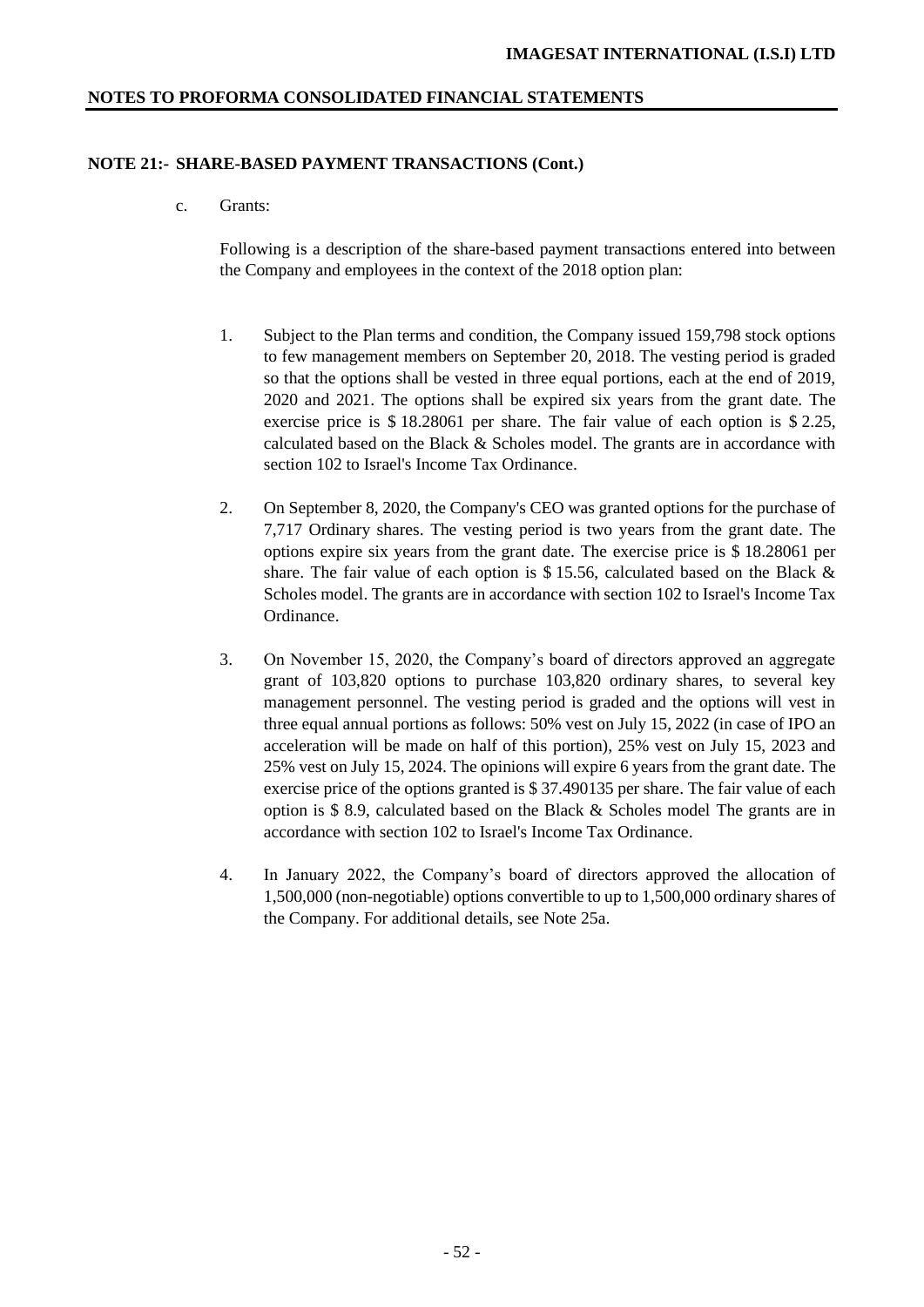## NOTE 21:- SHARE-BASED PAYMENT TRANSACTIONS (Cont.)

c. Grants:

Following is a description of the share-based payment transactions entered into between the Company and employees in the context of the 2018 option plan:

1. Subject to the Plan terms and condition, the Company issued 159,798 stock options to few management members on September 20, 2018. The vesting period is graded so that the options shall be vested in three equal portions, each at the end of 2019, 2020 and 2021. The options shall be expired six years from the grant date. The exercise price is $ 18.28061 per share. The fair value of each option is $ 2.25, calculated based on the Black & Scholes model. The grants are in accordance with section 102 to Israel's Income Tax Ordinance.

2. On September 8, 2020, the Company's CEO was granted options for the purchase of 7,717 Ordinary shares. The vesting period is two years from the grant date. The options expire six years from the grant date. The exercise price is $ 18.28061 per share. The fair value of each option is $ 15.56, calculated based on the Black & Scholes model. The grants are in accordance with section 102 to Israel's Income Tax Ordinance.

3. On November 15, 2020, the Company's board of directors approved an aggregate grant of 103,820 options to purchase 103,820 ordinary shares, to several key management personnel. The vesting period is graded and the options will vest in three equal annual portions as follows: 50% vest on July 15, 2022 (in case of IPO an acceleration will be made on half of this portion), 25% vest on July 15, 2023 and 25% vest on July 15, 2024. The opinions will expire 6 years from the grant date. The exercise price of the options granted is $ 37.490135 per share. The fair value of each option is $ 8.9, calculated based on the Black & Scholes model The grants are in accordance with section 102 to Israel's Income Tax Ordinance.

4. In January 2022, the Company's board of directors approved the allocation of 1,500,000 (non-negotiable) options convertible to up to 1,500,000 ordinary shares of the Company. For additional details, see Note 25a.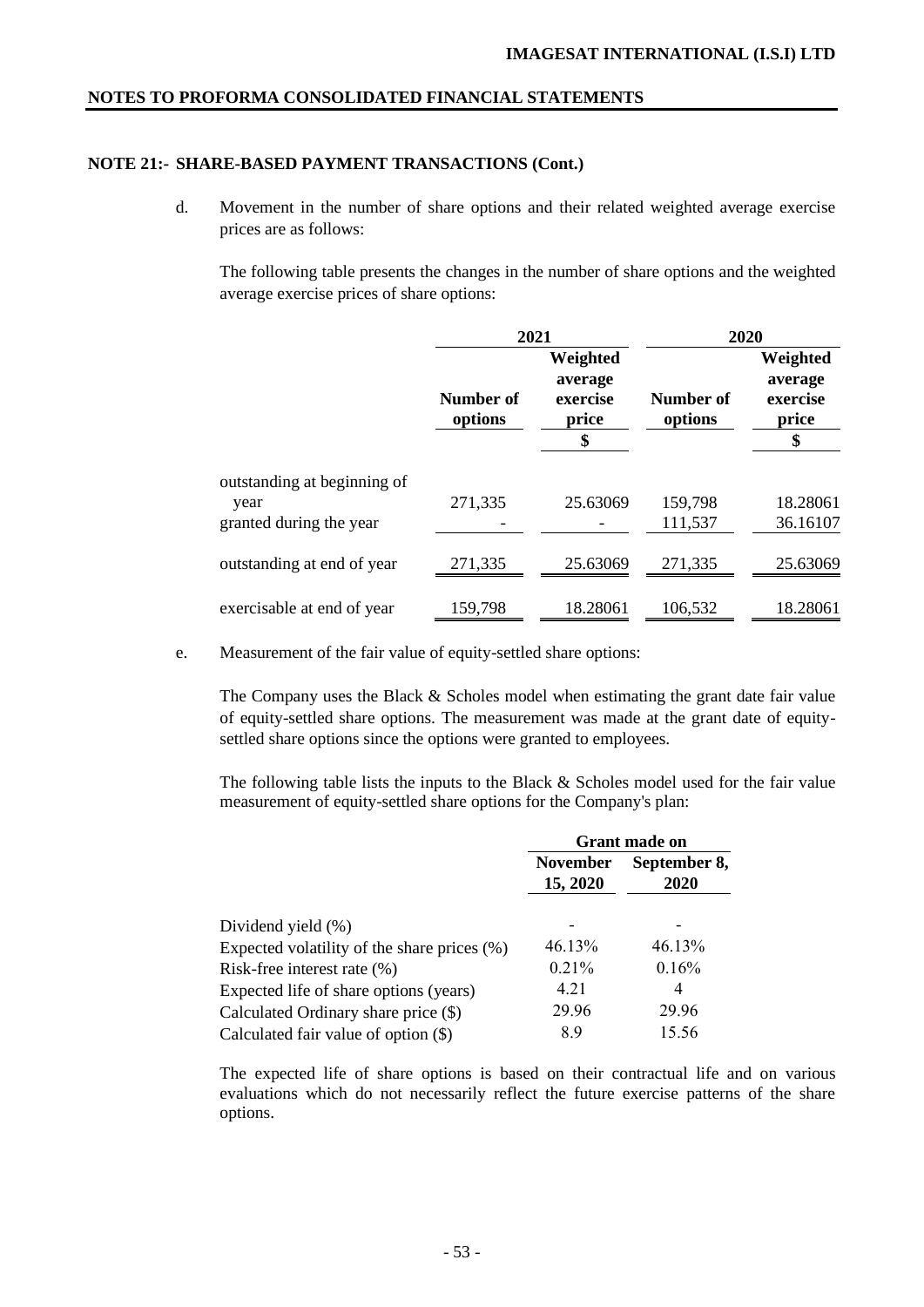## NOTE 21:- SHARE-BASED PAYMENT TRANSACTIONS (Cont.)

d. Movement in the number of share options and their related weighted average exercise prices are as follows:

The following table presents the changes in the number of share options and the weighted average exercise prices of share options:

| | 2021 | | 2020 | |
|---|---|---|---|---|
| | Number of options | Weighted average exercise price | Number of options | Weighted average exercise price |
| | | $ | | $ |
| outstanding at beginning of year | 271,335 | 25.63069 | 159,798 | 18.28061 |
| granted during the year | - | - | 111,537 | 36.16107 |
| outstanding at end of year | 271,335 | 25.63069 | 271,335 | 25.63069 |
| exercisable at end of year | 159,798 | 18.28061 | 106,532 | 18.28061 |

e. Measurement of the fair value of equity-settled share options:

The Company uses the Black & Scholes model when estimating the grant date fair value of equity-settled share options. The measurement was made at the grant date of equity-settled share options since the options were granted to employees.

The following table lists the inputs to the Black & Scholes model used for the fair value measurement of equity-settled share options for the Company's plan:

| | Grant made on | |
|---|---|---|
| | November 15, 2020 | September 8, 2020 |
| Dividend yield (%) | - | - |
| Expected volatility of the share prices (%) | 46.13% | 46.13% |
| Risk-free interest rate (%) | 0.21% | 0.16% |
| Expected life of share options (years) | 4.21 | 4 |
| Calculated Ordinary share price ($) | 29.96 | 29.96 |
| Calculated fair value of option ($) | 8.9 | 15.56 |

The expected life of share options is based on their contractual life and on various evaluations which do not necessarily reflect the future exercise patterns of the share options.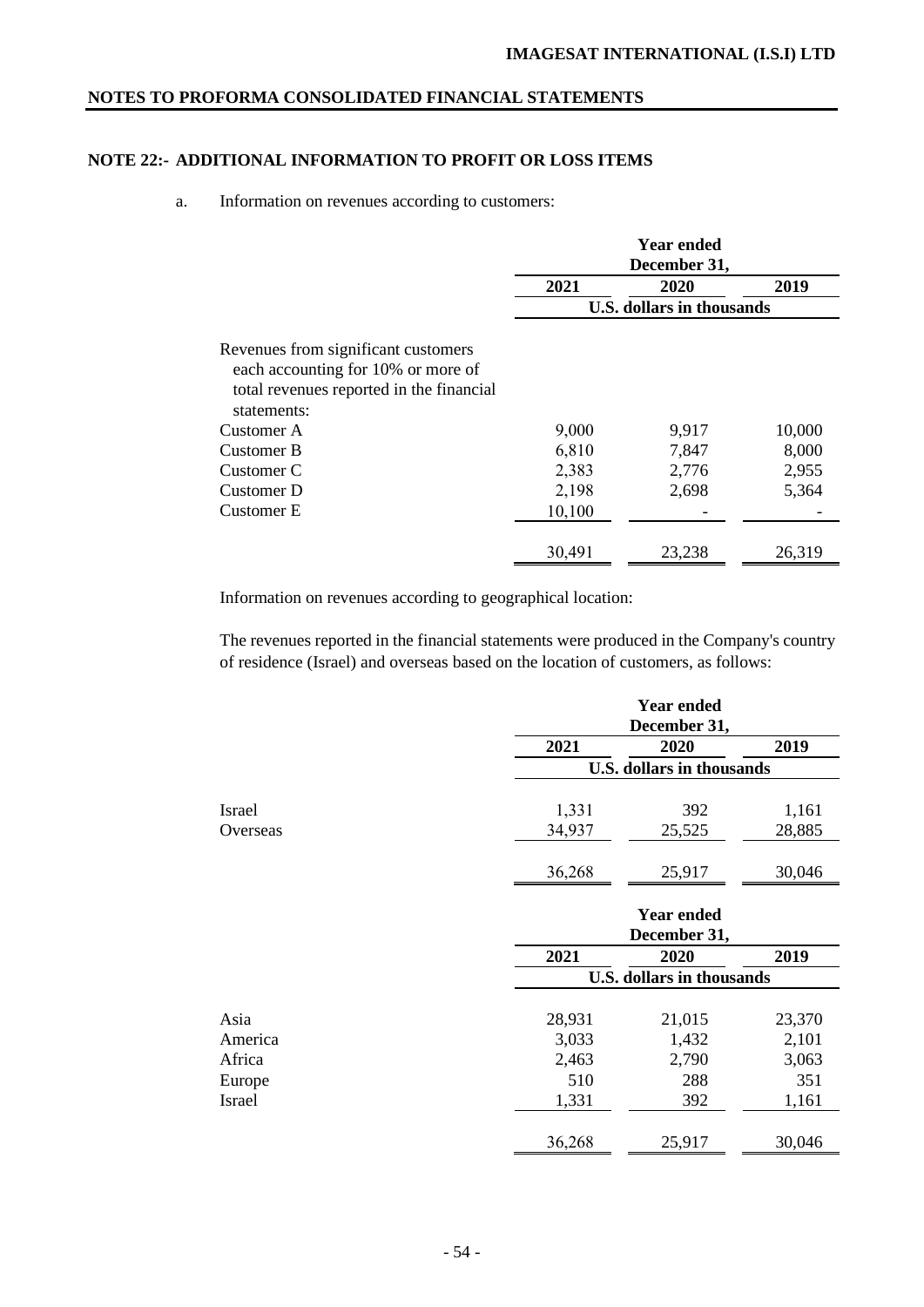NOTES TO PROFORMA CONSOLIDATED FINANCIAL STATEMENTS

## NOTE 22:- ADDITIONAL INFORMATION TO PROFIT OR LOSS ITEMS

a. Information on revenues according to customers:

| | Year ended December 31, | | |
|---|---|---|---|
| | 2021 | 2020 | 2019 |
| | U.S. dollars in thousands | | |
| Revenues from significant customers each accounting for 10% or more of total revenues reported in the financial statements: | | | |
| Customer A | 9,000 | 9,917 | 10,000 |
| Customer B | 6,810 | 7,847 | 8,000 |
| Customer C | 2,383 | 2,776 | 2,955 |
| Customer D | 2,198 | 2,698 | 5,364 |
| Customer E | 10,100 | - | - |
| | 30,491 | 23,238 | 26,319 |

Information on revenues according to geographical location:

The revenues reported in the financial statements were produced in the Company's country of residence (Israel) and overseas based on the location of customers, as follows:

| | Year ended December 31, | | |
|---|---|---|---|
| | 2021 | 2020 | 2019 |
| | U.S. dollars in thousands | | |
| Israel | 1,331 | 392 | 1,161 |
| Overseas | 34,937 | 25,525 | 28,885 |
| | 36,268 | 25,917 | 30,046 |

| | Year ended December 31, | | |
|---|---|---|---|
| | 2021 | 2020 | 2019 |
| | U.S. dollars in thousands | | |
| Asia | 28,931 | 21,015 | 23,370 |
| America | 3,033 | 1,432 | 2,101 |
| Africa | 2,463 | 2,790 | 3,063 |
| Europe | 510 | 288 | 351 |
| Israel | 1,331 | 392 | 1,161 |
| | 36,268 | 25,917 | 30,046 |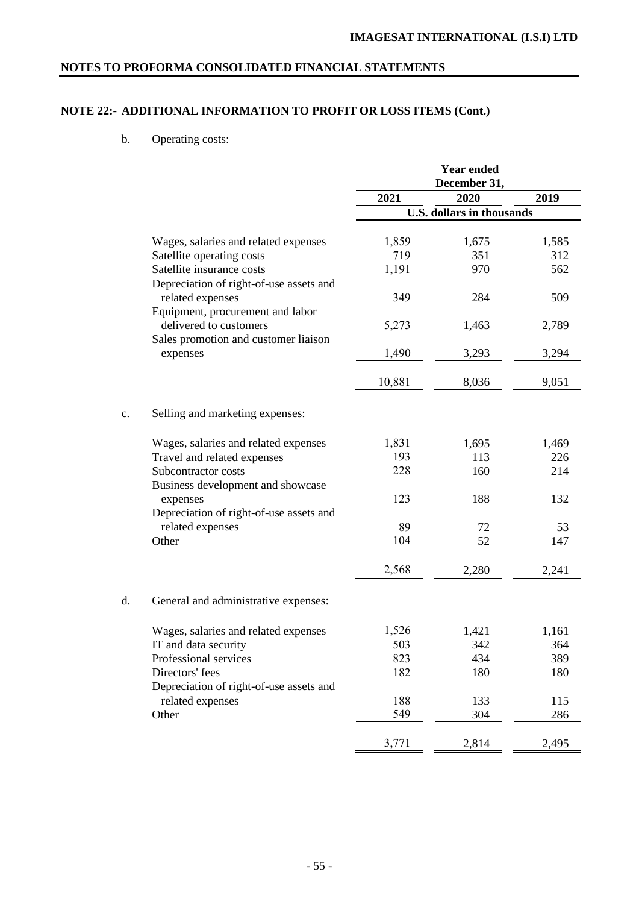## NOTE 22:- ADDITIONAL INFORMATION TO PROFIT OR LOSS ITEMS (Cont.)

b. Operating costs:

| | Year ended December 31, | | |
|---|---|---|---|
| | 2021 | 2020 | 2019 |
| | U.S. dollars in thousands | | |
| Wages, salaries and related expenses | 1,859 | 1,675 | 1,585 |
| Satellite operating costs | 719 | 351 | 312 |
| Satellite insurance costs | 1,191 | 970 | 562 |
| Depreciation of right-of-use assets and related expenses | 349 | 284 | 509 |
| Equipment, procurement and labor delivered to customers | 5,273 | 1,463 | 2,789 |
| Sales promotion and customer liaison expenses | 1,490 | 3,293 | 3,294 |
| | 10,881 | 8,036 | 9,051 |

c. Selling and marketing expenses:

| | 2021 | 2020 | 2019 |
|---|---|---|---|
| Wages, salaries and related expenses | 1,831 | 1,695 | 1,469 |
| Travel and related expenses | 193 | 113 | 226 |
| Subcontractor costs | 228 | 160 | 214 |
| Business development and showcase expenses | 123 | 188 | 132 |
| Depreciation of right-of-use assets and related expenses | 89 | 72 | 53 |
| Other | 104 | 52 | 147 |
| | 2,568 | 2,280 | 2,241 |

d. General and administrative expenses:

| | 2021 | 2020 | 2019 |
|---|---|---|---|
| Wages, salaries and related expenses | 1,526 | 1,421 | 1,161 |
| IT and data security | 503 | 342 | 364 |
| Professional services | 823 | 434 | 389 |
| Directors' fees | 182 | 180 | 180 |
| Depreciation of right-of-use assets and related expenses | 188 | 133 | 115 |
| Other | 549 | 304 | 286 |
| | 3,771 | 2,814 | 2,495 |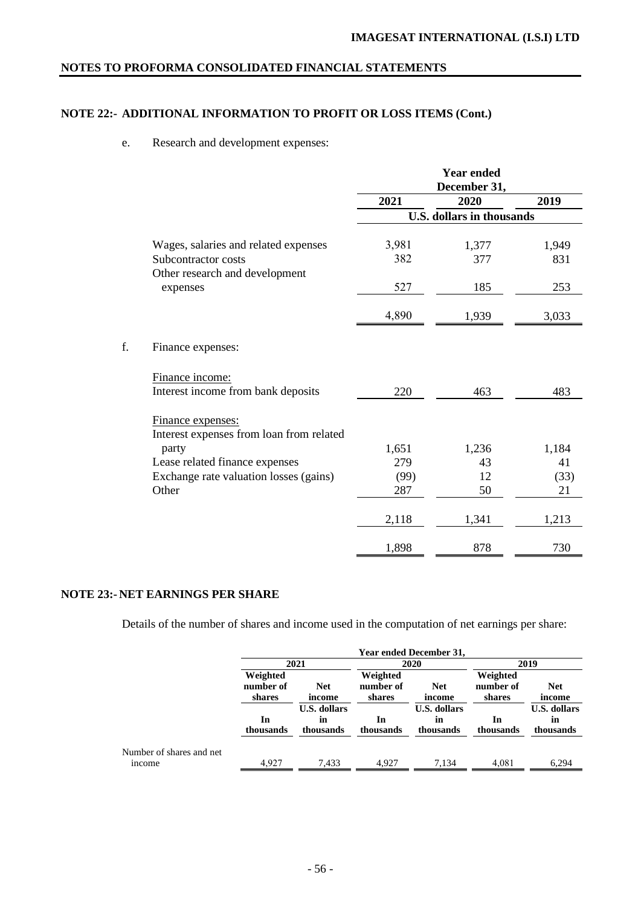## NOTE 22:- ADDITIONAL INFORMATION TO PROFIT OR LOSS ITEMS (Cont.)

e. Research and development expenses:

| | Year ended December 31, | | |
|---|---|---|---|
| | 2021 | 2020 | 2019 |
| | U.S. dollars in thousands | | |
| Wages, salaries and related expenses | 3,981 | 1,377 | 1,949 |
| Subcontractor costs | 382 | 377 | 831 |
| Other research and development expenses | 527 | 185 | 253 |
| | 4,890 | 1,939 | 3,033 |

f. Finance expenses:

| | 2021 | 2020 | 2019 |
|---|---|---|---|
| Finance income: | | | |
| Interest income from bank deposits | 220 | 463 | 483 |
| Finance expenses: | | | |
| Interest expenses from loan from related party | 1,651 | 1,236 | 1,184 |
| Lease related finance expenses | 279 | 43 | 41 |
| Exchange rate valuation losses (gains) | (99) | 12 | (33) |
| Other | 287 | 50 | 21 |
| | 2,118 | 1,341 | 1,213 |
| | 1,898 | 878 | 730 |

## NOTE 23:- NET EARNINGS PER SHARE

Details of the number of shares and income used in the computation of net earnings per share:

| | Year ended December 31, | | | | | |
|---|---|---|---|---|---|---|
| | 2021 | | 2020 | | 2019 | |
| | Weighted number of shares | Net income | Weighted number of shares | Net income | Weighted number of shares | Net income |
| | In thousands | U.S. dollars in thousands | In thousands | U.S. dollars in thousands | In thousands | U.S. dollars in thousands |
| Number of shares and net income | 4,927 | 7,433 | 4,927 | 7,134 | 4,081 | 6,294 |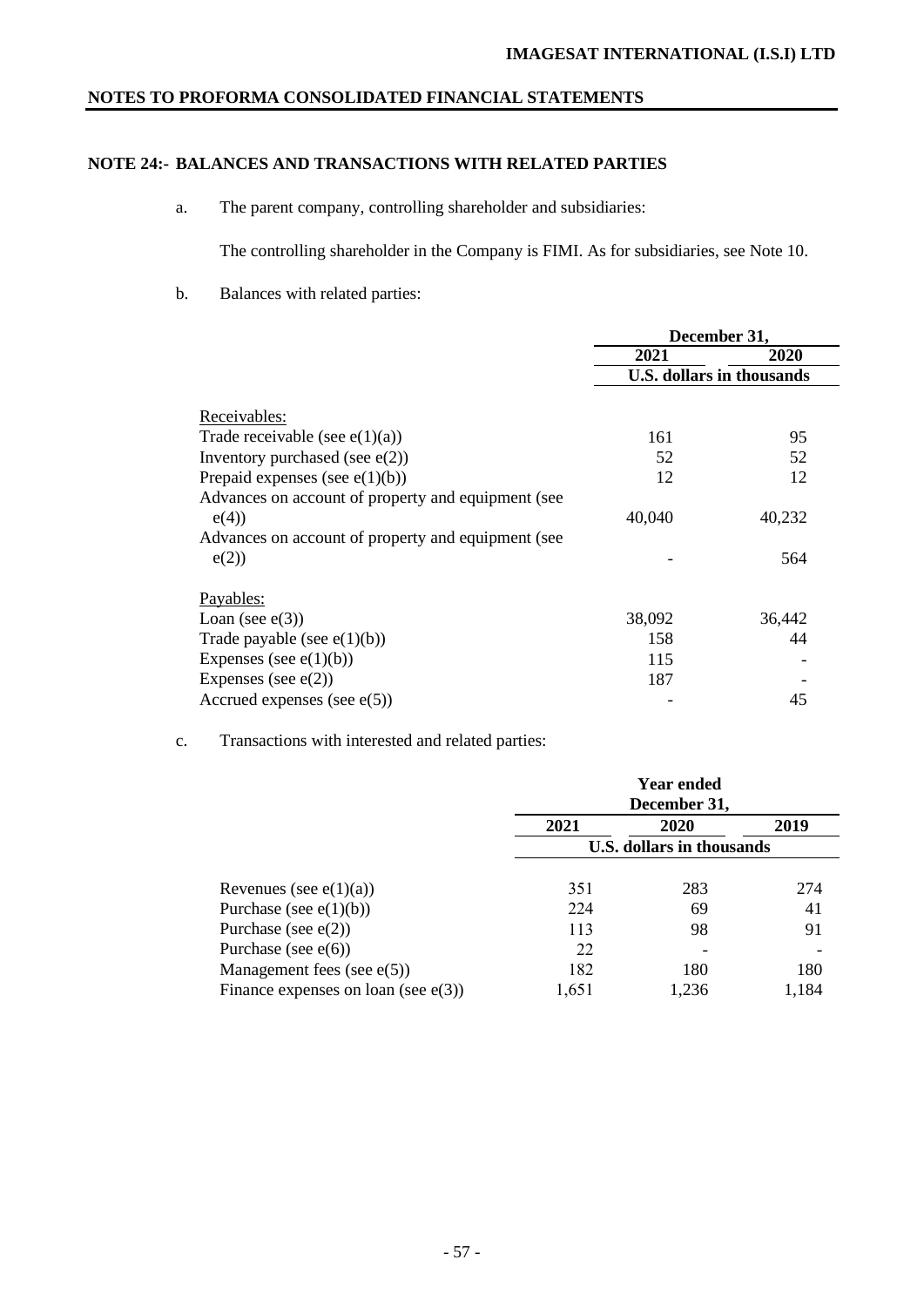## NOTE 24:- BALANCES AND TRANSACTIONS WITH RELATED PARTIES

a. The parent company, controlling shareholder and subsidiaries:

The controlling shareholder in the Company is FIMI. As for subsidiaries, see Note 10.

b. Balances with related parties:

| | December 31, | |
|---|---|---|
| | 2021 | 2020 |
| | U.S. dollars in thousands | |
| Receivables: | | |
| Trade receivable (see e(1)(a)) | 161 | 95 |
| Inventory purchased (see e(2)) | 52 | 52 |
| Prepaid expenses (see e(1)(b)) | 12 | 12 |
| Advances on account of property and equipment (see e(4)) | 40,040 | 40,232 |
| Advances on account of property and equipment (see e(2)) | - | 564 |
| Payables: | | |
| Loan (see e(3)) | 38,092 | 36,442 |
| Trade payable (see e(1)(b)) | 158 | 44 |
| Expenses (see e(1)(b)) | 115 | - |
| Expenses (see e(2)) | 187 | - |
| Accrued expenses (see e(5)) | - | 45 |

c. Transactions with interested and related parties:

| | Year ended December 31, | | |
|---|---|---|---|
| | 2021 | 2020 | 2019 |
| | U.S. dollars in thousands | | |
| Revenues (see e(1)(a)) | 351 | 283 | 274 |
| Purchase (see e(1)(b)) | 224 | 69 | 41 |
| Purchase (see e(2)) | 113 | 98 | 91 |
| Purchase (see e(6)) | 22 | - | - |
| Management fees (see e(5)) | 182 | 180 | 180 |
| Finance expenses on loan (see e(3)) | 1,651 | 1,236 | 1,184 |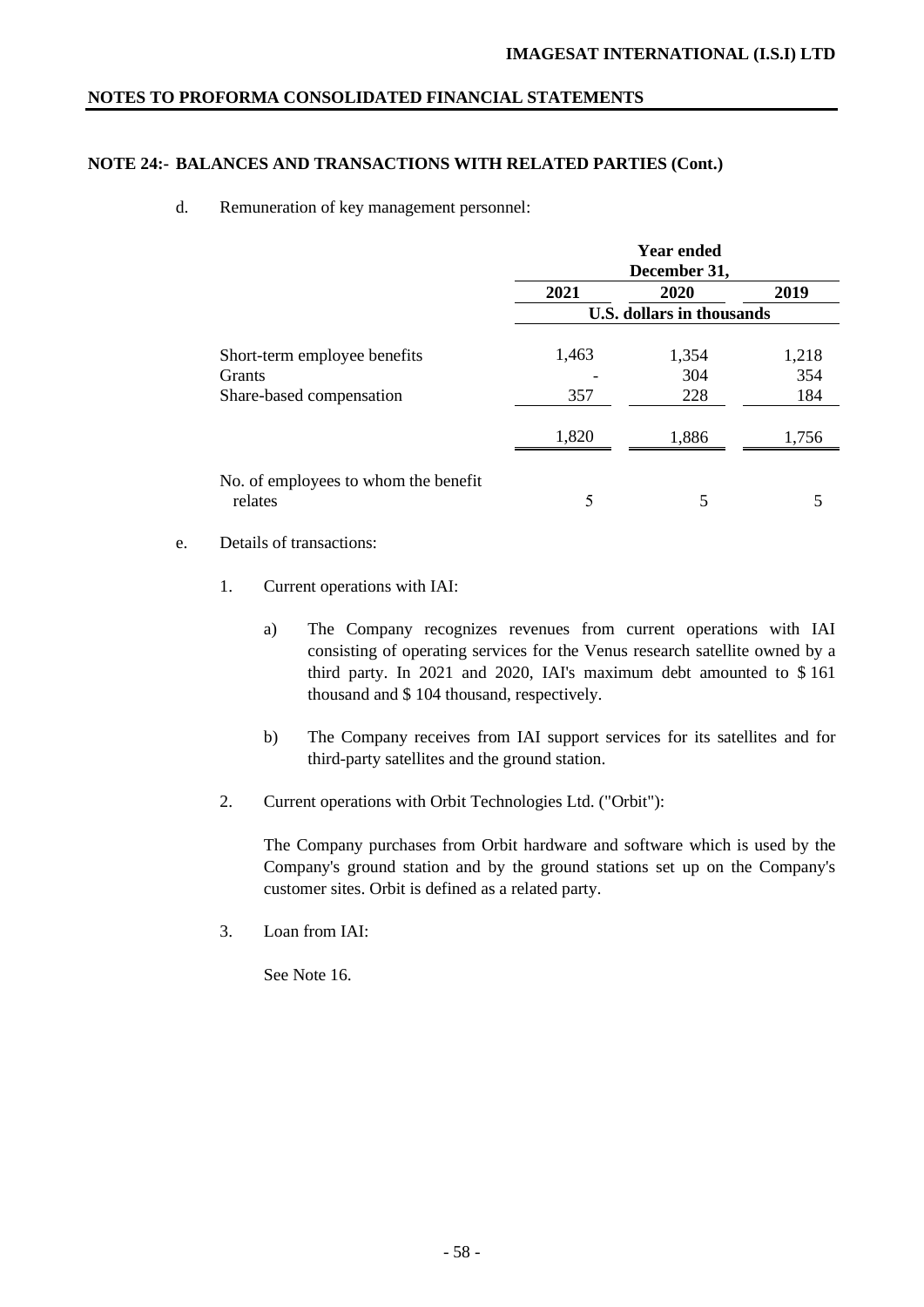**IMAGESAT INTERNATIONAL (I.S.I) LTD**

**NOTES TO PROFORMA CONSOLIDATED FINANCIAL STATEMENTS**

**NOTE 24:- BALANCES AND TRANSACTIONS WITH RELATED PARTIES (Cont.)**

d. Remuneration of key management personnel:

| | Year ended December 31, | | |
|---|---|---|---|
| | 2021 | 2020 | 2019 |
| | U.S. dollars in thousands | | |
| Short-term employee benefits | 1,463 | 1,354 | 1,218 |
| Grants | - | 304 | 354 |
| Share-based compensation | 357 | 228 | 184 |
| | 1,820 | 1,886 | 1,756 |
| No. of employees to whom the benefit relates | 5 | 5 | 5 |

e. Details of transactions:

1. Current operations with IAI:

   a) The Company recognizes revenues from current operations with IAI consisting of operating services for the Venus research satellite owned by a third party. In 2021 and 2020, IAI's maximum debt amounted to $ 161 thousand and $ 104 thousand, respectively.

   b) The Company receives from IAI support services for its satellites and for third-party satellites and the ground station.

2. Current operations with Orbit Technologies Ltd. ("Orbit"):

   The Company purchases from Orbit hardware and software which is used by the Company's ground station and by the ground stations set up on the Company's customer sites. Orbit is defined as a related party.

3. Loan from IAI:

   See Note 16.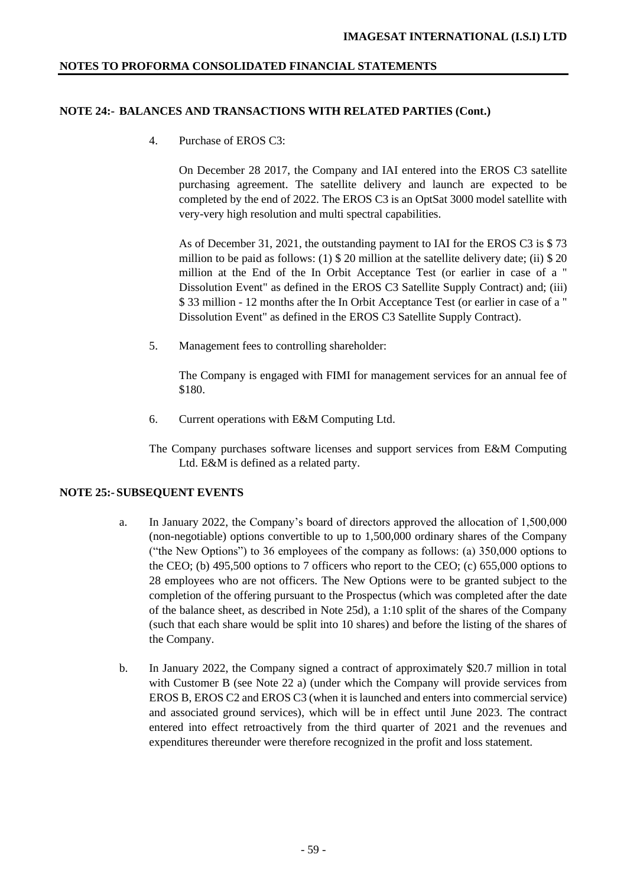## NOTE 24:- BALANCES AND TRANSACTIONS WITH RELATED PARTIES (Cont.)

4. Purchase of EROS C3:

   On December 28 2017, the Company and IAI entered into the EROS C3 satellite purchasing agreement. The satellite delivery and launch are expected to be completed by the end of 2022. The EROS C3 is an OptSat 3000 model satellite with very-very high resolution and multi spectral capabilities.

   As of December 31, 2021, the outstanding payment to IAI for the EROS C3 is $ 73 million to be paid as follows: (1) $ 20 million at the satellite delivery date; (ii) $ 20 million at the End of the In Orbit Acceptance Test (or earlier in case of a " Dissolution Event" as defined in the EROS C3 Satellite Supply Contract) and; (iii) $ 33 million - 12 months after the In Orbit Acceptance Test (or earlier in case of a " Dissolution Event" as defined in the EROS C3 Satellite Supply Contract).

5. Management fees to controlling shareholder:

   The Company is engaged with FIMI for management services for an annual fee of $180.

6. Current operations with E&M Computing Ltd.

The Company purchases software licenses and support services from E&M Computing Ltd. E&M is defined as a related party.

## NOTE 25:- SUBSEQUENT EVENTS

a. In January 2022, the Company's board of directors approved the allocation of 1,500,000 (non-negotiable) options convertible to up to 1,500,000 ordinary shares of the Company ("the New Options") to 36 employees of the company as follows: (a) 350,000 options to the CEO; (b) 495,500 options to 7 officers who report to the CEO; (c) 655,000 options to 28 employees who are not officers. The New Options were to be granted subject to the completion of the offering pursuant to the Prospectus (which was completed after the date of the balance sheet, as described in Note 25d), a 1:10 split of the shares of the Company (such that each share would be split into 10 shares) and before the listing of the shares of the Company.

b. In January 2022, the Company signed a contract of approximately $20.7 million in total with Customer B (see Note 22 a) (under which the Company will provide services from EROS B, EROS C2 and EROS C3 (when it is launched and enters into commercial service) and associated ground services), which will be in effect until June 2023. The contract entered into effect retroactively from the third quarter of 2021 and the revenues and expenditures thereunder were therefore recognized in the profit and loss statement.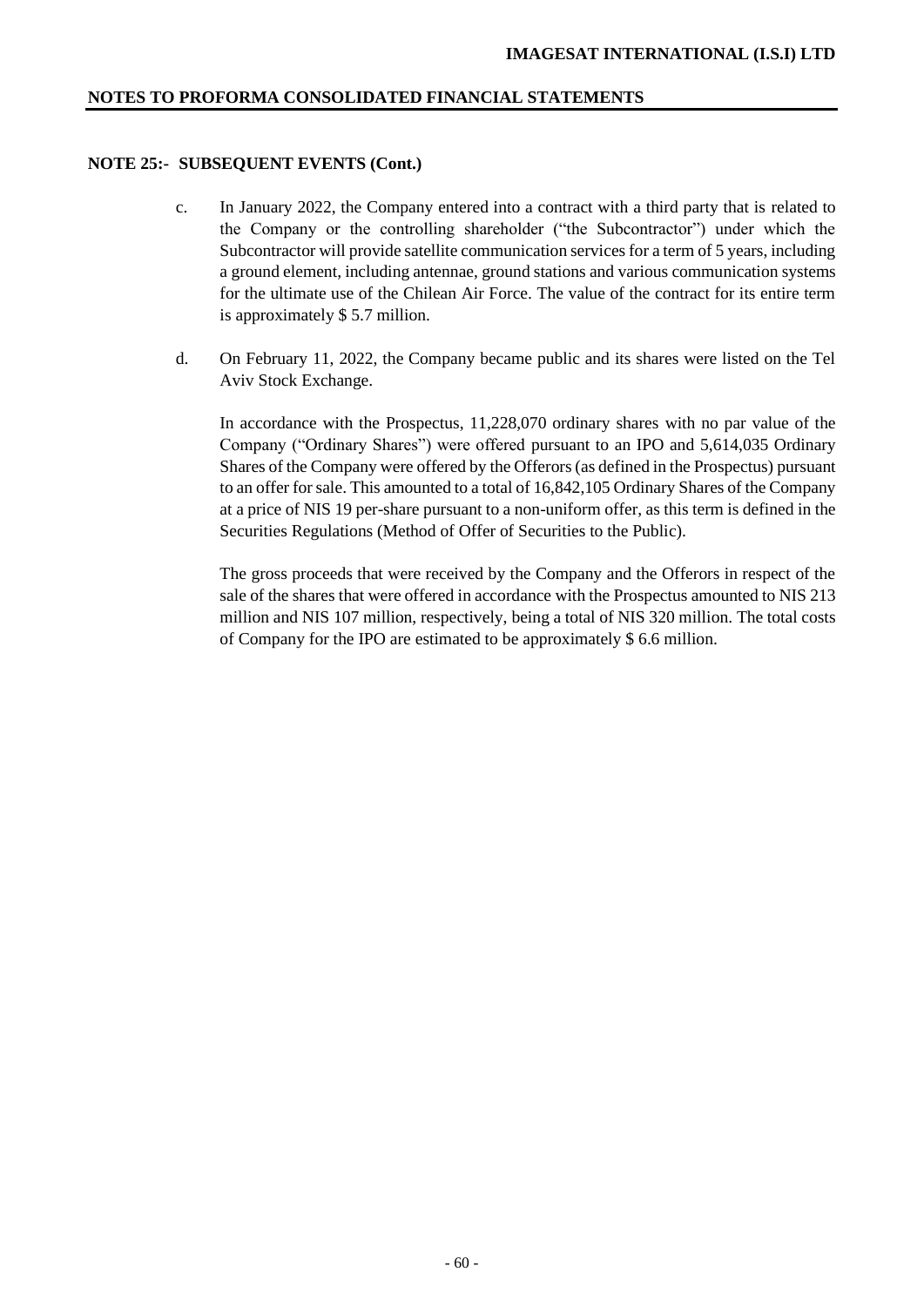## NOTES TO PROFORMA CONSOLIDATED FINANCIAL STATEMENTS

### NOTE 25:- SUBSEQUENT EVENTS (Cont.)

c. In January 2022, the Company entered into a contract with a third party that is related to the Company or the controlling shareholder ("the Subcontractor") under which the Subcontractor will provide satellite communication services for a term of 5 years, including a ground element, including antennae, ground stations and various communication systems for the ultimate use of the Chilean Air Force. The value of the contract for its entire term is approximately $ 5.7 million.

d. On February 11, 2022, the Company became public and its shares were listed on the Tel Aviv Stock Exchange.

In accordance with the Prospectus, 11,228,070 ordinary shares with no par value of the Company ("Ordinary Shares") were offered pursuant to an IPO and 5,614,035 Ordinary Shares of the Company were offered by the Offerors (as defined in the Prospectus) pursuant to an offer for sale. This amounted to a total of 16,842,105 Ordinary Shares of the Company at a price of NIS 19 per-share pursuant to a non-uniform offer, as this term is defined in the Securities Regulations (Method of Offer of Securities to the Public).

The gross proceeds that were received by the Company and the Offerors in respect of the sale of the shares that were offered in accordance with the Prospectus amounted to NIS 213 million and NIS 107 million, respectively, being a total of NIS 320 million. The total costs of Company for the IPO are estimated to be approximately $ 6.6 million.